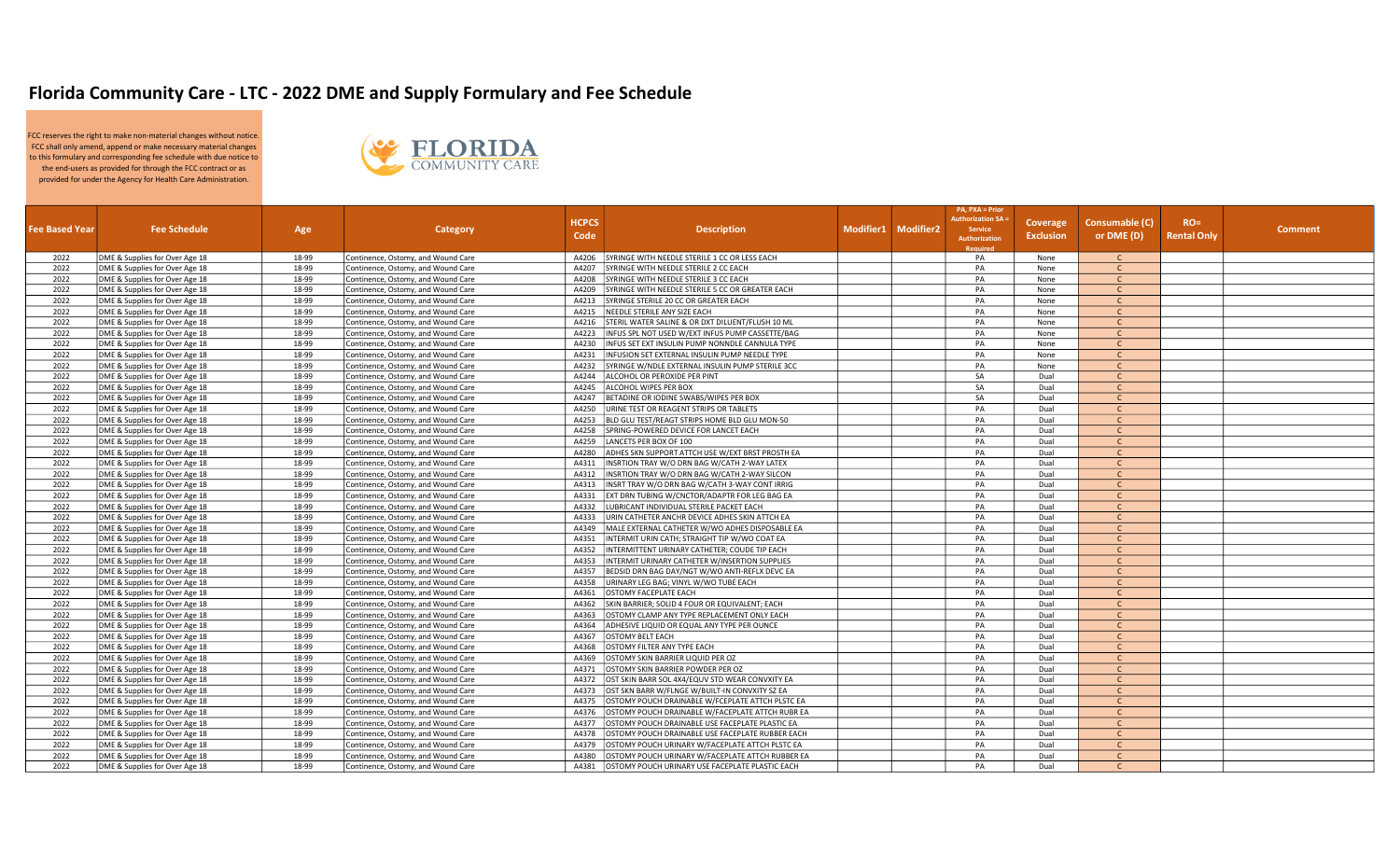# Florida Community Care - LTC - 2022 DME and Supply Formulary and Fee Schedule

FCC reserves the right to make non-material changes without notice. FCC shall only amend, append or make necessary material changes to this formulary and corresponding fee schedule with due notice to the end-users as provided for through the FCC contract or as provided for under the Agency for Health Care Administration.

FLORIDA COMMUNITY CARE

| Fee Based Year | Fee Schedule | Age | Category | HCPCS Code | Description | Modifier1 | Modifier2 | PA, PXA = Prior Authorization SA = Service Authorization Required | Coverage Exclusion | Consumable (C) or DME (D) | RO= Rental Only | Comment |
|---|---|---|---|---|---|---|---|---|---|---|---|---|
| 2022 | DME & Supplies for Over Age 18 | 18-99 | Continence, Ostomy, and Wound Care | A4206 | SYRINGE WITH NEEDLE STERILE 1 CC OR LESS EACH | | | PA | None | C | | |
| 2022 | DME & Supplies for Over Age 18 | 18-99 | Continence, Ostomy, and Wound Care | A4207 | SYRINGE WITH NEEDLE STERILE 2 CC EACH | | | PA | None | C | | |
| 2022 | DME & Supplies for Over Age 18 | 18-99 | Continence, Ostomy, and Wound Care | A4208 | SYRINGE WITH NEEDLE STERILE 3 CC EACH | | | PA | None | C | | |
| 2022 | DME & Supplies for Over Age 18 | 18-99 | Continence, Ostomy, and Wound Care | A4209 | SYRINGE WITH NEEDLE STERILE 5 CC OR GREATER EACH | | | PA | None | C | | |
| 2022 | DME & Supplies for Over Age 18 | 18-99 | Continence, Ostomy, and Wound Care | A4213 | SYRINGE STERILE 20 CC OR GREATER EACH | | | PA | None | C | | |
| 2022 | DME & Supplies for Over Age 18 | 18-99 | Continence, Ostomy, and Wound Care | A4215 | NEEDLE STERILE ANY SIZE EACH | | | PA | None | C | | |
| 2022 | DME & Supplies for Over Age 18 | 18-99 | Continence, Ostomy, and Wound Care | A4216 | STERIL WATER SALINE & OR DXT DILUENT/FLUSH 10 ML | | | PA | None | C | | |
| 2022 | DME & Supplies for Over Age 18 | 18-99 | Continence, Ostomy, and Wound Care | A4223 | INFUS SPL NOT USED W/EXT INFUS PUMP CASSETTE/BAG | | | PA | None | C | | |
| 2022 | DME & Supplies for Over Age 18 | 18-99 | Continence, Ostomy, and Wound Care | A4230 | INFUS SET EXT INSULIN PUMP NONNDLE CANNULA TYPE | | | PA | None | C | | |
| 2022 | DME & Supplies for Over Age 18 | 18-99 | Continence, Ostomy, and Wound Care | A4231 | INFUSION SET EXTERNAL INSULIN PUMP NEEDLE TYPE | | | PA | None | C | | |
| 2022 | DME & Supplies for Over Age 18 | 18-99 | Continence, Ostomy, and Wound Care | A4232 | SYRINGE W/NDLE EXTERNAL INSULIN PUMP STERILE 3CC | | | PA | None | C | | |
| 2022 | DME & Supplies for Over Age 18 | 18-99 | Continence, Ostomy, and Wound Care | A4244 | ALCOHOL OR PEROXIDE PER PINT | | | SA | Dual | C | | |
| 2022 | DME & Supplies for Over Age 18 | 18-99 | Continence, Ostomy, and Wound Care | A4245 | ALCOHOL WIPES PER BOX | | | SA | Dual | C | | |
| 2022 | DME & Supplies for Over Age 18 | 18-99 | Continence, Ostomy, and Wound Care | A4247 | BETADINE OR IODINE SWABS/WIPES PER BOX | | | SA | Dual | C | | |
| 2022 | DME & Supplies for Over Age 18 | 18-99 | Continence, Ostomy, and Wound Care | A4250 | URINE TEST OR REAGENT STRIPS OR TABLETS | | | PA | Dual | C | | |
| 2022 | DME & Supplies for Over Age 18 | 18-99 | Continence, Ostomy, and Wound Care | A4253 | BLD GLU TEST/REAGT STRIPS HOME BLD GLU MON-50 | | | PA | Dual | C | | |
| 2022 | DME & Supplies for Over Age 18 | 18-99 | Continence, Ostomy, and Wound Care | A4258 | SPRING-POWERED DEVICE FOR LANCET EACH | | | PA | Dual | C | | |
| 2022 | DME & Supplies for Over Age 18 | 18-99 | Continence, Ostomy, and Wound Care | A4259 | LANCETS PER BOX OF 100 | | | PA | Dual | C | | |
| 2022 | DME & Supplies for Over Age 18 | 18-99 | Continence, Ostomy, and Wound Care | A4280 | ADHES SKN SUPPORT ATTCH USE W/EXT BRST PROSTH EA | | | PA | Dual | C | | |
| 2022 | DME & Supplies for Over Age 18 | 18-99 | Continence, Ostomy, and Wound Care | A4311 | INSRTION TRAY W/O DRN BAG W/CATH 2-WAY LATEX | | | PA | Dual | C | | |
| 2022 | DME & Supplies for Over Age 18 | 18-99 | Continence, Ostomy, and Wound Care | A4312 | INSRTION TRAY W/O DRN BAG W/CATH 2-WAY SILCON | | | PA | Dual | C | | |
| 2022 | DME & Supplies for Over Age 18 | 18-99 | Continence, Ostomy, and Wound Care | A4313 | INSRT TRAY W/O DRN BAG W/CATH 3-WAY CONT IRRIG | | | PA | Dual | C | | |
| 2022 | DME & Supplies for Over Age 18 | 18-99 | Continence, Ostomy, and Wound Care | A4331 | EXT DRN TUBING W/CNCTOR/ADAPTR FOR LEG BAG EA | | | PA | Dual | C | | |
| 2022 | DME & Supplies for Over Age 18 | 18-99 | Continence, Ostomy, and Wound Care | A4332 | LUBRICANT INDIVIDUAL STERILE PACKET EACH | | | PA | Dual | C | | |
| 2022 | DME & Supplies for Over Age 18 | 18-99 | Continence, Ostomy, and Wound Care | A4333 | URIN CATHETER ANCHR DEVICE ADHES SKIN ATTCH EA | | | PA | Dual | C | | |
| 2022 | DME & Supplies for Over Age 18 | 18-99 | Continence, Ostomy, and Wound Care | A4349 | MALE EXTERNAL CATHETER W/WO ADHES DISPOSABLE EA | | | PA | Dual | C | | |
| 2022 | DME & Supplies for Over Age 18 | 18-99 | Continence, Ostomy, and Wound Care | A4351 | INTERMIT URIN CATH; STRAIGHT TIP W/WO COAT EA | | | PA | Dual | C | | |
| 2022 | DME & Supplies for Over Age 18 | 18-99 | Continence, Ostomy, and Wound Care | A4352 | INTERMITTENT URINARY CATHETER; COUDE TIP EACH | | | PA | Dual | C | | |
| 2022 | DME & Supplies for Over Age 18 | 18-99 | Continence, Ostomy, and Wound Care | A4353 | INTERMIT URINARY CATHETER W/INSERTION SUPPLIES | | | PA | Dual | C | | |
| 2022 | DME & Supplies for Over Age 18 | 18-99 | Continence, Ostomy, and Wound Care | A4357 | BEDSID DRN BAG DAY/NGT W/WO ANTI-REFLX DEVC EA | | | PA | Dual | C | | |
| 2022 | DME & Supplies for Over Age 18 | 18-99 | Continence, Ostomy, and Wound Care | A4358 | URINARY LEG BAG; VINYL W/WO TUBE EACH | | | PA | Dual | C | | |
| 2022 | DME & Supplies for Over Age 18 | 18-99 | Continence, Ostomy, and Wound Care | A4361 | OSTOMY FACEPLATE EACH | | | PA | Dual | C | | |
| 2022 | DME & Supplies for Over Age 18 | 18-99 | Continence, Ostomy, and Wound Care | A4362 | SKIN BARRIER; SOLID 4 FOUR OR EQUIVALENT; EACH | | | PA | Dual | C | | |
| 2022 | DME & Supplies for Over Age 18 | 18-99 | Continence, Ostomy, and Wound Care | A4363 | OSTOMY CLAMP ANY TYPE REPLACEMENT ONLY EACH | | | PA | Dual | C | | |
| 2022 | DME & Supplies for Over Age 18 | 18-99 | Continence, Ostomy, and Wound Care | A4364 | ADHESIVE LIQUID OR EQUAL ANY TYPE PER OUNCE | | | PA | Dual | C | | |
| 2022 | DME & Supplies for Over Age 18 | 18-99 | Continence, Ostomy, and Wound Care | A4367 | OSTOMY BELT EACH | | | PA | Dual | C | | |
| 2022 | DME & Supplies for Over Age 18 | 18-99 | Continence, Ostomy, and Wound Care | A4368 | OSTOMY FILTER ANY TYPE EACH | | | PA | Dual | C | | |
| 2022 | DME & Supplies for Over Age 18 | 18-99 | Continence, Ostomy, and Wound Care | A4369 | OSTOMY SKIN BARRIER LIQUID PER OZ | | | PA | Dual | C | | |
| 2022 | DME & Supplies for Over Age 18 | 18-99 | Continence, Ostomy, and Wound Care | A4371 | OSTOMY SKIN BARRIER POWDER PER OZ | | | PA | Dual | C | | |
| 2022 | DME & Supplies for Over Age 18 | 18-99 | Continence, Ostomy, and Wound Care | A4372 | OST SKN BARR SOL 4X4/EQUV STD WEAR CONVXITY EA | | | PA | Dual | C | | |
| 2022 | DME & Supplies for Over Age 18 | 18-99 | Continence, Ostomy, and Wound Care | A4373 | OST SKN BARR W/FLNGE W/BUILT-IN CONVXITY SZ EA | | | PA | Dual | C | | |
| 2022 | DME & Supplies for Over Age 18 | 18-99 | Continence, Ostomy, and Wound Care | A4375 | OSTOMY POUCH DRAINABLE W/FCEPLATE ATTCH PLSTC EA | | | PA | Dual | C | | |
| 2022 | DME & Supplies for Over Age 18 | 18-99 | Continence, Ostomy, and Wound Care | A4376 | OSTOMY POUCH DRAINABLE W/FACEPLATE ATTCH RUBR EA | | | PA | Dual | C | | |
| 2022 | DME & Supplies for Over Age 18 | 18-99 | Continence, Ostomy, and Wound Care | A4377 | OSTOMY POUCH DRAINABLE USE FACEPLATE PLASTIC EA | | | PA | Dual | C | | |
| 2022 | DME & Supplies for Over Age 18 | 18-99 | Continence, Ostomy, and Wound Care | A4378 | OSTOMY POUCH DRAINABLE USE FACEPLATE RUBBER EACH | | | PA | Dual | C | | |
| 2022 | DME & Supplies for Over Age 18 | 18-99 | Continence, Ostomy, and Wound Care | A4379 | OSTOMY POUCH URINARY W/FACEPLATE ATTCH PLSTC EA | | | PA | Dual | C | | |
| 2022 | DME & Supplies for Over Age 18 | 18-99 | Continence, Ostomy, and Wound Care | A4380 | OSTOMY POUCH URINARY W/FACEPLATE ATTCH RUBBER EA | | | PA | Dual | C | | |
| 2022 | DME & Supplies for Over Age 18 | 18-99 | Continence, Ostomy, and Wound Care | A4381 | OSTOMY POUCH URINARY USE FACEPLATE PLASTIC EACH | | | PA | Dual | C | | |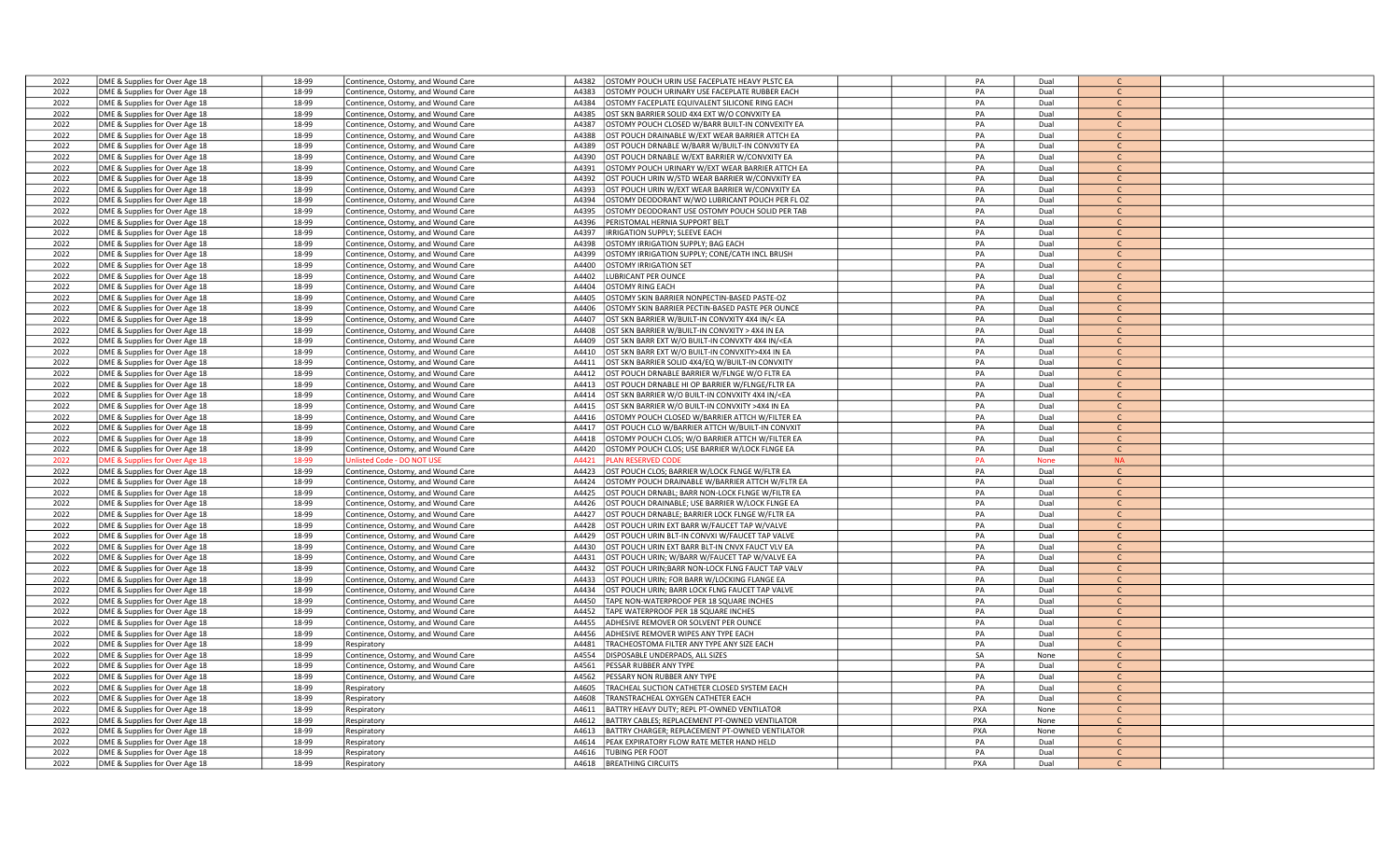| | | | | | | | | | | | | |
|---|---|---|---|---|---|---|---|---|---|---|---|---|
| 2022 | DME & Supplies for Over Age 18 | 18-99 | Continence, Ostomy, and Wound Care | A4382 | OSTOMY POUCH URIN USE FACEPLATE HEAVY PLSTC EA | | | PA | Dual | C | | |
| 2022 | DME & Supplies for Over Age 18 | 18-99 | Continence, Ostomy, and Wound Care | A4383 | OSTOMY POUCH URINARY USE FACEPLATE RUBBER EACH | | | PA | Dual | C | | |
| 2022 | DME & Supplies for Over Age 18 | 18-99 | Continence, Ostomy, and Wound Care | A4384 | OSTOMY FACEPLATE EQUIVALENT SILICONE RING EACH | | | PA | Dual | C | | |
| 2022 | DME & Supplies for Over Age 18 | 18-99 | Continence, Ostomy, and Wound Care | A4385 | OST SKN BARRIER SOLID 4X4 EXT W/O CONVXITY EA | | | PA | Dual | C | | |
| 2022 | DME & Supplies for Over Age 18 | 18-99 | Continence, Ostomy, and Wound Care | A4387 | OSTOMY POUCH CLOSED W/BARR BUILT-IN CONVEXITY EA | | | PA | Dual | C | | |
| 2022 | DME & Supplies for Over Age 18 | 18-99 | Continence, Ostomy, and Wound Care | A4388 | OST POUCH DRAINABLE W/EXT WEAR BARRIER ATTCH EA | | | PA | Dual | C | | |
| 2022 | DME & Supplies for Over Age 18 | 18-99 | Continence, Ostomy, and Wound Care | A4389 | OST POUCH DRNABLE W/BARR W/BUILT-IN CONVXITY EA | | | PA | Dual | C | | |
| 2022 | DME & Supplies for Over Age 18 | 18-99 | Continence, Ostomy, and Wound Care | A4390 | OST POUCH DRNABLE W/EXT BARRIER W/CONVXITY EA | | | PA | Dual | C | | |
| 2022 | DME & Supplies for Over Age 18 | 18-99 | Continence, Ostomy, and Wound Care | A4391 | OSTOMY POUCH URINARY W/EXT WEAR BARRIER ATTCH EA | | | PA | Dual | C | | |
| 2022 | DME & Supplies for Over Age 18 | 18-99 | Continence, Ostomy, and Wound Care | A4392 | OST POUCH URIN W/STD WEAR BARRIER W/CONVXITY EA | | | PA | Dual | C | | |
| 2022 | DME & Supplies for Over Age 18 | 18-99 | Continence, Ostomy, and Wound Care | A4393 | OST POUCH URIN W/EXT WEAR BARRIER W/CONVXITY EA | | | PA | Dual | C | | |
| 2022 | DME & Supplies for Over Age 18 | 18-99 | Continence, Ostomy, and Wound Care | A4394 | OSTOMY DEODORANT W/WO LUBRICANT POUCH PER FL OZ | | | PA | Dual | C | | |
| 2022 | DME & Supplies for Over Age 18 | 18-99 | Continence, Ostomy, and Wound Care | A4395 | OSTOMY DEODORANT USE OSTOMY POUCH SOLID PER TAB | | | PA | Dual | C | | |
| 2022 | DME & Supplies for Over Age 18 | 18-99 | Continence, Ostomy, and Wound Care | A4396 | PERISTOMAL HERNIA SUPPORT BELT | | | PA | Dual | C | | |
| 2022 | DME & Supplies for Over Age 18 | 18-99 | Continence, Ostomy, and Wound Care | A4397 | IRRIGATION SUPPLY; SLEEVE EACH | | | PA | Dual | C | | |
| 2022 | DME & Supplies for Over Age 18 | 18-99 | Continence, Ostomy, and Wound Care | A4398 | OSTOMY IRRIGATION SUPPLY; BAG EACH | | | PA | Dual | C | | |
| 2022 | DME & Supplies for Over Age 18 | 18-99 | Continence, Ostomy, and Wound Care | A4399 | OSTOMY IRRIGATION SUPPLY; CONE/CATH INCL BRUSH | | | PA | Dual | C | | |
| 2022 | DME & Supplies for Over Age 18 | 18-99 | Continence, Ostomy, and Wound Care | A4400 | OSTOMY IRRIGATION SET | | | PA | Dual | C | | |
| 2022 | DME & Supplies for Over Age 18 | 18-99 | Continence, Ostomy, and Wound Care | A4402 | LUBRICANT PER OUNCE | | | PA | Dual | C | | |
| 2022 | DME & Supplies for Over Age 18 | 18-99 | Continence, Ostomy, and Wound Care | A4404 | OSTOMY RING EACH | | | PA | Dual | C | | |
| 2022 | DME & Supplies for Over Age 18 | 18-99 | Continence, Ostomy, and Wound Care | A4405 | OSTOMY SKIN BARRIER NONPECTIN-BASED PASTE-OZ | | | PA | Dual | C | | |
| 2022 | DME & Supplies for Over Age 18 | 18-99 | Continence, Ostomy, and Wound Care | A4406 | OSTOMY SKIN BARRIER PECTIN-BASED PASTE PER OUNCE | | | PA | Dual | C | | |
| 2022 | DME & Supplies for Over Age 18 | 18-99 | Continence, Ostomy, and Wound Care | A4407 | OST SKN BARRIER W/BUILT-IN CONVXITY 4X4 IN/< EA | | | PA | Dual | C | | |
| 2022 | DME & Supplies for Over Age 18 | 18-99 | Continence, Ostomy, and Wound Care | A4408 | OST SKN BARRIER W/BUILT-IN CONVXITY > 4X4 IN EA | | | PA | Dual | C | | |
| 2022 | DME & Supplies for Over Age 18 | 18-99 | Continence, Ostomy, and Wound Care | A4409 | OST SKN BARR EXT W/O BUILT-IN CONVXTY 4X4 IN/<EA | | | PA | Dual | C | | |
| 2022 | DME & Supplies for Over Age 18 | 18-99 | Continence, Ostomy, and Wound Care | A4410 | OST SKN BARR EXT W/O BUILT-IN CONVXITY>4X4 IN EA | | | PA | Dual | C | | |
| 2022 | DME & Supplies for Over Age 18 | 18-99 | Continence, Ostomy, and Wound Care | A4411 | OST SKN BARRIER SOLID 4X4/EQ W/BUILT-IN CONVXITY | | | PA | Dual | C | | |
| 2022 | DME & Supplies for Over Age 18 | 18-99 | Continence, Ostomy, and Wound Care | A4412 | OST POUCH DRNABLE BARRIER W/FLNGE W/O FLTR EA | | | PA | Dual | C | | |
| 2022 | DME & Supplies for Over Age 18 | 18-99 | Continence, Ostomy, and Wound Care | A4413 | OST POUCH DRNABLE HI OP BARRIER W/FLNGE/FLTR EA | | | PA | Dual | C | | |
| 2022 | DME & Supplies for Over Age 18 | 18-99 | Continence, Ostomy, and Wound Care | A4414 | OST SKN BARRIER W/O BUILT-IN CONVXITY 4X4 IN/<EA | | | PA | Dual | C | | |
| 2022 | DME & Supplies for Over Age 18 | 18-99 | Continence, Ostomy, and Wound Care | A4415 | OST SKN BARRIER W/O BUILT-IN CONVXITY >4X4 IN EA | | | PA | Dual | C | | |
| 2022 | DME & Supplies for Over Age 18 | 18-99 | Continence, Ostomy, and Wound Care | A4416 | OSTOMY POUCH CLOSED W/BARRIER ATTCH W/FILTER EA | | | PA | Dual | C | | |
| 2022 | DME & Supplies for Over Age 18 | 18-99 | Continence, Ostomy, and Wound Care | A4417 | OST POUCH CLO W/BARRIER ATTCH W/BUILT-IN CONVXIT | | | PA | Dual | C | | |
| 2022 | DME & Supplies for Over Age 18 | 18-99 | Continence, Ostomy, and Wound Care | A4418 | OSTOMY POUCH CLOS; W/O BARRIER ATTCH W/FILTER EA | | | PA | Dual | C | | |
| 2022 | DME & Supplies for Over Age 18 | 18-99 | Continence, Ostomy, and Wound Care | A4420 | OSTOMY POUCH CLOS; USE BARRIER W/LOCK FLNGE EA | | | PA | Dual | C | | |
| 2022 | DME & Supplies for Over Age 18 | 18-99 | Unlisted Code - DO NOT USE | A4421 | PLAN RESERVED CODE | | | PA | None | NA | | |
| 2022 | DME & Supplies for Over Age 18 | 18-99 | Continence, Ostomy, and Wound Care | A4423 | OST POUCH CLOS; BARRIER W/LOCK FLNGE W/FLTR EA | | | PA | Dual | C | | |
| 2022 | DME & Supplies for Over Age 18 | 18-99 | Continence, Ostomy, and Wound Care | A4424 | OSTOMY POUCH DRAINABLE W/BARRIER ATTCH W/FLTR EA | | | PA | Dual | C | | |
| 2022 | DME & Supplies for Over Age 18 | 18-99 | Continence, Ostomy, and Wound Care | A4425 | OST POUCH DRNABL; BARR NON-LOCK FLNGE W/FILTR EA | | | PA | Dual | C | | |
| 2022 | DME & Supplies for Over Age 18 | 18-99 | Continence, Ostomy, and Wound Care | A4426 | OST POUCH DRAINABLE; USE BARRIER W/LOCK FLNGE EA | | | PA | Dual | C | | |
| 2022 | DME & Supplies for Over Age 18 | 18-99 | Continence, Ostomy, and Wound Care | A4427 | OST POUCH DRNABLE; BARRIER LOCK FLNGE W/FLTR EA | | | PA | Dual | C | | |
| 2022 | DME & Supplies for Over Age 18 | 18-99 | Continence, Ostomy, and Wound Care | A4428 | OST POUCH URIN EXT BARR W/FAUCET TAP W/VALVE | | | PA | Dual | C | | |
| 2022 | DME & Supplies for Over Age 18 | 18-99 | Continence, Ostomy, and Wound Care | A4429 | OST POUCH URIN BLT-IN CONVXI W/FAUCET TAP VALVE | | | PA | Dual | C | | |
| 2022 | DME & Supplies for Over Age 18 | 18-99 | Continence, Ostomy, and Wound Care | A4430 | OST POUCH URIN EXT BARR BLT-IN CNVX FAUCT VLV EA | | | PA | Dual | C | | |
| 2022 | DME & Supplies for Over Age 18 | 18-99 | Continence, Ostomy, and Wound Care | A4431 | OST POUCH URIN; W/BARR W/FAUCET TAP W/VALVE EA | | | PA | Dual | C | | |
| 2022 | DME & Supplies for Over Age 18 | 18-99 | Continence, Ostomy, and Wound Care | A4432 | OST POUCH URIN;BARR NON-LOCK FLNG FAUCT TAP VALV | | | PA | Dual | C | | |
| 2022 | DME & Supplies for Over Age 18 | 18-99 | Continence, Ostomy, and Wound Care | A4433 | OST POUCH URIN; FOR BARR W/LOCKING FLANGE EA | | | PA | Dual | C | | |
| 2022 | DME & Supplies for Over Age 18 | 18-99 | Continence, Ostomy, and Wound Care | A4434 | OST POUCH URIN; BARR LOCK FLNG FAUCET TAP VALVE | | | PA | Dual | C | | |
| 2022 | DME & Supplies for Over Age 18 | 18-99 | Continence, Ostomy, and Wound Care | A4450 | TAPE NON-WATERPROOF PER 18 SQUARE INCHES | | | PA | Dual | C | | |
| 2022 | DME & Supplies for Over Age 18 | 18-99 | Continence, Ostomy, and Wound Care | A4452 | TAPE WATERPROOF PER 18 SQUARE INCHES | | | PA | Dual | C | | |
| 2022 | DME & Supplies for Over Age 18 | 18-99 | Continence, Ostomy, and Wound Care | A4455 | ADHESIVE REMOVER OR SOLVENT PER OUNCE | | | PA | Dual | C | | |
| 2022 | DME & Supplies for Over Age 18 | 18-99 | Continence, Ostomy, and Wound Care | A4456 | ADHESIVE REMOVER WIPES ANY TYPE EACH | | | PA | Dual | C | | |
| 2022 | DME & Supplies for Over Age 18 | 18-99 | Respiratory | A4481 | TRACHEOSTOMA FILTER ANY TYPE ANY SIZE EACH | | | PA | Dual | C | | |
| 2022 | DME & Supplies for Over Age 18 | 18-99 | Continence, Ostomy, and Wound Care | A4554 | DISPOSABLE UNDERPADS, ALL SIZES | | | SA | None | C | | |
| 2022 | DME & Supplies for Over Age 18 | 18-99 | Continence, Ostomy, and Wound Care | A4561 | PESSAR RUBBER ANY TYPE | | | PA | Dual | C | | |
| 2022 | DME & Supplies for Over Age 18 | 18-99 | Continence, Ostomy, and Wound Care | A4562 | PESSARY NON RUBBER ANY TYPE | | | PA | Dual | C | | |
| 2022 | DME & Supplies for Over Age 18 | 18-99 | Respiratory | A4605 | TRACHEAL SUCTION CATHETER CLOSED SYSTEM EACH | | | PA | Dual | C | | |
| 2022 | DME & Supplies for Over Age 18 | 18-99 | Respiratory | A4608 | TRANSTRACHEAL OXYGEN CATHETER EACH | | | PA | Dual | C | | |
| 2022 | DME & Supplies for Over Age 18 | 18-99 | Respiratory | A4611 | BATTRY HEAVY DUTY; REPL PT-OWNED VENTILATOR | | | PXA | None | C | | |
| 2022 | DME & Supplies for Over Age 18 | 18-99 | Respiratory | A4612 | BATTRY CABLES; REPLACEMENT PT-OWNED VENTILATOR | | | PXA | None | C | | |
| 2022 | DME & Supplies for Over Age 18 | 18-99 | Respiratory | A4613 | BATTRY CHARGER; REPLACEMENT PT-OWNED VENTILATOR | | | PXA | None | C | | |
| 2022 | DME & Supplies for Over Age 18 | 18-99 | Respiratory | A4614 | PEAK EXPIRATORY FLOW RATE METER HAND HELD | | | PA | Dual | C | | |
| 2022 | DME & Supplies for Over Age 18 | 18-99 | Respiratory | A4616 | TUBING PER FOOT | | | PA | Dual | C | | |
| 2022 | DME & Supplies for Over Age 18 | 18-99 | Respiratory | A4618 | BREATHING CIRCUITS | | | PXA | Dual | C | | |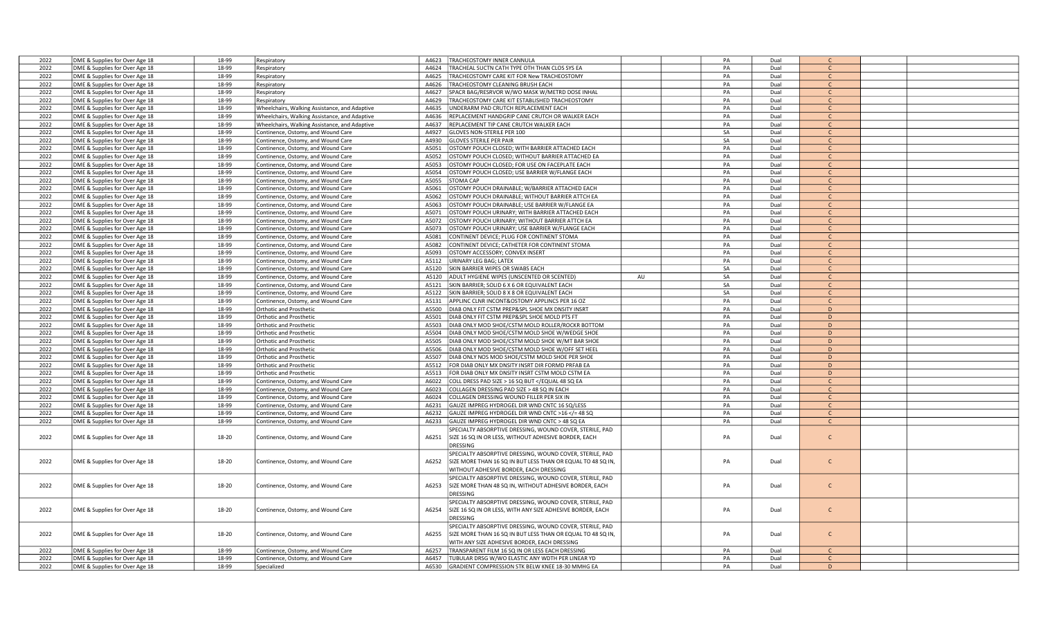| | | | | | | | | | | | | |
|---|---|---|---|---|---|---|---|---|---|---|---|---|
| 2022 | DME & Supplies for Over Age 18 | 18-99 | Respiratory | A4623 | TRACHEOSTOMY INNER CANNULA | | | PA | Dual | C | | |
| 2022 | DME & Supplies for Over Age 18 | 18-99 | Respiratory | A4624 | TRACHEAL SUCTN CATH TYPE OTH THAN CLOS SYS EA | | | PA | Dual | C | | |
| 2022 | DME & Supplies for Over Age 18 | 18-99 | Respiratory | A4625 | TRACHEOSTOMY CARE KIT FOR New TRACHEOSTOMY | | | PA | Dual | C | | |
| 2022 | DME & Supplies for Over Age 18 | 18-99 | Respiratory | A4626 | TRACHEOSTOMY CLEANING BRUSH EACH | | | PA | Dual | C | | |
| 2022 | DME & Supplies for Over Age 18 | 18-99 | Respiratory | A4627 | SPACR BAG/RESRVOR W/WO MASK W/METRD DOSE INHAL | | | PA | Dual | C | | |
| 2022 | DME & Supplies for Over Age 18 | 18-99 | Respiratory | A4629 | TRACHEOSTOMY CARE KIT ESTABLISHED TRACHEOSTOMY | | | PA | Dual | C | | |
| 2022 | DME & Supplies for Over Age 18 | 18-99 | Wheelchairs, Walking Assistance, and Adaptive | A4635 | UNDERARM PAD CRUTCH REPLACEMENT EACH | | | PA | Dual | C | | |
| 2022 | DME & Supplies for Over Age 18 | 18-99 | Wheelchairs, Walking Assistance, and Adaptive | A4636 | REPLACEMENT HANDGRIP CANE CRUTCH OR WALKER EACH | | | PA | Dual | C | | |
| 2022 | DME & Supplies for Over Age 18 | 18-99 | Wheelchairs, Walking Assistance, and Adaptive | A4637 | REPLACEMENT TIP CANE CRUTCH WALKER EACH | | | PA | Dual | C | | |
| 2022 | DME & Supplies for Over Age 18 | 18-99 | Continence, Ostomy, and Wound Care | A4927 | GLOVES NON-STERILE PER 100 | | | SA | Dual | C | | |
| 2022 | DME & Supplies for Over Age 18 | 18-99 | Continence, Ostomy, and Wound Care | A4930 | GLOVES STERILE PER PAIR | | | SA | Dual | C | | |
| 2022 | DME & Supplies for Over Age 18 | 18-99 | Continence, Ostomy, and Wound Care | A5051 | OSTOMY POUCH CLOSED; WITH BARRIER ATTACHED EACH | | | PA | Dual | C | | |
| 2022 | DME & Supplies for Over Age 18 | 18-99 | Continence, Ostomy, and Wound Care | A5052 | OSTOMY POUCH CLOSED; WITHOUT BARRIER ATTACHED EA | | | PA | Dual | C | | |
| 2022 | DME & Supplies for Over Age 18 | 18-99 | Continence, Ostomy, and Wound Care | A5053 | OSTOMY POUCH CLOSED; FOR USE ON FACEPLATE EACH | | | PA | Dual | C | | |
| 2022 | DME & Supplies for Over Age 18 | 18-99 | Continence, Ostomy, and Wound Care | A5054 | OSTOMY POUCH CLOSED; USE BARRIER W/FLANGE EACH | | | PA | Dual | C | | |
| 2022 | DME & Supplies for Over Age 18 | 18-99 | Continence, Ostomy, and Wound Care | A5055 | STOMA CAP | | | PA | Dual | C | | |
| 2022 | DME & Supplies for Over Age 18 | 18-99 | Continence, Ostomy, and Wound Care | A5061 | OSTOMY POUCH DRAINABLE; W/BARRIER ATTACHED EACH | | | PA | Dual | C | | |
| 2022 | DME & Supplies for Over Age 18 | 18-99 | Continence, Ostomy, and Wound Care | A5062 | OSTOMY POUCH DRAINABLE; WITHOUT BARRIER ATTCH EA | | | PA | Dual | C | | |
| 2022 | DME & Supplies for Over Age 18 | 18-99 | Continence, Ostomy, and Wound Care | A5063 | OSTOMY POUCH DRAINABLE; USE BARRIER W/FLANGE EA | | | PA | Dual | C | | |
| 2022 | DME & Supplies for Over Age 18 | 18-99 | Continence, Ostomy, and Wound Care | A5071 | OSTOMY POUCH URINARY; WITH BARRIER ATTACHED EACH | | | PA | Dual | C | | |
| 2022 | DME & Supplies for Over Age 18 | 18-99 | Continence, Ostomy, and Wound Care | A5072 | OSTOMY POUCH URINARY; WITHOUT BARRIER ATTCH EA | | | PA | Dual | C | | |
| 2022 | DME & Supplies for Over Age 18 | 18-99 | Continence, Ostomy, and Wound Care | A5073 | OSTOMY POUCH URINARY; USE BARRIER W/FLANGE EACH | | | PA | Dual | C | | |
| 2022 | DME & Supplies for Over Age 18 | 18-99 | Continence, Ostomy, and Wound Care | A5081 | CONTINENT DEVICE; PLUG FOR CONTINENT STOMA | | | PA | Dual | C | | |
| 2022 | DME & Supplies for Over Age 18 | 18-99 | Continence, Ostomy, and Wound Care | A5082 | CONTINENT DEVICE; CATHETER FOR CONTINENT STOMA | | | PA | Dual | C | | |
| 2022 | DME & Supplies for Over Age 18 | 18-99 | Continence, Ostomy, and Wound Care | A5093 | OSTOMY ACCESSORY; CONVEX INSERT | | | PA | Dual | C | | |
| 2022 | DME & Supplies for Over Age 18 | 18-99 | Continence, Ostomy, and Wound Care | A5112 | URINARY LEG BAG; LATEX | | | PA | Dual | C | | |
| 2022 | DME & Supplies for Over Age 18 | 18-99 | Continence, Ostomy, and Wound Care | A5120 | SKIN BARRIER WIPES OR SWABS EACH | | | SA | Dual | C | | |
| 2022 | DME & Supplies for Over Age 18 | 18-99 | Continence, Ostomy, and Wound Care | A5120 | ADULT HYGIENE WIPES (UNSCENTED OR SCENTED) | AU | | SA | Dual | C | | |
| 2022 | DME & Supplies for Over Age 18 | 18-99 | Continence, Ostomy, and Wound Care | A5121 | SKIN BARRIER; SOLID 6 X 6 OR EQUIVALENT EACH | | | SA | Dual | C | | |
| 2022 | DME & Supplies for Over Age 18 | 18-99 | Continence, Ostomy, and Wound Care | A5122 | SKIN BARRIER; SOLID 8 X 8 OR EQUIVALENT EACH | | | SA | Dual | C | | |
| 2022 | DME & Supplies for Over Age 18 | 18-99 | Continence, Ostomy, and Wound Care | A5131 | APPLINC CLNR INCONT&OSTOMY APPLINCS PER 16 OZ | | | PA | Dual | C | | |
| 2022 | DME & Supplies for Over Age 18 | 18-99 | Orthotic and Prosthetic | A5500 | DIAB ONLY FIT CSTM PREP&SPL SHOE MX DNSITY INSRT | | | PA | Dual | D | | |
| 2022 | DME & Supplies for Over Age 18 | 18-99 | Orthotic and Prosthetic | A5501 | DIAB ONLY FIT CSTM PREP&SPL SHOE MOLD PTS FT | | | PA | Dual | D | | |
| 2022 | DME & Supplies for Over Age 18 | 18-99 | Orthotic and Prosthetic | A5503 | DIAB ONLY MOD SHOE/CSTM MOLD ROLLER/ROCKR BOTTOM | | | PA | Dual | D | | |
| 2022 | DME & Supplies for Over Age 18 | 18-99 | Orthotic and Prosthetic | A5504 | DIAB ONLY MOD SHOE/CSTM MOLD SHOE W/WEDGE SHOE | | | PA | Dual | D | | |
| 2022 | DME & Supplies for Over Age 18 | 18-99 | Orthotic and Prosthetic | A5505 | DIAB ONLY MOD SHOE/CSTM MOLD SHOE W/MT BAR SHOE | | | PA | Dual | D | | |
| 2022 | DME & Supplies for Over Age 18 | 18-99 | Orthotic and Prosthetic | A5506 | DIAB ONLY MOD SHOE/CSTM MOLD SHOE W/OFF SET HEEL | | | PA | Dual | D | | |
| 2022 | DME & Supplies for Over Age 18 | 18-99 | Orthotic and Prosthetic | A5507 | DIAB ONLY NOS MOD SHOE/CSTM MOLD SHOE PER SHOE | | | PA | Dual | D | | |
| 2022 | DME & Supplies for Over Age 18 | 18-99 | Orthotic and Prosthetic | A5512 | FOR DIAB ONLY MX DNSITY INSRT DIR FORMD PRFAB EA | | | PA | Dual | D | | |
| 2022 | DME & Supplies for Over Age 18 | 18-99 | Orthotic and Prosthetic | A5513 | FOR DIAB ONLY MX DNSITY INSRT CSTM MOLD CSTM EA | | | PA | Dual | D | | |
| 2022 | DME & Supplies for Over Age 18 | 18-99 | Continence, Ostomy, and Wound Care | A6022 | COLL DRESS PAD SIZE > 16 SQ BUT </EQUAL 48 SQ EA | | | PA | Dual | C | | |
| 2022 | DME & Supplies for Over Age 18 | 18-99 | Continence, Ostomy, and Wound Care | A6023 | COLLAGEN DRESSING PAD SIZE > 48 SQ IN EACH | | | PA | Dual | C | | |
| 2022 | DME & Supplies for Over Age 18 | 18-99 | Continence, Ostomy, and Wound Care | A6024 | COLLAGEN DRESSING WOUND FILLER PER SIX IN | | | PA | Dual | C | | |
| 2022 | DME & Supplies for Over Age 18 | 18-99 | Continence, Ostomy, and Wound Care | A6231 | GAUZE IMPREG HYDROGEL DIR WND CNTC 16 SQ/LESS | | | PA | Dual | C | | |
| 2022 | DME & Supplies for Over Age 18 | 18-99 | Continence, Ostomy, and Wound Care | A6232 | GAUZE IMPREG HYDROGEL DIR WND CNTC >16 </= 48 SQ | | | PA | Dual | C | | |
| 2022 | DME & Supplies for Over Age 18 | 18-99 | Continence, Ostomy, and Wound Care | A6233 | GAUZE IMPREG HYDROGEL DIR WND CNTC > 48 SQ EA | | | PA | Dual | C | | |
| 2022 | DME & Supplies for Over Age 18 | 18-20 | Continence, Ostomy, and Wound Care | A6251 | SPECIALTY ABSORPTIVE DRESSING, WOUND COVER, STERILE, PAD SIZE 16 SQ IN OR LESS, WITHOUT ADHESIVE BORDER, EACH DRESSING | | | PA | Dual | C | | |
| 2022 | DME & Supplies for Over Age 18 | 18-20 | Continence, Ostomy, and Wound Care | A6252 | SPECIALTY ABSORPTIVE DRESSING, WOUND COVER, STERILE, PAD SIZE MORE THAN 16 SQ IN BUT LESS THAN OR EQUAL TO 48 SQ IN, WITHOUT ADHESIVE BORDER, EACH DRESSING | | | PA | Dual | C | | |
| 2022 | DME & Supplies for Over Age 18 | 18-20 | Continence, Ostomy, and Wound Care | A6253 | SPECIALTY ABSORPTIVE DRESSING, WOUND COVER, STERILE, PAD SIZE MORE THAN 48 SQ IN, WITHOUT ADHESIVE BORDER, EACH DRESSING | | | PA | Dual | C | | |
| 2022 | DME & Supplies for Over Age 18 | 18-20 | Continence, Ostomy, and Wound Care | A6254 | SPECIALTY ABSORPTIVE DRESSING, WOUND COVER, STERILE, PAD SIZE 16 SQ IN OR LESS, WITH ANY SIZE ADHESIVE BORDER, EACH DRESSING | | | PA | Dual | C | | |
| 2022 | DME & Supplies for Over Age 18 | 18-20 | Continence, Ostomy, and Wound Care | A6255 | SPECIALTY ABSORPTIVE DRESSING, WOUND COVER, STERILE, PAD SIZE MORE THAN 16 SQ IN BUT LESS THAN OR EQUAL TO 48 SQ IN, WITH ANY SIZE ADHESIVE BORDER, EACH DRESSING | | | PA | Dual | C | | |
| 2022 | DME & Supplies for Over Age 18 | 18-99 | Continence, Ostomy, and Wound Care | A6257 | TRANSPARENT FILM 16 SQ IN OR LESS EACH DRESSING | | | PA | Dual | C | | |
| 2022 | DME & Supplies for Over Age 18 | 18-99 | Continence, Ostomy, and Wound Care | A6457 | TUBULAR DRSG W/WO ELASTIC ANY WDTH PER LINEAR YD | | | PA | Dual | C | | |
| 2022 | DME & Supplies for Over Age 18 | 18-99 | Specialized | A6530 | GRADIENT COMPRESSION STK BELW KNEE 18-30 MMHG EA | | | PA | Dual | D | | |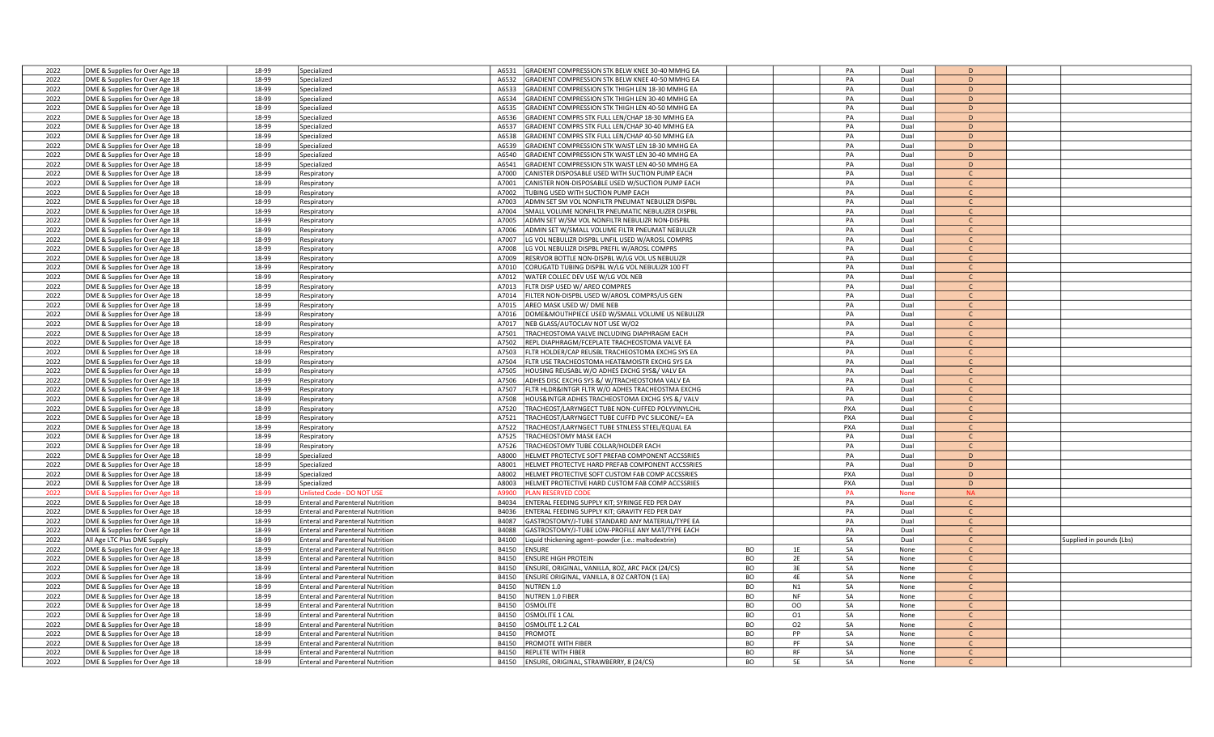| | | | | | | | | | | | | |
|---|---|---|---|---|---|---|---|---|---|---|---|---|
| 2022 | DME & Supplies for Over Age 18 | 18-99 | Specialized | A6531 | GRADIENT COMPRESSION STK BELW KNEE 30-40 MMHG EA | | | PA | Dual | D | | |
| 2022 | DME & Supplies for Over Age 18 | 18-99 | Specialized | A6532 | GRADIENT COMPRESSION STK BELW KNEE 40-50 MMHG EA | | | PA | Dual | D | | |
| 2022 | DME & Supplies for Over Age 18 | 18-99 | Specialized | A6533 | GRADIENT COMPRESSION STK THIGH LEN 18-30 MMHG EA | | | PA | Dual | D | | |
| 2022 | DME & Supplies for Over Age 18 | 18-99 | Specialized | A6534 | GRADIENT COMPRESSION STK THIGH LEN 30-40 MMHG EA | | | PA | Dual | D | | |
| 2022 | DME & Supplies for Over Age 18 | 18-99 | Specialized | A6535 | GRADIENT COMPRESSION STK THIGH LEN 40-50 MMHG EA | | | PA | Dual | D | | |
| 2022 | DME & Supplies for Over Age 18 | 18-99 | Specialized | A6536 | GRADIENT COMPRS STK FULL LEN/CHAP 18-30 MMHG EA | | | PA | Dual | D | | |
| 2022 | DME & Supplies for Over Age 18 | 18-99 | Specialized | A6537 | GRADIENT COMPRS STK FULL LEN/CHAP 30-40 MMHG EA | | | PA | Dual | D | | |
| 2022 | DME & Supplies for Over Age 18 | 18-99 | Specialized | A6538 | GRADIENT COMPRS STK FULL LEN/CHAP 40-50 MMHG EA | | | PA | Dual | D | | |
| 2022 | DME & Supplies for Over Age 18 | 18-99 | Specialized | A6539 | GRADIENT COMPRESSION STK WAIST LEN 18-30 MMHG EA | | | PA | Dual | D | | |
| 2022 | DME & Supplies for Over Age 18 | 18-99 | Specialized | A6540 | GRADIENT COMPRESSION STK WAIST LEN 30-40 MMHG EA | | | PA | Dual | D | | |
| 2022 | DME & Supplies for Over Age 18 | 18-99 | Specialized | A6541 | GRADIENT COMPRESSION STK WAIST LEN 40-50 MMHG EA | | | PA | Dual | D | | |
| 2022 | DME & Supplies for Over Age 18 | 18-99 | Respiratory | A7000 | CANISTER DISPOSABLE USED WITH SUCTION PUMP EACH | | | PA | Dual | C | | |
| 2022 | DME & Supplies for Over Age 18 | 18-99 | Respiratory | A7001 | CANISTER NON-DISPOSABLE USED W/SUCTION PUMP EACH | | | PA | Dual | C | | |
| 2022 | DME & Supplies for Over Age 18 | 18-99 | Respiratory | A7002 | TUBING USED WITH SUCTION PUMP EACH | | | PA | Dual | C | | |
| 2022 | DME & Supplies for Over Age 18 | 18-99 | Respiratory | A7003 | ADMN SET SM VOL NONFILTR PNEUMAT NEBULIZR DISPBL | | | PA | Dual | C | | |
| 2022 | DME & Supplies for Over Age 18 | 18-99 | Respiratory | A7004 | SMALL VOLUME NONFILTR PNEUMATIC NEBULIZER DISPBL | | | PA | Dual | C | | |
| 2022 | DME & Supplies for Over Age 18 | 18-99 | Respiratory | A7005 | ADMN SET W/SM VOL NONFILTR NEBULIZR NON-DISPBL | | | PA | Dual | C | | |
| 2022 | DME & Supplies for Over Age 18 | 18-99 | Respiratory | A7006 | ADMIN SET W/SMALL VOLUME FILTR PNEUMAT NEBULIZR | | | PA | Dual | C | | |
| 2022 | DME & Supplies for Over Age 18 | 18-99 | Respiratory | A7007 | LG VOL NEBULIZR DISPBL UNFIL USED W/AROSL COMPRS | | | PA | Dual | C | | |
| 2022 | DME & Supplies for Over Age 18 | 18-99 | Respiratory | A7008 | LG VOL NEBULIZR DISPBL PREFIL W/AROSL COMPRS | | | PA | Dual | C | | |
| 2022 | DME & Supplies for Over Age 18 | 18-99 | Respiratory | A7009 | RESRVOR BOTTLE NON-DISPBL W/LG VOL US NEBULIZR | | | PA | Dual | C | | |
| 2022 | DME & Supplies for Over Age 18 | 18-99 | Respiratory | A7010 | CORUGATD TUBING DISPBL W/LG VOL NEBULIZR 100 FT | | | PA | Dual | C | | |
| 2022 | DME & Supplies for Over Age 18 | 18-99 | Respiratory | A7012 | WATER COLLEC DEV USE W/LG VOL NEB | | | PA | Dual | C | | |
| 2022 | DME & Supplies for Over Age 18 | 18-99 | Respiratory | A7013 | FLTR DISP USED W/ AREO COMPRES | | | PA | Dual | C | | |
| 2022 | DME & Supplies for Over Age 18 | 18-99 | Respiratory | A7014 | FILTER NON-DISPBL USED W/AROSL COMPRS/US GEN | | | PA | Dual | C | | |
| 2022 | DME & Supplies for Over Age 18 | 18-99 | Respiratory | A7015 | AREO MASK USED W/ DME NEB | | | PA | Dual | C | | |
| 2022 | DME & Supplies for Over Age 18 | 18-99 | Respiratory | A7016 | DOME&MOUTHPIECE USED W/SMALL VOLUME US NEBULIZR | | | PA | Dual | C | | |
| 2022 | DME & Supplies for Over Age 18 | 18-99 | Respiratory | A7017 | NEB GLASS/AUTOCLAV NOT USE W/O2 | | | PA | Dual | C | | |
| 2022 | DME & Supplies for Over Age 18 | 18-99 | Respiratory | A7501 | TRACHEOSTOMA VALVE INCLUDING DIAPHRAGM EACH | | | PA | Dual | C | | |
| 2022 | DME & Supplies for Over Age 18 | 18-99 | Respiratory | A7502 | REPL DIAPHRAGM/FCEPLATE TRACHEOSTOMA VALVE EA | | | PA | Dual | C | | |
| 2022 | DME & Supplies for Over Age 18 | 18-99 | Respiratory | A7503 | FLTR HOLDER/CAP REUSBL TRACHEOSTOMA EXCHG SYS EA | | | PA | Dual | C | | |
| 2022 | DME & Supplies for Over Age 18 | 18-99 | Respiratory | A7504 | FLTR USE TRACHEOSTOMA HEAT&MOISTR EXCHG SYS EA | | | PA | Dual | C | | |
| 2022 | DME & Supplies for Over Age 18 | 18-99 | Respiratory | A7505 | HOUSING REUSABL W/O ADHES EXCHG SYS&/ VALV EA | | | PA | Dual | C | | |
| 2022 | DME & Supplies for Over Age 18 | 18-99 | Respiratory | A7506 | ADHES DISC EXCHG SYS &/ W/TRACHEOSTOMA VALV EA | | | PA | Dual | C | | |
| 2022 | DME & Supplies for Over Age 18 | 18-99 | Respiratory | A7507 | FLTR HLDR&INTGR FLTR W/O ADHES TRACHEOSTMA EXCHG | | | PA | Dual | C | | |
| 2022 | DME & Supplies for Over Age 18 | 18-99 | Respiratory | A7508 | HOUS&INTGR ADHES TRACHEOSTOMA EXCHG SYS &/ VALV | | | PA | Dual | C | | |
| 2022 | DME & Supplies for Over Age 18 | 18-99 | Respiratory | A7520 | TRACHEOST/LARYNGECT TUBE NON-CUFFED POLYVINYLCHL | | | PXA | Dual | C | | |
| 2022 | DME & Supplies for Over Age 18 | 18-99 | Respiratory | A7521 | TRACHEOST/LARYNGECT TUBE CUFFD PVC SILICONE/= EA | | | PXA | Dual | C | | |
| 2022 | DME & Supplies for Over Age 18 | 18-99 | Respiratory | A7522 | TRACHEOST/LARYNGECT TUBE STNLESS STEEL/EQUAL EA | | | PXA | Dual | C | | |
| 2022 | DME & Supplies for Over Age 18 | 18-99 | Respiratory | A7525 | TRACHEOSTOMY MASK EACH | | | PA | Dual | C | | |
| 2022 | DME & Supplies for Over Age 18 | 18-99 | Respiratory | A7526 | TRACHEOSTOMY TUBE COLLAR/HOLDER EACH | | | PA | Dual | C | | |
| 2022 | DME & Supplies for Over Age 18 | 18-99 | Specialized | A8000 | HELMET PROTECTVE SOFT PREFAB COMPONENT ACCSSRIES | | | PA | Dual | D | | |
| 2022 | DME & Supplies for Over Age 18 | 18-99 | Specialized | A8001 | HELMET PROTECTVE HARD PREFAB COMPONENT ACCSSRIES | | | PA | Dual | D | | |
| 2022 | DME & Supplies for Over Age 18 | 18-99 | Specialized | A8002 | HELMET PROTECTIVE SOFT CUSTOM FAB COMP ACCSSRIES | | | PXA | Dual | D | | |
| 2022 | DME & Supplies for Over Age 18 | 18-99 | Specialized | A8003 | HELMET PROTECTIVE HARD CUSTOM FAB COMP ACCSSRIES | | | PXA | Dual | D | | |
| 2022 | DME & Supplies for Over Age 18 | 18-99 | Unlisted Code - DO NOT USE | A9900 | PLAN RESERVED CODE | | | PA | None | NA | | |
| 2022 | DME & Supplies for Over Age 18 | 18-99 | Enteral and Parenteral Nutrition | B4034 | ENTERAL FEEDING SUPPLY KIT; SYRINGE FED PER DAY | | | PA | Dual | C | | |
| 2022 | DME & Supplies for Over Age 18 | 18-99 | Enteral and Parenteral Nutrition | B4036 | ENTERAL FEEDING SUPPLY KIT; GRAVITY FED PER DAY | | | PA | Dual | C | | |
| 2022 | DME & Supplies for Over Age 18 | 18-99 | Enteral and Parenteral Nutrition | B4087 | GASTROSTOMY/J-TUBE STANDARD ANY MATERIAL/TYPE EA | | | PA | Dual | C | | |
| 2022 | DME & Supplies for Over Age 18 | 18-99 | Enteral and Parenteral Nutrition | B4088 | GASTROSTOMY/J-TUBE LOW-PROFILE ANY MAT/TYPE EACH | | | PA | Dual | C | | |
| 2022 | All Age LTC Plus DME Supply | 18-99 | Enteral and Parenteral Nutrition | B4100 | Liquid thickening agent--powder (i.e.: maltodextrin) | | | SA | Dual | C | | Supplied in pounds (Lbs) |
| 2022 | DME & Supplies for Over Age 18 | 18-99 | Enteral and Parenteral Nutrition | B4150 | ENSURE | BO | 1E | SA | None | C | | |
| 2022 | DME & Supplies for Over Age 18 | 18-99 | Enteral and Parenteral Nutrition | B4150 | ENSURE HIGH PROTEIN | BO | 2E | SA | None | C | | |
| 2022 | DME & Supplies for Over Age 18 | 18-99 | Enteral and Parenteral Nutrition | B4150 | ENSURE, ORIGINAL, VANILLA, 8OZ, ARC PACK (24/CS) | BO | 3E | SA | None | C | | |
| 2022 | DME & Supplies for Over Age 18 | 18-99 | Enteral and Parenteral Nutrition | B4150 | ENSURE ORIGINAL, VANILLA, 8 OZ CARTON (1 EA) | BO | 4E | SA | None | C | | |
| 2022 | DME & Supplies for Over Age 18 | 18-99 | Enteral and Parenteral Nutrition | B4150 | NUTREN 1.0 | BO | N1 | SA | None | C | | |
| 2022 | DME & Supplies for Over Age 18 | 18-99 | Enteral and Parenteral Nutrition | B4150 | NUTREN 1.0 FIBER | BO | NF | SA | None | C | | |
| 2022 | DME & Supplies for Over Age 18 | 18-99 | Enteral and Parenteral Nutrition | B4150 | OSMOLITE | BO | OO | SA | None | C | | |
| 2022 | DME & Supplies for Over Age 18 | 18-99 | Enteral and Parenteral Nutrition | B4150 | OSMOLITE 1 CAL | BO | O1 | SA | None | C | | |
| 2022 | DME & Supplies for Over Age 18 | 18-99 | Enteral and Parenteral Nutrition | B4150 | OSMOLITE 1.2 CAL | BO | O2 | SA | None | C | | |
| 2022 | DME & Supplies for Over Age 18 | 18-99 | Enteral and Parenteral Nutrition | B4150 | PROMOTE | BO | PP | SA | None | C | | |
| 2022 | DME & Supplies for Over Age 18 | 18-99 | Enteral and Parenteral Nutrition | B4150 | PROMOTE WITH FIBER | BO | PF | SA | None | C | | |
| 2022 | DME & Supplies for Over Age 18 | 18-99 | Enteral and Parenteral Nutrition | B4150 | REPLETE WITH FIBER | BO | RF | SA | None | C | | |
| 2022 | DME & Supplies for Over Age 18 | 18-99 | Enteral and Parenteral Nutrition | B4150 | ENSURE, ORIGINAL, STRAWBERRY, 8 (24/CS) | BO | 5E | SA | None | C | | |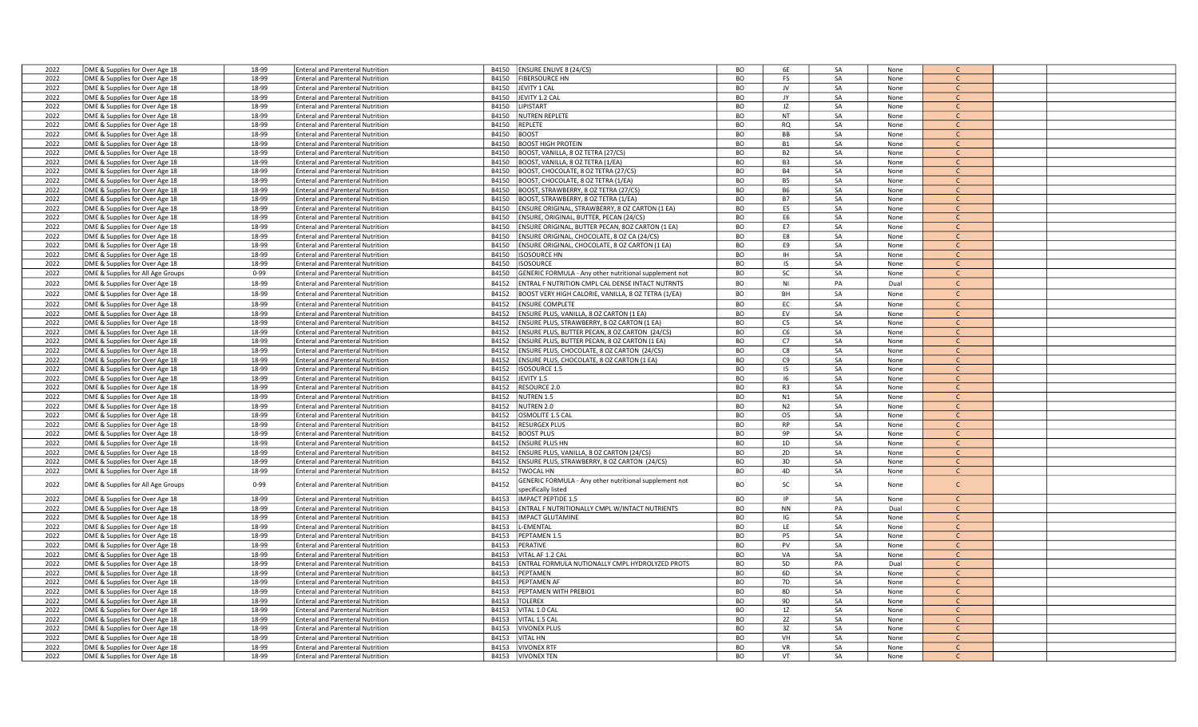| | | | | | | | | | | | | |
|---|---|---|---|---|---|---|---|---|---|---|---|---|
| 2022 | DME & Supplies for Over Age 18 | 18-99 | Enteral and Parenteral Nutrition | B4150 | ENSURE ENLIVE 8 (24/CS) | BO | 6E | SA | None | C | | |
| 2022 | DME & Supplies for Over Age 18 | 18-99 | Enteral and Parenteral Nutrition | B4150 | FIBERSOURCE HN | BO | FS | SA | None | C | | |
| 2022 | DME & Supplies for Over Age 18 | 18-99 | Enteral and Parenteral Nutrition | B4150 | JEVITY 1 CAL | BO | JV | SA | None | C | | |
| 2022 | DME & Supplies for Over Age 18 | 18-99 | Enteral and Parenteral Nutrition | B4150 | JEVITY 1.2 CAL | BO | JY | SA | None | C | | |
| 2022 | DME & Supplies for Over Age 18 | 18-99 | Enteral and Parenteral Nutrition | B4150 | LIPISTART | BO | JZ | SA | None | C | | |
| 2022 | DME & Supplies for Over Age 18 | 18-99 | Enteral and Parenteral Nutrition | B4150 | NUTREN REPLETE | BO | NT | SA | None | C | | |
| 2022 | DME & Supplies for Over Age 18 | 18-99 | Enteral and Parenteral Nutrition | B4150 | REPLETE | BO | RQ | SA | None | C | | |
| 2022 | DME & Supplies for Over Age 18 | 18-99 | Enteral and Parenteral Nutrition | B4150 | BOOST | BO | BB | SA | None | C | | |
| 2022 | DME & Supplies for Over Age 18 | 18-99 | Enteral and Parenteral Nutrition | B4150 | BOOST HIGH PROTEIN | BO | B1 | SA | None | C | | |
| 2022 | DME & Supplies for Over Age 18 | 18-99 | Enteral and Parenteral Nutrition | B4150 | BOOST, VANILLA, 8 OZ TETRA (27/CS) | BO | B2 | SA | None | C | | |
| 2022 | DME & Supplies for Over Age 18 | 18-99 | Enteral and Parenteral Nutrition | B4150 | BOOST, VANILLA, 8 OZ TETRA (1/EA) | BO | B3 | SA | None | C | | |
| 2022 | DME & Supplies for Over Age 18 | 18-99 | Enteral and Parenteral Nutrition | B4150 | BOOST, CHOCOLATE, 8 OZ TETRA (27/CS) | BO | B4 | SA | None | C | | |
| 2022 | DME & Supplies for Over Age 18 | 18-99 | Enteral and Parenteral Nutrition | B4150 | BOOST, CHOCOLATE, 8 OZ TETRA (1/EA) | BO | B5 | SA | None | C | | |
| 2022 | DME & Supplies for Over Age 18 | 18-99 | Enteral and Parenteral Nutrition | B4150 | BOOST, STRAWBERRY, 8 OZ TETRA (27/CS) | BO | B6 | SA | None | C | | |
| 2022 | DME & Supplies for Over Age 18 | 18-99 | Enteral and Parenteral Nutrition | B4150 | BOOST, STRAWBERRY, 8 OZ TETRA (1/EA) | BO | B7 | SA | None | C | | |
| 2022 | DME & Supplies for Over Age 18 | 18-99 | Enteral and Parenteral Nutrition | B4150 | ENSURE ORIGINAL, STRAWBERRY, 8 OZ CARTON (1 EA) | BO | E5 | SA | None | C | | |
| 2022 | DME & Supplies for Over Age 18 | 18-99 | Enteral and Parenteral Nutrition | B4150 | ENSURE, ORIGINAL, BUTTER, PECAN (24/CS) | BO | E6 | SA | None | C | | |
| 2022 | DME & Supplies for Over Age 18 | 18-99 | Enteral and Parenteral Nutrition | B4150 | ENSURE ORIGINAL, BUTTER PECAN, 8OZ CARTON (1 EA) | BO | E7 | SA | None | C | | |
| 2022 | DME & Supplies for Over Age 18 | 18-99 | Enteral and Parenteral Nutrition | B4150 | ENSURE ORIGINAL, CHOCOLATE, 8 OZ CA (24/CS) | BO | E8 | SA | None | C | | |
| 2022 | DME & Supplies for Over Age 18 | 18-99 | Enteral and Parenteral Nutrition | B4150 | ENSURE ORIGINAL, CHOCOLATE, 8 OZ CARTON (1 EA) | BO | E9 | SA | None | C | | |
| 2022 | DME & Supplies for Over Age 18 | 18-99 | Enteral and Parenteral Nutrition | B4150 | ISOSOURCE HN | BO | IH | SA | None | C | | |
| 2022 | DME & Supplies for Over Age 18 | 18-99 | Enteral and Parenteral Nutrition | B4150 | ISOSOURCE | BO | IS | SA | None | C | | |
| 2022 | DME & Supplies for All Age Groups | 0-99 | Enteral and Parenteral Nutrition | B4150 | GENERIC FORMULA - Any other nutritional supplement not | BO | SC | SA | None | C | | |
| 2022 | DME & Supplies for Over Age 18 | 18-99 | Enteral and Parenteral Nutrition | B4152 | ENTRAL F NUTRITION CMPL CAL DENSE INTACT NUTRNTS | BO | NI | PA | Dual | C | | |
| 2022 | DME & Supplies for Over Age 18 | 18-99 | Enteral and Parenteral Nutrition | B4152 | BOOST VERY HIGH CALORIE, VANILLA, 8 OZ TETRA (1/EA) | BO | BH | SA | None | C | | |
| 2022 | DME & Supplies for Over Age 18 | 18-99 | Enteral and Parenteral Nutrition | B4152 | ENSURE COMPLETE | BO | EC | SA | None | C | | |
| 2022 | DME & Supplies for Over Age 18 | 18-99 | Enteral and Parenteral Nutrition | B4152 | ENSURE PLUS, VANILLA, 8 OZ CARTON (1 EA) | BO | EV | SA | None | C | | |
| 2022 | DME & Supplies for Over Age 18 | 18-99 | Enteral and Parenteral Nutrition | B4152 | ENSURE PLUS, STRAWBERRY, 8 OZ CARTON (1 EA) | BO | C5 | SA | None | C | | |
| 2022 | DME & Supplies for Over Age 18 | 18-99 | Enteral and Parenteral Nutrition | B4152 | ENSURE PLUS, BUTTER PECAN, 8 OZ CARTON (24/CS) | BO | C6 | SA | None | C | | |
| 2022 | DME & Supplies for Over Age 18 | 18-99 | Enteral and Parenteral Nutrition | B4152 | ENSURE PLUS, BUTTER PECAN, 8 OZ CARTON (1 EA) | BO | C7 | SA | None | C | | |
| 2022 | DME & Supplies for Over Age 18 | 18-99 | Enteral and Parenteral Nutrition | B4152 | ENSURE PLUS, CHOCOLATE, 8 OZ CARTON (24/CS) | BO | C8 | SA | None | C | | |
| 2022 | DME & Supplies for Over Age 18 | 18-99 | Enteral and Parenteral Nutrition | B4152 | ENSURE PLUS, CHOCOLATE, 8 OZ CARTON (1 EA) | BO | C9 | SA | None | C | | |
| 2022 | DME & Supplies for Over Age 18 | 18-99 | Enteral and Parenteral Nutrition | B4152 | ISOSOURCE 1.5 | BO | I5 | SA | None | C | | |
| 2022 | DME & Supplies for Over Age 18 | 18-99 | Enteral and Parenteral Nutrition | B4152 | JEVITY 1.5 | BO | I6 | SA | None | C | | |
| 2022 | DME & Supplies for Over Age 18 | 18-99 | Enteral and Parenteral Nutrition | B4152 | RESOURCE 2.0 | BO | R3 | SA | None | C | | |
| 2022 | DME & Supplies for Over Age 18 | 18-99 | Enteral and Parenteral Nutrition | B4152 | NUTREN 1.5 | BO | N1 | SA | None | C | | |
| 2022 | DME & Supplies for Over Age 18 | 18-99 | Enteral and Parenteral Nutrition | B4152 | NUTREN 2.0 | BO | N2 | SA | None | C | | |
| 2022 | DME & Supplies for Over Age 18 | 18-99 | Enteral and Parenteral Nutrition | B4152 | OSMOLITE 1.5 CAL | BO | O5 | SA | None | C | | |
| 2022 | DME & Supplies for Over Age 18 | 18-99 | Enteral and Parenteral Nutrition | B4152 | RESURGEX PLUS | BO | RP | SA | None | C | | |
| 2022 | DME & Supplies for Over Age 18 | 18-99 | Enteral and Parenteral Nutrition | B4152 | BOOST PLUS | BO | 9P | SA | None | C | | |
| 2022 | DME & Supplies for Over Age 18 | 18-99 | Enteral and Parenteral Nutrition | B4152 | ENSURE PLUS HN | BO | 1D | SA | None | C | | |
| 2022 | DME & Supplies for Over Age 18 | 18-99 | Enteral and Parenteral Nutrition | B4152 | ENSURE PLUS, VANILLA, 8 OZ CARTON (24/CS) | BO | 2D | SA | None | C | | |
| 2022 | DME & Supplies for Over Age 18 | 18-99 | Enteral and Parenteral Nutrition | B4152 | ENSURE PLUS, STRAWBERRY, 8 OZ CARTON (24/CS) | BO | 3D | SA | None | C | | |
| 2022 | DME & Supplies for Over Age 18 | 18-99 | Enteral and Parenteral Nutrition | B4152 | TWOCAL HN | BO | 4D | SA | None | C | | |
| 2022 | DME & Supplies for All Age Groups | 0-99 | Enteral and Parenteral Nutrition | B4152 | GENERIC FORMULA - Any other nutritional supplement not specifically listed | BO | SC | SA | None | C | | |
| 2022 | DME & Supplies for Over Age 18 | 18-99 | Enteral and Parenteral Nutrition | B4153 | IMPACT PEPTIDE 1.5 | BO | IP | SA | None | C | | |
| 2022 | DME & Supplies for Over Age 18 | 18-99 | Enteral and Parenteral Nutrition | B4153 | ENTRAL F NUTRITIONALLY CMPL W/INTACT NUTRIENTS | BO | NN | PA | Dual | C | | |
| 2022 | DME & Supplies for Over Age 18 | 18-99 | Enteral and Parenteral Nutrition | B4153 | IMPACT GLUTAMINE | BO | IG | SA | None | C | | |
| 2022 | DME & Supplies for Over Age 18 | 18-99 | Enteral and Parenteral Nutrition | B4153 | L-EMENTAL | BO | LE | SA | None | C | | |
| 2022 | DME & Supplies for Over Age 18 | 18-99 | Enteral and Parenteral Nutrition | B4153 | PEPTAMEN 1.5 | BO | P5 | SA | None | C | | |
| 2022 | DME & Supplies for Over Age 18 | 18-99 | Enteral and Parenteral Nutrition | B4153 | PERATIVE | BO | PV | SA | None | C | | |
| 2022 | DME & Supplies for Over Age 18 | 18-99 | Enteral and Parenteral Nutrition | B4153 | VITAL AF 1.2 CAL | BO | VA | SA | None | C | | |
| 2022 | DME & Supplies for Over Age 18 | 18-99 | Enteral and Parenteral Nutrition | B4153 | ENTRAL FORMULA NUTIONALLY CMPL HYDROLYZED PROTS | BO | 5D | PA | Dual | C | | |
| 2022 | DME & Supplies for Over Age 18 | 18-99 | Enteral and Parenteral Nutrition | B4153 | PEPTAMEN | BO | 6D | SA | None | C | | |
| 2022 | DME & Supplies for Over Age 18 | 18-99 | Enteral and Parenteral Nutrition | B4153 | PEPTAMEN AF | BO | 7D | SA | None | C | | |
| 2022 | DME & Supplies for Over Age 18 | 18-99 | Enteral and Parenteral Nutrition | B4153 | PEPTAMEN WITH PREBIO1 | BO | 8D | SA | None | C | | |
| 2022 | DME & Supplies for Over Age 18 | 18-99 | Enteral and Parenteral Nutrition | B4153 | TOLEREX | BO | 9D | SA | None | C | | |
| 2022 | DME & Supplies for Over Age 18 | 18-99 | Enteral and Parenteral Nutrition | B4153 | VITAL 1.0 CAL | BO | 1Z | SA | None | C | | |
| 2022 | DME & Supplies for Over Age 18 | 18-99 | Enteral and Parenteral Nutrition | B4153 | VITAL 1.5 CAL | BO | 2Z | SA | None | C | | |
| 2022 | DME & Supplies for Over Age 18 | 18-99 | Enteral and Parenteral Nutrition | B4153 | VIVONEX PLUS | BO | 3Z | SA | None | C | | |
| 2022 | DME & Supplies for Over Age 18 | 18-99 | Enteral and Parenteral Nutrition | B4153 | VITAL HN | BO | VH | SA | None | C | | |
| 2022 | DME & Supplies for Over Age 18 | 18-99 | Enteral and Parenteral Nutrition | B4153 | VIVONEX RTF | BO | VR | SA | None | C | | |
| 2022 | DME & Supplies for Over Age 18 | 18-99 | Enteral and Parenteral Nutrition | B4153 | VIVONEX TEN | BO | VT | SA | None | C | | |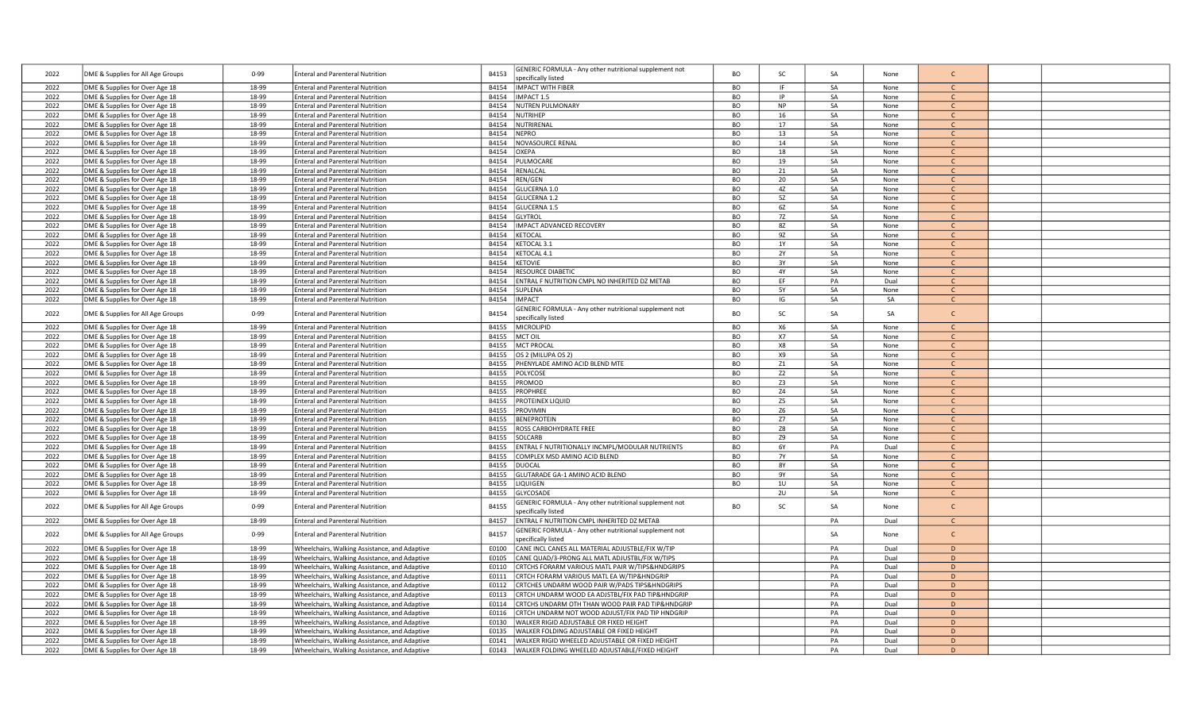| | | | | | | | | | | | | |
|---|---|---|---|---|---|---|---|---|---|---|---|---|
| 2022 | DME & Supplies for All Age Groups | 0-99 | Enteral and Parenteral Nutrition | B4153 | GENERIC FORMULA - Any other nutritional supplement not specifically listed | BO | SC | SA | None | C | | |
| 2022 | DME & Supplies for Over Age 18 | 18-99 | Enteral and Parenteral Nutrition | B4154 | IMPACT WITH FIBER | BO | IF | SA | None | C | | |
| 2022 | DME & Supplies for Over Age 18 | 18-99 | Enteral and Parenteral Nutrition | B4154 | IMPACT 1.5 | BO | IP | SA | None | C | | |
| 2022 | DME & Supplies for Over Age 18 | 18-99 | Enteral and Parenteral Nutrition | B4154 | NUTREN PULMONARY | BO | NP | SA | None | C | | |
| 2022 | DME & Supplies for Over Age 18 | 18-99 | Enteral and Parenteral Nutrition | B4154 | NUTRIHEP | BO | 16 | SA | None | C | | |
| 2022 | DME & Supplies for Over Age 18 | 18-99 | Enteral and Parenteral Nutrition | B4154 | NUTRIRENAL | BO | 17 | SA | None | C | | |
| 2022 | DME & Supplies for Over Age 18 | 18-99 | Enteral and Parenteral Nutrition | B4154 | NEPRO | BO | 13 | SA | None | C | | |
| 2022 | DME & Supplies for Over Age 18 | 18-99 | Enteral and Parenteral Nutrition | B4154 | NOVASOURCE RENAL | BO | 14 | SA | None | C | | |
| 2022 | DME & Supplies for Over Age 18 | 18-99 | Enteral and Parenteral Nutrition | B4154 | OXEPA | BO | 18 | SA | None | C | | |
| 2022 | DME & Supplies for Over Age 18 | 18-99 | Enteral and Parenteral Nutrition | B4154 | PULMOCARE | BO | 19 | SA | None | C | | |
| 2022 | DME & Supplies for Over Age 18 | 18-99 | Enteral and Parenteral Nutrition | B4154 | RENALCAL | BO | 21 | SA | None | C | | |
| 2022 | DME & Supplies for Over Age 18 | 18-99 | Enteral and Parenteral Nutrition | B4154 | REN/GEN | BO | 20 | SA | None | C | | |
| 2022 | DME & Supplies for Over Age 18 | 18-99 | Enteral and Parenteral Nutrition | B4154 | GLUCERNA 1.0 | BO | 4Z | SA | None | C | | |
| 2022 | DME & Supplies for Over Age 18 | 18-99 | Enteral and Parenteral Nutrition | B4154 | GLUCERNA 1.2 | BO | 5Z | SA | None | C | | |
| 2022 | DME & Supplies for Over Age 18 | 18-99 | Enteral and Parenteral Nutrition | B4154 | GLUCERNA 1.5 | BO | 6Z | SA | None | C | | |
| 2022 | DME & Supplies for Over Age 18 | 18-99 | Enteral and Parenteral Nutrition | B4154 | GLYTROL | BO | 7Z | SA | None | C | | |
| 2022 | DME & Supplies for Over Age 18 | 18-99 | Enteral and Parenteral Nutrition | B4154 | IMPACT ADVANCED RECOVERY | BO | 8Z | SA | None | C | | |
| 2022 | DME & Supplies for Over Age 18 | 18-99 | Enteral and Parenteral Nutrition | B4154 | KETOCAL | BO | 9Z | SA | None | C | | |
| 2022 | DME & Supplies for Over Age 18 | 18-99 | Enteral and Parenteral Nutrition | B4154 | KETOCAL 3.1 | BO | 1Y | SA | None | C | | |
| 2022 | DME & Supplies for Over Age 18 | 18-99 | Enteral and Parenteral Nutrition | B4154 | KETOCAL 4.1 | BO | 2Y | SA | None | C | | |
| 2022 | DME & Supplies for Over Age 18 | 18-99 | Enteral and Parenteral Nutrition | B4154 | KETOVIE | BO | 3Y | SA | None | C | | |
| 2022 | DME & Supplies for Over Age 18 | 18-99 | Enteral and Parenteral Nutrition | B4154 | RESOURCE DIABETIC | BO | 4Y | SA | None | C | | |
| 2022 | DME & Supplies for Over Age 18 | 18-99 | Enteral and Parenteral Nutrition | B4154 | ENTRAL F NUTRITION CMPL NO INHERITED DZ METAB | BO | EF | PA | Dual | C | | |
| 2022 | DME & Supplies for Over Age 18 | 18-99 | Enteral and Parenteral Nutrition | B4154 | SUPLENA | BO | 5Y | SA | None | C | | |
| 2022 | DME & Supplies for Over Age 18 | 18-99 | Enteral and Parenteral Nutrition | B4154 | IMPACT | BO | IG | SA | SA | C | | |
| 2022 | DME & Supplies for All Age Groups | 0-99 | Enteral and Parenteral Nutrition | B4154 | GENERIC FORMULA - Any other nutritional supplement not specifically listed | BO | SC | SA | SA | C | | |
| 2022 | DME & Supplies for Over Age 18 | 18-99 | Enteral and Parenteral Nutrition | B4155 | MICROLIPID | BO | X6 | SA | None | C | | |
| 2022 | DME & Supplies for Over Age 18 | 18-99 | Enteral and Parenteral Nutrition | B4155 | MCT OIL | BO | X7 | SA | None | C | | |
| 2022 | DME & Supplies for Over Age 18 | 18-99 | Enteral and Parenteral Nutrition | B4155 | MCT PROCAL | BO | X8 | SA | None | C | | |
| 2022 | DME & Supplies for Over Age 18 | 18-99 | Enteral and Parenteral Nutrition | B4155 | OS 2 (MILUPA OS 2) | BO | X9 | SA | None | C | | |
| 2022 | DME & Supplies for Over Age 18 | 18-99 | Enteral and Parenteral Nutrition | B4155 | PHENYLADE AMINO ACID BLEND MTE | BO | Z1 | SA | None | C | | |
| 2022 | DME & Supplies for Over Age 18 | 18-99 | Enteral and Parenteral Nutrition | B4155 | POLYCOSE | BO | Z2 | SA | None | C | | |
| 2022 | DME & Supplies for Over Age 18 | 18-99 | Enteral and Parenteral Nutrition | B4155 | PROMOD | BO | Z3 | SA | None | C | | |
| 2022 | DME & Supplies for Over Age 18 | 18-99 | Enteral and Parenteral Nutrition | B4155 | PROPHREE | BO | Z4 | SA | None | C | | |
| 2022 | DME & Supplies for Over Age 18 | 18-99 | Enteral and Parenteral Nutrition | B4155 | PROTEINEX LIQUID | BO | Z5 | SA | None | C | | |
| 2022 | DME & Supplies for Over Age 18 | 18-99 | Enteral and Parenteral Nutrition | B4155 | PROVIMIN | BO | Z6 | SA | None | C | | |
| 2022 | DME & Supplies for Over Age 18 | 18-99 | Enteral and Parenteral Nutrition | B4155 | BENEPROTEIN | BO | Z7 | SA | None | C | | |
| 2022 | DME & Supplies for Over Age 18 | 18-99 | Enteral and Parenteral Nutrition | B4155 | ROSS CARBOHYDRATE FREE | BO | Z8 | SA | None | C | | |
| 2022 | DME & Supplies for Over Age 18 | 18-99 | Enteral and Parenteral Nutrition | B4155 | SOLCARB | BO | Z9 | SA | None | C | | |
| 2022 | DME & Supplies for Over Age 18 | 18-99 | Enteral and Parenteral Nutrition | B4155 | ENTRAL F NUTRITIONALLY INCMPL/MODULAR NUTRIENTS | BO | 6Y | PA | Dual | C | | |
| 2022 | DME & Supplies for Over Age 18 | 18-99 | Enteral and Parenteral Nutrition | B4155 | COMPLEX MSD AMINO ACID BLEND | BO | 7Y | SA | None | C | | |
| 2022 | DME & Supplies for Over Age 18 | 18-99 | Enteral and Parenteral Nutrition | B4155 | DUOCAL | BO | 8Y | SA | None | C | | |
| 2022 | DME & Supplies for Over Age 18 | 18-99 | Enteral and Parenteral Nutrition | B4155 | GLUTARADE GA-1 AMINO ACID BLEND | BO | 9Y | SA | None | C | | |
| 2022 | DME & Supplies for Over Age 18 | 18-99 | Enteral and Parenteral Nutrition | B4155 | LIQUIGEN | BO | 1U | SA | None | C | | |
| 2022 | DME & Supplies for Over Age 18 | 18-99 | Enteral and Parenteral Nutrition | B4155 | GLYCOSADE | | 2U | SA | None | C | | |
| 2022 | DME & Supplies for All Age Groups | 0-99 | Enteral and Parenteral Nutrition | B4155 | GENERIC FORMULA - Any other nutritional supplement not specifically listed | BO | SC | SA | None | C | | |
| 2022 | DME & Supplies for Over Age 18 | 18-99 | Enteral and Parenteral Nutrition | B4157 | ENTRAL F NUTRITION CMPL INHERITED DZ METAB | | | PA | Dual | C | | |
| 2022 | DME & Supplies for All Age Groups | 0-99 | Enteral and Parenteral Nutrition | B4157 | GENERIC FORMULA - Any other nutritional supplement not specifically listed | | | SA | None | C | | |
| 2022 | DME & Supplies for Over Age 18 | 18-99 | Wheelchairs, Walking Assistance, and Adaptive | E0100 | CANE INCL CANES ALL MATERIAL ADJUSTBLE/FIX W/TIP | | | PA | Dual | D | | |
| 2022 | DME & Supplies for Over Age 18 | 18-99 | Wheelchairs, Walking Assistance, and Adaptive | E0105 | CANE QUAD/3-PRONG ALL MATL ADJUSTBL/FIX W/TIPS | | | PA | Dual | D | | |
| 2022 | DME & Supplies for Over Age 18 | 18-99 | Wheelchairs, Walking Assistance, and Adaptive | E0110 | CRTCHS FORARM VARIOUS MATL PAIR W/TIPS&HNDGRIPS | | | PA | Dual | D | | |
| 2022 | DME & Supplies for Over Age 18 | 18-99 | Wheelchairs, Walking Assistance, and Adaptive | E0111 | CRTCH FORARM VARIOUS MATL EA W/TIP&HNDGRIP | | | PA | Dual | D | | |
| 2022 | DME & Supplies for Over Age 18 | 18-99 | Wheelchairs, Walking Assistance, and Adaptive | E0112 | CRTCHES UNDARM WOOD PAIR W/PADS TIPS&HNDGRIPS | | | PA | Dual | D | | |
| 2022 | DME & Supplies for Over Age 18 | 18-99 | Wheelchairs, Walking Assistance, and Adaptive | E0113 | CRTCH UNDARM WOOD EA ADJSTBL/FIX PAD TIP&HNDGRIP | | | PA | Dual | D | | |
| 2022 | DME & Supplies for Over Age 18 | 18-99 | Wheelchairs, Walking Assistance, and Adaptive | E0114 | CRTCHS UNDARM OTH THAN WOOD PAIR PAD TIP&HNDGRIP | | | PA | Dual | D | | |
| 2022 | DME & Supplies for Over Age 18 | 18-99 | Wheelchairs, Walking Assistance, and Adaptive | E0116 | CRTCH UNDARM NOT WOOD ADJUST/FIX PAD TIP HNDGRIP | | | PA | Dual | D | | |
| 2022 | DME & Supplies for Over Age 18 | 18-99 | Wheelchairs, Walking Assistance, and Adaptive | E0130 | WALKER RIGID ADJUSTABLE OR FIXED HEIGHT | | | PA | Dual | D | | |
| 2022 | DME & Supplies for Over Age 18 | 18-99 | Wheelchairs, Walking Assistance, and Adaptive | E0135 | WALKER FOLDING ADJUSTABLE OR FIXED HEIGHT | | | PA | Dual | D | | |
| 2022 | DME & Supplies for Over Age 18 | 18-99 | Wheelchairs, Walking Assistance, and Adaptive | E0141 | WALKER RIGID WHEELED ADJUSTABLE OR FIXED HEIGHT | | | PA | Dual | D | | |
| 2022 | DME & Supplies for Over Age 18 | 18-99 | Wheelchairs, Walking Assistance, and Adaptive | E0143 | WALKER FOLDING WHEELED ADJUSTABLE/FIXED HEIGHT | | | PA | Dual | D | | |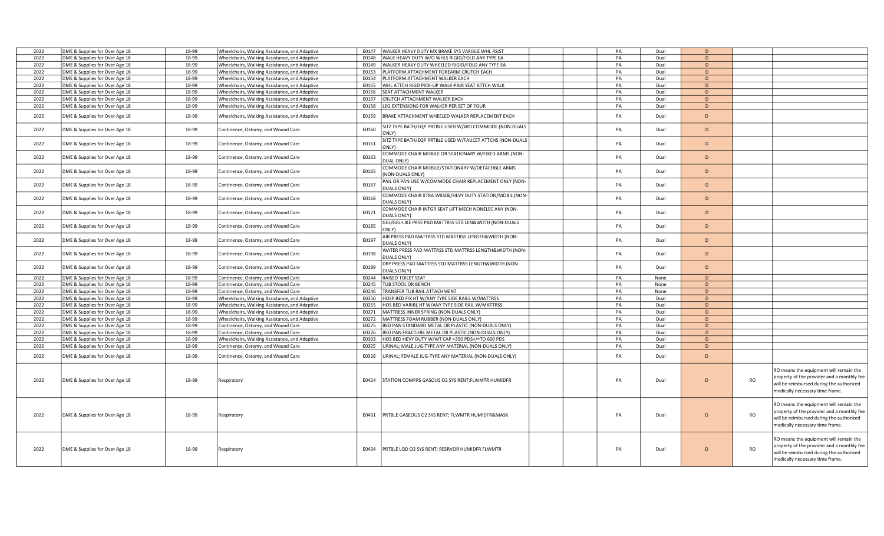| | | | | | | | | | | | | |
|---|---|---|---|---|---|---|---|---|---|---|---|---|
| 2022 | DME & Supplies for Over Age 18 | 18-99 | Wheelchairs, Walking Assistance, and Adaptive | E0147 | WALKER HEAVY DUTY MX BRAKE SYS VARIBLE WHL RSIST | | | PA | Dual | D | | |
| 2022 | DME & Supplies for Over Age 18 | 18-99 | Wheelchairs, Walking Assistance, and Adaptive | E0148 | WALK HEAVY DUTY W/O WHLS RIGID/FOLD ANY TYPE EA | | | PA | Dual | D | | |
| 2022 | DME & Supplies for Over Age 18 | 18-99 | Wheelchairs, Walking Assistance, and Adaptive | E0149 | WALKER HEAVY DUTY WHEELED RIGID/FOLD ANY TYPE EA | | | PA | Dual | D | | |
| 2022 | DME & Supplies for Over Age 18 | 18-99 | Wheelchairs, Walking Assistance, and Adaptive | E0153 | PLATFORM ATTACHMENT FOREARM CRUTCH EACH | | | PA | Dual | D | | |
| 2022 | DME & Supplies for Over Age 18 | 18-99 | Wheelchairs, Walking Assistance, and Adaptive | E0154 | PLATFORM ATTACHMENT WALKER EACH | | | PA | Dual | D | | |
| 2022 | DME & Supplies for Over Age 18 | 18-99 | Wheelchairs, Walking Assistance, and Adaptive | E0155 | WHL ATTCH RIGD PICK-UP WALK-PAIR SEAT ATTCH WALK | | | PA | Dual | D | | |
| 2022 | DME & Supplies for Over Age 18 | 18-99 | Wheelchairs, Walking Assistance, and Adaptive | E0156 | SEAT ATTACHMENT WALKER | | | PA | Dual | D | | |
| 2022 | DME & Supplies for Over Age 18 | 18-99 | Wheelchairs, Walking Assistance, and Adaptive | E0157 | CRUTCH ATTACHMENT WALKER EACH | | | PA | Dual | D | | |
| 2022 | DME & Supplies for Over Age 18 | 18-99 | Wheelchairs, Walking Assistance, and Adaptive | E0158 | LEG EXTENSIONS FOR WALKER PER SET OF FOUR | | | PA | Dual | D | | |
| 2022 | DME & Supplies for Over Age 18 | 18-99 | Wheelchairs, Walking Assistance, and Adaptive | E0159 | BRAKE ATTACHMENT WHEELED WALKER REPLACEMENT EACH | | | PA | Dual | D | | |
| 2022 | DME & Supplies for Over Age 18 | 18-99 | Continence, Ostomy, and Wound Care | E0160 | SITZ TYPE BATH/EQP PRTBLE USED W/WO COMMODE (NON-DUALS ONLY) | | | PA | Dual | D | | |
| 2022 | DME & Supplies for Over Age 18 | 18-99 | Continence, Ostomy, and Wound Care | E0161 | SITZ TYPE BATH/EQP PRTBLE USED W/FAUCET ATTCHS (NON-DUALS ONLY) | | | PA | Dual | D | | |
| 2022 | DME & Supplies for Over Age 18 | 18-99 | Continence, Ostomy, and Wound Care | E0163 | COMMODE CHAIR MOBILE OR STATIONARY W/FIXED ARMS (NON-DUAL ONLY) | | | PA | Dual | D | | |
| 2022 | DME & Supplies for Over Age 18 | 18-99 | Continence, Ostomy, and Wound Care | E0165 | COMMODE CHAIR MOBILE/STATIONARY W/DETACHBLE ARMS (NON-DUALS ONLY) | | | PA | Dual | D | | |
| 2022 | DME & Supplies for Over Age 18 | 18-99 | Continence, Ostomy, and Wound Care | E0167 | PAIL OR PAN USE W/COMMODE CHAIR REPLACEMENT ONLY (NON-DUALS ONLY) | | | PA | Dual | D | | |
| 2022 | DME & Supplies for Over Age 18 | 18-99 | Continence, Ostomy, and Wound Care | E0168 | COMMODE CHAIR XTRA WIDE&/HEVY DUTY STATION/MOBIL (NON-DUALS ONLY) | | | PA | Dual | D | | |
| 2022 | DME & Supplies for Over Age 18 | 18-99 | Continence, Ostomy, and Wound Care | E0171 | COMMODE CHAIR INTGR SEAT LIFT MECH NONELEC ANY (NON-DUALS ONLY) | | | PA | Dual | D | | |
| 2022 | DME & Supplies for Over Age 18 | 18-99 | Continence, Ostomy, and Wound Care | E0185 | GEL/GEL-LIKE PRSS PAD MATTRSS STD LEN&WDTH (NON-DUALS ONLY) | | | PA | Dual | D | | |
| 2022 | DME & Supplies for Over Age 18 | 18-99 | Continence, Ostomy, and Wound Care | E0197 | AIR PRESS PAD MATTRSS STD MATTRSS LENGTH&WIDTH (NON-DUALS ONLY) | | | PA | Dual | D | | |
| 2022 | DME & Supplies for Over Age 18 | 18-99 | Continence, Ostomy, and Wound Care | E0198 | WATER PRESS PAD MATTRSS STD MATTRSS LENGTH&WIDTH (NON-DUALS ONLY) | | | PA | Dual | D | | |
| 2022 | DME & Supplies for Over Age 18 | 18-99 | Continence, Ostomy, and Wound Care | E0199 | DRY PRESS PAD MATTRSS STD MATTRSS LENGTH&WIDTH (NON-DUALS ONLY) | | | PA | Dual | D | | |
| 2022 | DME & Supplies for Over Age 18 | 18-99 | Continence, Ostomy, and Wound Care | E0244 | RAISED TOILET SEAT | | | PA | None | D | | |
| 2022 | DME & Supplies for Over Age 18 | 18-99 | Continence, Ostomy, and Wound Care | E0245 | TUB STOOL OR BENCH | | | PA | None | D | | |
| 2022 | DME & Supplies for Over Age 18 | 18-99 | Continence, Ostomy, and Wound Care | E0246 | TRANSFER TUB RAIL ATTACHMENT | | | PA | None | D | | |
| 2022 | DME & Supplies for Over Age 18 | 18-99 | Wheelchairs, Walking Assistance, and Adaptive | E0250 | HOSP BED FIX HT W/ANY TYPE SIDE RAILS W/MATTRSS | | | PA | Dual | D | | |
| 2022 | DME & Supplies for Over Age 18 | 18-99 | Wheelchairs, Walking Assistance, and Adaptive | E0255 | HOS BED VARIBL HT W/ANY TYPE SIDE RAIL W/MATTRSS | | | PA | Dual | D | | |
| 2022 | DME & Supplies for Over Age 18 | 18-99 | Wheelchairs, Walking Assistance, and Adaptive | E0271 | MATTRESS INNER SPRING (NON-DUALS ONLY) | | | PA | Dual | D | | |
| 2022 | DME & Supplies for Over Age 18 | 18-99 | Wheelchairs, Walking Assistance, and Adaptive | E0272 | MATTRESS FOAM RUBBER (NON-DUALS ONLY) | | | PA | Dual | D | | |
| 2022 | DME & Supplies for Over Age 18 | 18-99 | Continence, Ostomy, and Wound Care | E0275 | BED PAN STANDARD METAL OR PLASTIC (NON-DUALS ONLY) | | | PA | Dual | D | | |
| 2022 | DME & Supplies for Over Age 18 | 18-99 | Continence, Ostomy, and Wound Care | E0276 | BED PAN FRACTURE METAL OR PLASTIC (NON-DUALS ONLY) | | | PA | Dual | D | | |
| 2022 | DME & Supplies for Over Age 18 | 18-99 | Wheelchairs, Walking Assistance, and Adaptive | E0303 | HOS BED HEVY DUTY W/WT CAP >350 PDS</=TO 600 PDS | | | PA | Dual | D | | |
| 2022 | DME & Supplies for Over Age 18 | 18-99 | Continence, Ostomy, and Wound Care | E0325 | URINAL; MALE JUG-TYPE ANY MATERIAL (NON-DUALS ONLY) | | | PA | Dual | D | | |
| 2022 | DME & Supplies for Over Age 18 | 18-99 | Continence, Ostomy, and Wound Care | E0326 | URINAL; FEMALE JUG-TYPE ANY MATERIAL (NON-DUALS ONLY) | | | PA | Dual | D | | |
| 2022 | DME & Supplies for Over Age 18 | 18-99 | Respiratory | E0424 | STATION COMPRS GASOUS O2 SYS RENT;FLWMTR HUMIDFR | | | PA | Dual | D | RO | RO means the equipment will remain the property of the provider and a monthly fee will be reimbursed during the authorized medically necessary time frame. |
| 2022 | DME & Supplies for Over Age 18 | 18-99 | Respiratory | E0431 | PRTBLE GASEOUS O2 SYS RENT; FLWMTR HUMIDFR&MASK | | | PA | Dual | D | RO | RO means the equipment will remain the property of the provider and a monthly fee will be reimbursed during the authorized medically necessary time frame. |
| 2022 | DME & Supplies for Over Age 18 | 18-99 | Respiratory | E0434 | PRTBLE LQD O2 SYS RENT; RESRVOR HUMIDFR FLWMTR | | | PA | Dual | D | RO | RO means the equipment will remain the property of the provider and a monthly fee will be reimbursed during the authorized medically necessary time frame. |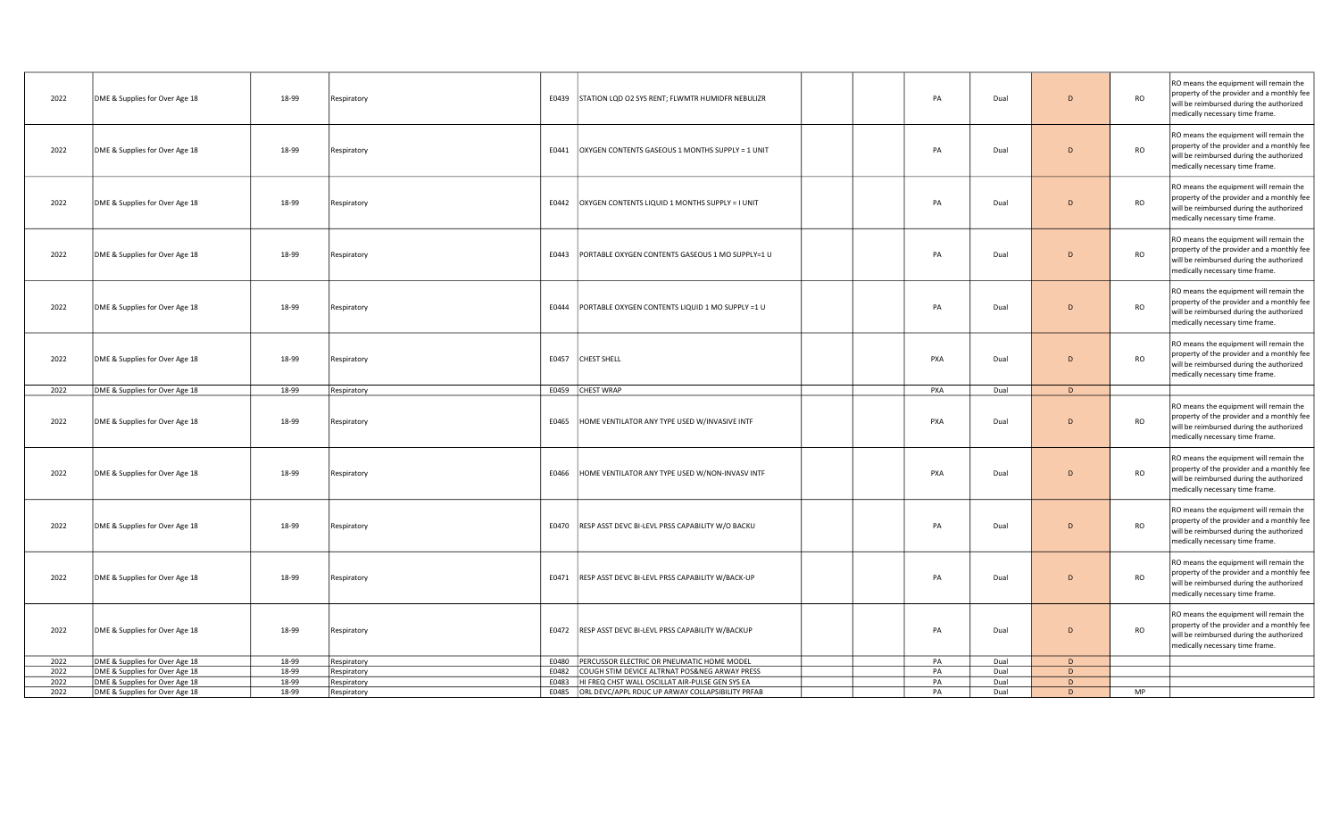| | | | | | | | | | | | | |
|---|---|---|---|---|---|---|---|---|---|---|---|---|
| 2022 | DME & Supplies for Over Age 18 | 18-99 | Respiratory | E0439 | STATION LQD O2 SYS RENT; FLWMTR HUMIDFR NEBULIZR | | | PA | Dual | D | RO | RO means the equipment will remain the property of the provider and a monthly fee will be reimbursed during the authorized medically necessary time frame. |
| 2022 | DME & Supplies for Over Age 18 | 18-99 | Respiratory | E0441 | OXYGEN CONTENTS GASEOUS 1 MONTHS SUPPLY = 1 UNIT | | | PA | Dual | D | RO | RO means the equipment will remain the property of the provider and a monthly fee will be reimbursed during the authorized medically necessary time frame. |
| 2022 | DME & Supplies for Over Age 18 | 18-99 | Respiratory | E0442 | OXYGEN CONTENTS LIQUID 1 MONTHS SUPPLY = I UNIT | | | PA | Dual | D | RO | RO means the equipment will remain the property of the provider and a monthly fee will be reimbursed during the authorized medically necessary time frame. |
| 2022 | DME & Supplies for Over Age 18 | 18-99 | Respiratory | E0443 | PORTABLE OXYGEN CONTENTS GASEOUS 1 MO SUPPLY=1 U | | | PA | Dual | D | RO | RO means the equipment will remain the property of the provider and a monthly fee will be reimbursed during the authorized medically necessary time frame. |
| 2022 | DME & Supplies for Over Age 18 | 18-99 | Respiratory | E0444 | PORTABLE OXYGEN CONTENTS LIQUID 1 MO SUPPLY =1 U | | | PA | Dual | D | RO | RO means the equipment will remain the property of the provider and a monthly fee will be reimbursed during the authorized medically necessary time frame. |
| 2022 | DME & Supplies for Over Age 18 | 18-99 | Respiratory | E0457 | CHEST SHELL | | | PXA | Dual | D | RO | RO means the equipment will remain the property of the provider and a monthly fee will be reimbursed during the authorized medically necessary time frame. |
| 2022 | DME & Supplies for Over Age 18 | 18-99 | Respiratory | E0459 | CHEST WRAP | | | PXA | Dual | D | | |
| 2022 | DME & Supplies for Over Age 18 | 18-99 | Respiratory | E0465 | HOME VENTILATOR ANY TYPE USED W/INVASIVE INTF | | | PXA | Dual | D | RO | RO means the equipment will remain the property of the provider and a monthly fee will be reimbursed during the authorized medically necessary time frame. |
| 2022 | DME & Supplies for Over Age 18 | 18-99 | Respiratory | E0466 | HOME VENTILATOR ANY TYPE USED W/NON-INVASV INTF | | | PXA | Dual | D | RO | RO means the equipment will remain the property of the provider and a monthly fee will be reimbursed during the authorized medically necessary time frame. |
| 2022 | DME & Supplies for Over Age 18 | 18-99 | Respiratory | E0470 | RESP ASST DEVC BI-LEVL PRSS CAPABILITY W/O BACKU | | | PA | Dual | D | RO | RO means the equipment will remain the property of the provider and a monthly fee will be reimbursed during the authorized medically necessary time frame. |
| 2022 | DME & Supplies for Over Age 18 | 18-99 | Respiratory | E0471 | RESP ASST DEVC BI-LEVL PRSS CAPABILITY W/BACK-UP | | | PA | Dual | D | RO | RO means the equipment will remain the property of the provider and a monthly fee will be reimbursed during the authorized medically necessary time frame. |
| 2022 | DME & Supplies for Over Age 18 | 18-99 | Respiratory | E0472 | RESP ASST DEVC BI-LEVL PRSS CAPABILITY W/BACKUP | | | PA | Dual | D | RO | RO means the equipment will remain the property of the provider and a monthly fee will be reimbursed during the authorized medically necessary time frame. |
| 2022 | DME & Supplies for Over Age 18 | 18-99 | Respiratory | E0480 | PERCUSSOR ELECTRIC OR PNEUMATIC HOME MODEL | | | PA | Dual | D | | |
| 2022 | DME & Supplies for Over Age 18 | 18-99 | Respiratory | E0482 | COUGH STIM DEVICE ALTRNAT POS&NEG ARWAY PRESS | | | PA | Dual | D | | |
| 2022 | DME & Supplies for Over Age 18 | 18-99 | Respiratory | E0483 | HI FREQ CHST WALL OSCILLAT AIR-PULSE GEN SYS EA | | | PA | Dual | D | | |
| 2022 | DME & Supplies for Over Age 18 | 18-99 | Respiratory | E0485 | ORL DEVC/APPL RDUC UP ARWAY COLLAPSIBILITY PRFAB | | | PA | Dual | D | MP | |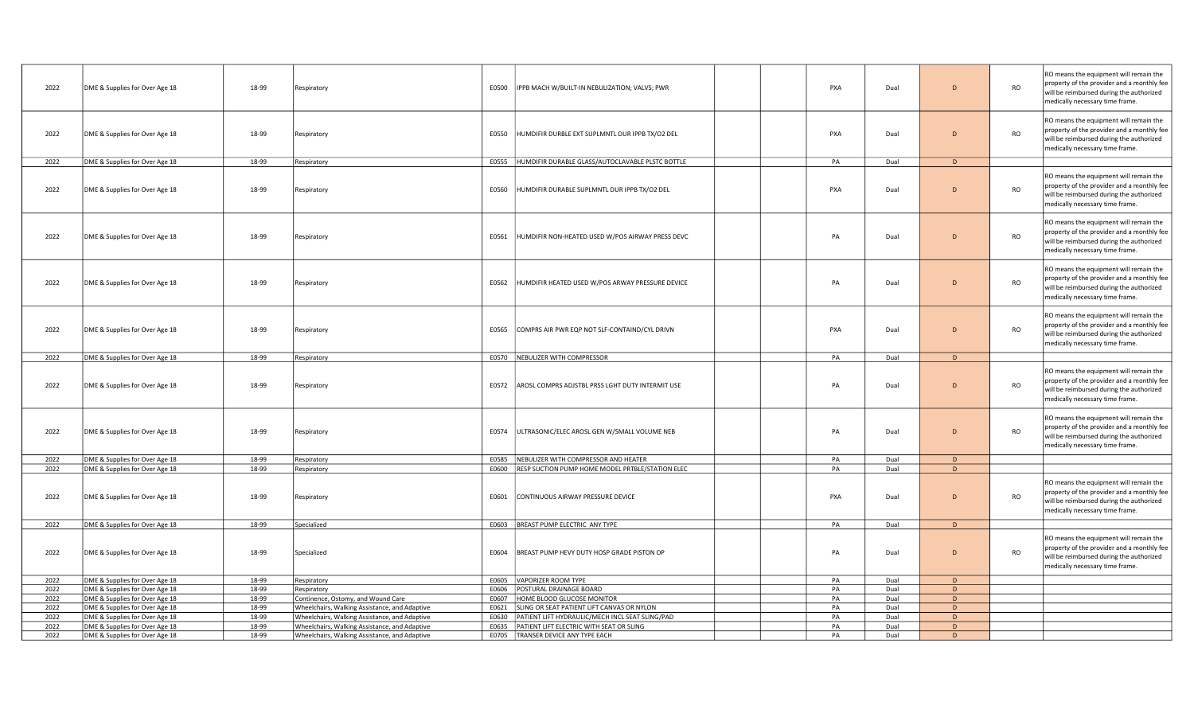| | | | | | | | | | | | | |
|---|---|---|---|---|---|---|---|---|---|---|---|---|
| 2022 | DME & Supplies for Over Age 18 | 18-99 | Respiratory | E0500 | IPPB MACH W/BUILT-IN NEBULIZATION; VALVS; PWR | | | PXA | Dual | D | RO | RO means the equipment will remain the property of the provider and a monthly fee will be reimbursed during the authorized medically necessary time frame. |
| 2022 | DME & Supplies for Over Age 18 | 18-99 | Respiratory | E0550 | HUMDIFIR DURBLE EXT SUPLMNTL DUR IPPB TX/O2 DEL | | | PXA | Dual | D | RO | RO means the equipment will remain the property of the provider and a monthly fee will be reimbursed during the authorized medically necessary time frame. |
| 2022 | DME & Supplies for Over Age 18 | 18-99 | Respiratory | E0555 | HUMDIFIR DURABLE GLASS/AUTOCLAVABLE PLSTC BOTTLE | | | PA | Dual | D | | |
| 2022 | DME & Supplies for Over Age 18 | 18-99 | Respiratory | E0560 | HUMDIFIR DURABLE SUPLMNTL DUR IPPB TX/O2 DEL | | | PXA | Dual | D | RO | RO means the equipment will remain the property of the provider and a monthly fee will be reimbursed during the authorized medically necessary time frame. |
| 2022 | DME & Supplies for Over Age 18 | 18-99 | Respiratory | E0561 | HUMDIFIR NON-HEATED USED W/POS AIRWAY PRESS DEVC | | | PA | Dual | D | RO | RO means the equipment will remain the property of the provider and a monthly fee will be reimbursed during the authorized medically necessary time frame. |
| 2022 | DME & Supplies for Over Age 18 | 18-99 | Respiratory | E0562 | HUMDIFIR HEATED USED W/POS ARWAY PRESSURE DEVICE | | | PA | Dual | D | RO | RO means the equipment will remain the property of the provider and a monthly fee will be reimbursed during the authorized medically necessary time frame. |
| 2022 | DME & Supplies for Over Age 18 | 18-99 | Respiratory | E0565 | COMPRS AIR PWR EQP NOT SLF-CONTAIND/CYL DRIVN | | | PXA | Dual | D | RO | RO means the equipment will remain the property of the provider and a monthly fee will be reimbursed during the authorized medically necessary time frame. |
| 2022 | DME & Supplies for Over Age 18 | 18-99 | Respiratory | E0570 | NEBULIZER WITH COMPRESSOR | | | PA | Dual | D | | |
| 2022 | DME & Supplies for Over Age 18 | 18-99 | Respiratory | E0572 | AROSL COMPRS ADJSTBL PRSS LGHT DUTY INTERMIT USE | | | PA | Dual | D | RO | RO means the equipment will remain the property of the provider and a monthly fee will be reimbursed during the authorized medically necessary time frame. |
| 2022 | DME & Supplies for Over Age 18 | 18-99 | Respiratory | E0574 | ULTRASONIC/ELEC AROSL GEN W/SMALL VOLUME NEB | | | PA | Dual | D | RO | RO means the equipment will remain the property of the provider and a monthly fee will be reimbursed during the authorized medically necessary time frame. |
| 2022 | DME & Supplies for Over Age 18 | 18-99 | Respiratory | E0585 | NEBULIZER WITH COMPRESSOR AND HEATER | | | PA | Dual | D | | |
| 2022 | DME & Supplies for Over Age 18 | 18-99 | Respiratory | E0600 | RESP SUCTION PUMP HOME MODEL PRTBLE/STATION ELEC | | | PA | Dual | D | | |
| 2022 | DME & Supplies for Over Age 18 | 18-99 | Respiratory | E0601 | CONTINUOUS AIRWAY PRESSURE DEVICE | | | PXA | Dual | D | RO | RO means the equipment will remain the property of the provider and a monthly fee will be reimbursed during the authorized medically necessary time frame. |
| 2022 | DME & Supplies for Over Age 18 | 18-99 | Specialized | E0603 | BREAST PUMP ELECTRIC ANY TYPE | | | PA | Dual | D | | |
| 2022 | DME & Supplies for Over Age 18 | 18-99 | Specialized | E0604 | BREAST PUMP HEVY DUTY HOSP GRADE PISTON OP | | | PA | Dual | D | RO | RO means the equipment will remain the property of the provider and a monthly fee will be reimbursed during the authorized medically necessary time frame. |
| 2022 | DME & Supplies for Over Age 18 | 18-99 | Respiratory | E0605 | VAPORIZER ROOM TYPE | | | PA | Dual | D | | |
| 2022 | DME & Supplies for Over Age 18 | 18-99 | Respiratory | E0606 | POSTURAL DRAINAGE BOARD | | | PA | Dual | D | | |
| 2022 | DME & Supplies for Over Age 18 | 18-99 | Continence, Ostomy, and Wound Care | E0607 | HOME BLOOD GLUCOSE MONITOR | | | PA | Dual | D | | |
| 2022 | DME & Supplies for Over Age 18 | 18-99 | Wheelchairs, Walking Assistance, and Adaptive | E0621 | SLING OR SEAT PATIENT LIFT CANVAS OR NYLON | | | PA | Dual | D | | |
| 2022 | DME & Supplies for Over Age 18 | 18-99 | Wheelchairs, Walking Assistance, and Adaptive | E0630 | PATIENT LIFT HYDRAULIC/MECH INCL SEAT SLING/PAD | | | PA | Dual | D | | |
| 2022 | DME & Supplies for Over Age 18 | 18-99 | Wheelchairs, Walking Assistance, and Adaptive | E0635 | PATIENT LIFT ELECTRIC WITH SEAT OR SLING | | | PA | Dual | D | | |
| 2022 | DME & Supplies for Over Age 18 | 18-99 | Wheelchairs, Walking Assistance, and Adaptive | E0705 | TRANSER DEVICE ANY TYPE EACH | | | PA | Dual | D | | |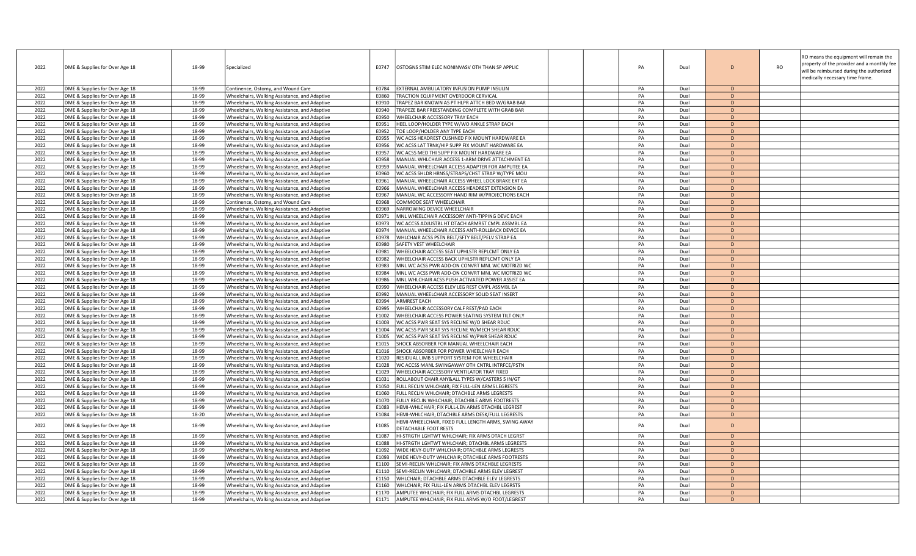| 2022 | DME & Supplies for Over Age 18 | 18-99 | Specialized | E0747 | OSTOGNS STIM ELEC NONINVASV OTH THAN SP APPLIC | | | PA | Dual | D | RO | RO means the equipment will remain the property of the provider and a monthly fee will be reimbursed during the authorized medically necessary time frame. |
|---|---|---|---|---|---|---|---|---|---|---|---|---|
| 2022 | DME & Supplies for Over Age 18 | 18-99 | Continence, Ostomy, and Wound Care | E0784 | EXTERNAL AMBULATORY INFUSION PUMP INSULIN | | | PA | Dual | D | | |
| 2022 | DME & Supplies for Over Age 18 | 18-99 | Wheelchairs, Walking Assistance, and Adaptive | E0860 | TRACTION EQUIPMENT OVERDOOR CERVICAL | | | PA | Dual | D | | |
| 2022 | DME & Supplies for Over Age 18 | 18-99 | Wheelchairs, Walking Assistance, and Adaptive | E0910 | TRAPEZ BAR KNOWN AS PT HLPR ATTCH BED W/GRAB BAR | | | PA | Dual | D | | |
| 2022 | DME & Supplies for Over Age 18 | 18-99 | Wheelchairs, Walking Assistance, and Adaptive | E0940 | TRAPEZE BAR FREESTANDING COMPLETE WITH GRAB BAR | | | PA | Dual | D | | |
| 2022 | DME & Supplies for Over Age 18 | 18-99 | Wheelchairs, Walking Assistance, and Adaptive | E0950 | WHEELCHAIR ACCESSORY TRAY EACH | | | PA | Dual | D | | |
| 2022 | DME & Supplies for Over Age 18 | 18-99 | Wheelchairs, Walking Assistance, and Adaptive | E0951 | HEEL LOOP/HOLDER TYPE W/WO ANKLE STRAP EACH | | | PA | Dual | D | | |
| 2022 | DME & Supplies for Over Age 18 | 18-99 | Wheelchairs, Walking Assistance, and Adaptive | E0952 | TOE LOOP/HOLDER ANY TYPE EACH | | | PA | Dual | D | | |
| 2022 | DME & Supplies for Over Age 18 | 18-99 | Wheelchairs, Walking Assistance, and Adaptive | E0955 | WC ACSS HEADRST CUSHNED FIX MOUNT HARDWARE EA | | | PA | Dual | D | | |
| 2022 | DME & Supplies for Over Age 18 | 18-99 | Wheelchairs, Walking Assistance, and Adaptive | E0956 | WC ACSS LAT TRNK/HIP SUPP FIX MOUNT HARDWARE EA | | | PA | Dual | D | | |
| 2022 | DME & Supplies for Over Age 18 | 18-99 | Wheelchairs, Walking Assistance, and Adaptive | E0957 | WC ACSS MED THI SUPP FIX MOUNT HARDWARE EA | | | PA | Dual | D | | |
| 2022 | DME & Supplies for Over Age 18 | 18-99 | Wheelchairs, Walking Assistance, and Adaptive | E0958 | MANUAL WHLCHAIR ACCESS 1-ARM DRIVE ATTACHMENT EA | | | PA | Dual | D | | |
| 2022 | DME & Supplies for Over Age 18 | 18-99 | Wheelchairs, Walking Assistance, and Adaptive | E0959 | MANUAL WHEELCHAIR ACCESS ADAPTER FOR AMPUTEE EA | | | PA | Dual | D | | |
| 2022 | DME & Supplies for Over Age 18 | 18-99 | Wheelchairs, Walking Assistance, and Adaptive | E0960 | WC ACSS SHLDR HRNSS/STRAPS/CHST STRAP W/TYPE MOU | | | PA | Dual | D | | |
| 2022 | DME & Supplies for Over Age 18 | 18-99 | Wheelchairs, Walking Assistance, and Adaptive | E0961 | MANUAL WHEELCHAIR ACCESS WHEEL LOCK BRAKE EXT EA | | | PA | Dual | D | | |
| 2022 | DME & Supplies for Over Age 18 | 18-99 | Wheelchairs, Walking Assistance, and Adaptive | E0966 | MANUAL WHEELCHAIR ACCESS HEADREST EXTENSION EA | | | PA | Dual | D | | |
| 2022 | DME & Supplies for Over Age 18 | 18-99 | Wheelchairs, Walking Assistance, and Adaptive | E0967 | MANUAL WC ACCESSORY HAND RIM W/PROJECTIONS EACH | | | PA | Dual | D | | |
| 2022 | DME & Supplies for Over Age 18 | 18-99 | Continence, Ostomy, and Wound Care | E0968 | COMMODE SEAT WHEELCHAIR | | | PA | Dual | D | | |
| 2022 | DME & Supplies for Over Age 18 | 18-99 | Wheelchairs, Walking Assistance, and Adaptive | E0969 | NARROWING DEVICE WHEELCHAIR | | | PA | Dual | D | | |
| 2022 | DME & Supplies for Over Age 18 | 18-99 | Wheelchairs, Walking Assistance, and Adaptive | E0971 | MNL WHEELCHAIR ACCESSORY ANTI-TIPPING DEVC EACH | | | PA | Dual | D | | |
| 2022 | DME & Supplies for Over Age 18 | 18-99 | Wheelchairs, Walking Assistance, and Adaptive | E0973 | WC ACCSS ADJUSTBL HT DTACH ARMRST CMPL ASSMBL EA | | | PA | Dual | D | | |
| 2022 | DME & Supplies for Over Age 18 | 18-99 | Wheelchairs, Walking Assistance, and Adaptive | E0974 | MANUAL WHEELCHAIR ACCESS ANTI-ROLLBACK DEVICE EA | | | PA | Dual | D | | |
| 2022 | DME & Supplies for Over Age 18 | 18-99 | Wheelchairs, Walking Assistance, and Adaptive | E0978 | WHLCHAIR ACSS PSTN BELT/SFTY BELT/PELV STRAP EA | | | PA | Dual | D | | |
| 2022 | DME & Supplies for Over Age 18 | 18-99 | Wheelchairs, Walking Assistance, and Adaptive | E0980 | SAFETY VEST WHEELCHAIR | | | PA | Dual | D | | |
| 2022 | DME & Supplies for Over Age 18 | 18-99 | Wheelchairs, Walking Assistance, and Adaptive | E0981 | WHEELCHAIR ACCESS SEAT UPHLSTR REPLCMT ONLY EA | | | PA | Dual | D | | |
| 2022 | DME & Supplies for Over Age 18 | 18-99 | Wheelchairs, Walking Assistance, and Adaptive | E0982 | WHEELCHAIR ACCESS BACK UPHLSTR REPLCMT ONLY EA | | | PA | Dual | D | | |
| 2022 | DME & Supplies for Over Age 18 | 18-99 | Wheelchairs, Walking Assistance, and Adaptive | E0983 | MNL WC ACSS PWR ADD-ON CONVRT MNL WC MOTRIZD WC | | | PA | Dual | D | | |
| 2022 | DME & Supplies for Over Age 18 | 18-99 | Wheelchairs, Walking Assistance, and Adaptive | E0984 | MNL WC ACSS PWR ADD-ON CONVRT MNL WC MOTRIZD WC | | | PA | Dual | D | | |
| 2022 | DME & Supplies for Over Age 18 | 18-99 | Wheelchairs, Walking Assistance, and Adaptive | E0986 | MNL WHLCHAIR ACSS PUSH ACTIVATED POWER ASSIST EA | | | PA | Dual | D | | |
| 2022 | DME & Supplies for Over Age 18 | 18-99 | Wheelchairs, Walking Assistance, and Adaptive | E0990 | WHEELCHAIR ACCESS ELEV LEG REST CMPL ASSMBL EA | | | PA | Dual | D | | |
| 2022 | DME & Supplies for Over Age 18 | 18-99 | Wheelchairs, Walking Assistance, and Adaptive | E0992 | MANUAL WHEELCHAIR ACCESSORY SOLID SEAT INSERT | | | PA | Dual | D | | |
| 2022 | DME & Supplies for Over Age 18 | 18-99 | Wheelchairs, Walking Assistance, and Adaptive | E0994 | ARMREST EACH | | | PA | Dual | D | | |
| 2022 | DME & Supplies for Over Age 18 | 18-99 | Wheelchairs, Walking Assistance, and Adaptive | E0995 | WHEELCHAIR ACCESSORY CALF REST/PAD EACH | | | PA | Dual | D | | |
| 2022 | DME & Supplies for Over Age 18 | 18-99 | Wheelchairs, Walking Assistance, and Adaptive | E1002 | WHEELCHAIR ACCESS POWER SEATING SYSTEM TILT ONLY | | | PA | Dual | D | | |
| 2022 | DME & Supplies for Over Age 18 | 18-99 | Wheelchairs, Walking Assistance, and Adaptive | E1003 | WC ACSS PWR SEAT SYS RECLINE W/O SHEAR RDUC | | | PA | Dual | D | | |
| 2022 | DME & Supplies for Over Age 18 | 18-99 | Wheelchairs, Walking Assistance, and Adaptive | E1004 | WC ACSS PWR SEAT SYS RECLINE W/MECH SHEAR RDUC | | | PA | Dual | D | | |
| 2022 | DME & Supplies for Over Age 18 | 18-99 | Wheelchairs, Walking Assistance, and Adaptive | E1005 | WC ACSS PWR SEAT SYS RECLINE W/PWR SHEAR RDUC | | | PA | Dual | D | | |
| 2022 | DME & Supplies for Over Age 18 | 18-99 | Wheelchairs, Walking Assistance, and Adaptive | E1015 | SHOCK ABSORBER FOR MANUAL WHEELCHAIR EACH | | | PA | Dual | D | | |
| 2022 | DME & Supplies for Over Age 18 | 18-99 | Wheelchairs, Walking Assistance, and Adaptive | E1016 | SHOCK ABSORBER FOR POWER WHEELCHAIR EACH | | | PA | Dual | D | | |
| 2022 | DME & Supplies for Over Age 18 | 18-99 | Wheelchairs, Walking Assistance, and Adaptive | E1020 | RESIDUAL LIMB SUPPORT SYSTEM FOR WHEELCHAIR | | | PA | Dual | D | | |
| 2022 | DME & Supplies for Over Age 18 | 18-99 | Wheelchairs, Walking Assistance, and Adaptive | E1028 | WC ACCSS MANL SWINGAWAY OTH CNTRL INTRFCE/PSTN | | | PA | Dual | D | | |
| 2022 | DME & Supplies for Over Age 18 | 18-99 | Wheelchairs, Walking Assistance, and Adaptive | E1029 | WHEELCHAIR ACCESSORY VENTILATOR TRAY FIXED | | | PA | Dual | D | | |
| 2022 | DME & Supplies for Over Age 18 | 18-99 | Wheelchairs, Walking Assistance, and Adaptive | E1031 | ROLLABOUT CHAIR ANY&ALL TYPES W/CASTERS 5 IN/GT | | | PA | Dual | D | | |
| 2022 | DME & Supplies for Over Age 18 | 18-99 | Wheelchairs, Walking Assistance, and Adaptive | E1050 | FULL RECLIN WHLCHAIR; FIX FULL-LEN ARMS LEGRESTS | | | PA | Dual | D | | |
| 2022 | DME & Supplies for Over Age 18 | 18-99 | Wheelchairs, Walking Assistance, and Adaptive | E1060 | FULL RECLIN WHLCHAIR; DTACHBLE ARMS LEGRESTS | | | PA | Dual | D | | |
| 2022 | DME & Supplies for Over Age 18 | 18-99 | Wheelchairs, Walking Assistance, and Adaptive | E1070 | FULLY RECLIN WHLCHAIR; DTACHBLE ARMS FOOTRESTS | | | PA | Dual | D | | |
| 2022 | DME & Supplies for Over Age 18 | 18-99 | Wheelchairs, Walking Assistance, and Adaptive | E1083 | HEMI-WHLCHAIR; FIX FULL-LEN ARMS DTACHBL LEGREST | | | PA | Dual | D | | |
| 2022 | DME & Supplies for Over Age 18 | 18-20 | Wheelchairs, Walking Assistance, and Adaptive | E1084 | HEMI-WHLCHAIR; DTACHBLE ARMS DESK/FULL LEGRESTS | | | PA | Dual | D | | |
| 2022 | DME & Supplies for Over Age 18 | 18-99 | Wheelchairs, Walking Assistance, and Adaptive | E1085 | HEMI-WHEELCHAIR, FIXED FULL LENGTH ARMS, SWING AWAY DETACHABLE FOOT RESTS | | | PA | Dual | D | | |
| 2022 | DME & Supplies for Over Age 18 | 18-99 | Wheelchairs, Walking Assistance, and Adaptive | E1087 | HI-STRGTH LGHTWT WHLCHAIR; FIX ARMS DTACH LEGRST | | | PA | Dual | D | | |
| 2022 | DME & Supplies for Over Age 18 | 18-99 | Wheelchairs, Walking Assistance, and Adaptive | E1088 | HI-STRGTH LGHTWT WHLCHAIR; DTACHBL ARMS LEGRESTS | | | PA | Dual | D | | |
| 2022 | DME & Supplies for Over Age 18 | 18-99 | Wheelchairs, Walking Assistance, and Adaptive | E1092 | WIDE HEVY-DUTY WHLCHAIR; DTACHBLE ARMS LEGRESTS | | | PA | Dual | D | | |
| 2022 | DME & Supplies for Over Age 18 | 18-99 | Wheelchairs, Walking Assistance, and Adaptive | E1093 | WIDE HEVY-DUTY WHLCHAIR; DTACHBLE ARMS FOOTRESTS | | | PA | Dual | D | | |
| 2022 | DME & Supplies for Over Age 18 | 18-99 | Wheelchairs, Walking Assistance, and Adaptive | E1100 | SEMI-RECLIN WHLCHAIR; FIX ARMS DTACHBLE LEGRESTS | | | PA | Dual | D | | |
| 2022 | DME & Supplies for Over Age 18 | 18-99 | Wheelchairs, Walking Assistance, and Adaptive | E1110 | SEMI-RECLIN WHLCHAIR; DTACHBLE ARMS ELEV LEGREST | | | PA | Dual | D | | |
| 2022 | DME & Supplies for Over Age 18 | 18-99 | Wheelchairs, Walking Assistance, and Adaptive | E1150 | WHLCHAIR; DTACHBLE ARMS DTACHBLE ELEV LEGRESTS | | | PA | Dual | D | | |
| 2022 | DME & Supplies for Over Age 18 | 18-99 | Wheelchairs, Walking Assistance, and Adaptive | E1160 | WHLCHAIR; FIX FULL-LEN ARMS DTACHBL ELEV LEGRSTS | | | PA | Dual | D | | |
| 2022 | DME & Supplies for Over Age 18 | 18-99 | Wheelchairs, Walking Assistance, and Adaptive | E1170 | AMPUTEE WHLCHAIR; FIX FULL ARMS DTACHBL LEGRESTS | | | PA | Dual | D | | |
| 2022 | DME & Supplies for Over Age 18 | 18-99 | Wheelchairs, Walking Assistance, and Adaptive | E1171 | AMPUTEE WHLCHAIR; FIX FULL ARMS W/O FOOT/LEGREST | | | PA | Dual | D | | |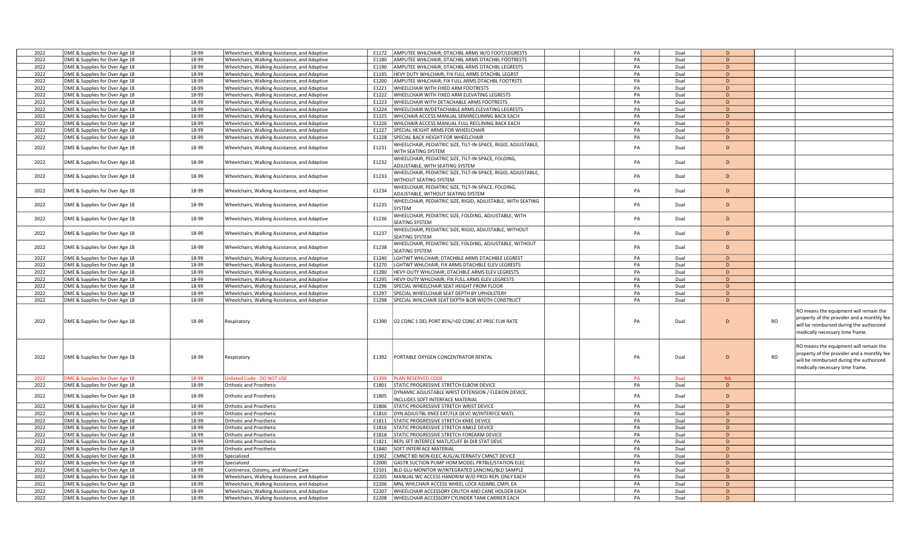| | | | | | | | | | | | |
|---|---|---|---|---|---|---|---|---|---|---|---|
| 2022 | DME & Supplies for Over Age 18 | 18-99 | Wheelchairs, Walking Assistance, and Adaptive | E1172 | AMPUTEE WHLCHAIR; DTACHBL ARMS W/O FOOT/LEGRESTS | | PA | Dual | D | | |
| 2022 | DME & Supplies for Over Age 18 | 18-99 | Wheelchairs, Walking Assistance, and Adaptive | E1180 | AMPUTEE WHLCHAIR; DTACHBL ARMS DTACHBL FOOTRESTS | | PA | Dual | D | | |
| 2022 | DME & Supplies for Over Age 18 | 18-99 | Wheelchairs, Walking Assistance, and Adaptive | E1190 | AMPUTEE WHLCHAIR; DTACHBL ARMS DTACHBL LEGRESTS | | PA | Dual | D | | |
| 2022 | DME & Supplies for Over Age 18 | 18-99 | Wheelchairs, Walking Assistance, and Adaptive | E1195 | HEVY DUTY WHLCHAIR; FIX FULL ARMS DTACHBL LEGRST | | PA | Dual | D | | |
| 2022 | DME & Supplies for Over Age 18 | 18-99 | Wheelchairs, Walking Assistance, and Adaptive | E1200 | AMPUTEE WHLCHAIR; FIX FULL ARMS DTACHBL FOOTRSTS | | PA | Dual | D | | |
| 2022 | DME & Supplies for Over Age 18 | 18-99 | Wheelchairs, Walking Assistance, and Adaptive | E1221 | WHEELCHAIR WITH FIXED ARM FOOTRESTS | | PA | Dual | D | | |
| 2022 | DME & Supplies for Over Age 18 | 18-99 | Wheelchairs, Walking Assistance, and Adaptive | E1222 | WHEELCHAIR WITH FIXED ARM ELEVATING LEGRESTS | | PA | Dual | D | | |
| 2022 | DME & Supplies for Over Age 18 | 18-99 | Wheelchairs, Walking Assistance, and Adaptive | E1223 | WHEELCHAIR WITH DETACHABLE ARMS FOOTRESTS | | PA | Dual | D | | |
| 2022 | DME & Supplies for Over Age 18 | 18-99 | Wheelchairs, Walking Assistance, and Adaptive | E1224 | WHEELCHAIR W/DETACHABLE ARMS ELEVATING LEGRESTS | | PA | Dual | D | | |
| 2022 | DME & Supplies for Over Age 18 | 18-99 | Wheelchairs, Walking Assistance, and Adaptive | E1225 | WHLCHAIR ACCESS MANUAL SEMIRECLINING BACK EACH | | PA | Dual | D | | |
| 2022 | DME & Supplies for Over Age 18 | 18-99 | Wheelchairs, Walking Assistance, and Adaptive | E1226 | WHLCHAIR ACCESS MANUAL FULL RECLINING BACK EACH | | PA | Dual | D | | |
| 2022 | DME & Supplies for Over Age 18 | 18-99 | Wheelchairs, Walking Assistance, and Adaptive | E1227 | SPECIAL HEIGHT ARMS FOR WHEELCHAIR | | PA | Dual | D | | |
| 2022 | DME & Supplies for Over Age 18 | 18-99 | Wheelchairs, Walking Assistance, and Adaptive | E1228 | SPECIAL BACK HEIGHT FOR WHEELCHAIR | | PA | Dual | D | | |
| 2022 | DME & Supplies for Over Age 18 | 18-99 | Wheelchairs, Walking Assistance, and Adaptive | E1231 | WHEELCHAIR, PEDIATRIC SIZE, TILT-IN-SPACE, RIGID, ADJUSTABLE, WITH SEATING SYSTEM | | PA | Dual | D | | |
| 2022 | DME & Supplies for Over Age 18 | 18-99 | Wheelchairs, Walking Assistance, and Adaptive | E1232 | WHEELCHAIR, PEDIATRIC SIZE, TILT-IN-SPACE, FOLDING, ADJUSTABLE, WITH SEATING SYSTEM | | PA | Dual | D | | |
| 2022 | DME & Supplies for Over Age 18 | 18-99 | Wheelchairs, Walking Assistance, and Adaptive | E1233 | WHEELCHAIR, PEDIATRIC SIZE, TILT-IN-SPACE, RIGID, ADJUSTABLE, WITHOUT SEATING SYSTEM | | PA | Dual | D | | |
| 2022 | DME & Supplies for Over Age 18 | 18-99 | Wheelchairs, Walking Assistance, and Adaptive | E1234 | WHEELCHAIR, PEDIATRIC SIZE, TILT-IN-SPACE, FOLDING, ADJUSTABLE, WITHOUT SEATING SYSTEM | | PA | Dual | D | | |
| 2022 | DME & Supplies for Over Age 18 | 18-99 | Wheelchairs, Walking Assistance, and Adaptive | E1235 | WHEELCHAIR, PEDIATRIC SIZE, RIGID, ADJUSTABLE, WITH SEATING SYSTEM | | PA | Dual | D | | |
| 2022 | DME & Supplies for Over Age 18 | 18-99 | Wheelchairs, Walking Assistance, and Adaptive | E1236 | WHEELCHAIR, PEDIATRIC SIZE, FOLDING, ADJUSTABLE, WITH SEATING SYSTEM | | PA | Dual | D | | |
| 2022 | DME & Supplies for Over Age 18 | 18-99 | Wheelchairs, Walking Assistance, and Adaptive | E1237 | WHEELCHAIR, PEDIATRIC SIZE, RIGID, ADJUSTABLE, WITHOUT SEATING SYSTEM | | PA | Dual | D | | |
| 2022 | DME & Supplies for Over Age 18 | 18-99 | Wheelchairs, Walking Assistance, and Adaptive | E1238 | WHEELCHAIR, PEDIATRIC SIZE, FOLDING, ADJUSTABLE, WITHOUT SEATING SYSTEM | | PA | Dual | D | | |
| 2022 | DME & Supplies for Over Age 18 | 18-99 | Wheelchairs, Walking Assistance, and Adaptive | E1240 | LGHTWT WHLCHAIR; DTACHBLE ARMS DTACHBLE LEGREST | | PA | Dual | D | | |
| 2022 | DME & Supplies for Over Age 18 | 18-99 | Wheelchairs, Walking Assistance, and Adaptive | E1270 | LGHTWT WHLCHAIR; FIX ARMS DTACHBLE ELEV LEGRESTS | | PA | Dual | D | | |
| 2022 | DME & Supplies for Over Age 18 | 18-99 | Wheelchairs, Walking Assistance, and Adaptive | E1280 | HEVY-DUTY WHLCHAIR; DTACHBLE ARMS ELEV LEGRESTS | | PA | Dual | D | | |
| 2022 | DME & Supplies for Over Age 18 | 18-99 | Wheelchairs, Walking Assistance, and Adaptive | E1295 | HEVY-DUTY WHLCHAIR; FIX FULL ARMS ELEV LEGRESTS | | PA | Dual | D | | |
| 2022 | DME & Supplies for Over Age 18 | 18-99 | Wheelchairs, Walking Assistance, and Adaptive | E1296 | SPECIAL WHEELCHAIR SEAT HEIGHT FROM FLOOR | | PA | Dual | D | | |
| 2022 | DME & Supplies for Over Age 18 | 18-99 | Wheelchairs, Walking Assistance, and Adaptive | E1297 | SPECIAL WHEELCHAIR SEAT DEPTH BY UPHOLSTERY | | PA | Dual | D | | |
| 2022 | DME & Supplies for Over Age 18 | 18-99 | Wheelchairs, Walking Assistance, and Adaptive | E1298 | SPECIAL WHLCHAIR SEAT DEPTH &OR WIDTH CONSTRUCT | | PA | Dual | D | | |
| 2022 | DME & Supplies for Over Age 18 | 18-99 | Respiratory | E1390 | O2 CONC 1 DEL PORT 85%/>02 CONC AT PRSC FLW RATE | | PA | Dual | D | RO | RO means the equipment will remain the property of the provider and a monthly fee will be reimbursed during the authorized medically necessary time frame. |
| 2022 | DME & Supplies for Over Age 18 | 18-99 | Respiratory | E1392 | PORTABLE OXYGEN CONCENTRATOR RENTAL | | PA | Dual | D | RO | RO means the equipment will remain the property of the provider and a monthly fee will be reimbursed during the authorized medically necessary time frame. |
| 2022 | DME & Supplies for Over Age 18 | 18-99 | Unlisted Code - DO NOT USE | E1399 | PLAN RESERVED CODE | | PA | Dual | NA | | |
| 2022 | DME & Supplies for Over Age 18 | 18-99 | Orthotic and Prosthetic | E1801 | STATIC PROGRESSIVE STRETCH ELBOW DEVICE | | PA | Dual | D | | |
| 2022 | DME & Supplies for Over Age 18 | 18-99 | Orthotic and Prosthetic | E1805 | DYNAMIC ADJUSTABLE WRIST EXTENSION / FLEXION DEVICE, INCLUDES SOFT INTERFACE MATERIAL | | PA | Dual | D | | |
| 2022 | DME & Supplies for Over Age 18 | 18-99 | Orthotic and Prosthetic | E1806 | STATIC PROGRESSIVE STRETCH WRIST DEVICE | | PA | Dual | D | | |
| 2022 | DME & Supplies for Over Age 18 | 18-99 | Orthotic and Prosthetic | E1810 | DYN ADJUSTBL KNEE EXT/FLX DEVC W/INTERFCE MATL | | PA | Dual | D | | |
| 2022 | DME & Supplies for Over Age 18 | 18-99 | Orthotic and Prosthetic | E1811 | STATIC PROGRESSIVE STRETCH KNEE DEVICE | | PA | Dual | D | | |
| 2022 | DME & Supplies for Over Age 18 | 18-99 | Orthotic and Prosthetic | E1816 | STATIC PROGRESSIVE STRETCH ANKLE DEVICE | | PA | Dual | D | | |
| 2022 | DME & Supplies for Over Age 18 | 18-99 | Orthotic and Prosthetic | E1818 | STATIC PROGRESSIVE STRETCH FOREARM DEVICE | | PA | Dual | D | | |
| 2022 | DME & Supplies for Over Age 18 | 18-99 | Orthotic and Prosthetic | E1821 | REPL SFT INTERFCE MATL/CUFF BI-DIR STAT DEVC | | PA | Dual | D | | |
| 2022 | DME & Supplies for Over Age 18 | 18-99 | Orthotic and Prosthetic | E1840 | SOFT INTERFACE MATERIAL | | PA | Dual | D | | |
| 2022 | DME & Supplies for Over Age 18 | 18-99 | Specialized | E1902 | CMNCT BD NON-ELEC AUG/ALTERNATV CMNCT DEVICE | | PA | Dual | D | | |
| 2022 | DME & Supplies for Over Age 18 | 18-99 | Specialized | E2000 | GASTR SUCTION PUMP HOM MODEL PRTBLE/STATION ELEC | | PA | Dual | D | | |
| 2022 | DME & Supplies for Over Age 18 | 18-99 | Continence, Ostomy, and Wound Care | E2101 | BLD GLU MONITOR W/INTEGRATED LANCING/BLD SAMPLE | | PA | Dual | D | | |
| 2022 | DME & Supplies for Over Age 18 | 18-99 | Wheelchairs, Walking Assistance, and Adaptive | E2205 | MANUAL WC ACCESS HANDRIM W/O PROJ REPL ONLY EACH | | PA | Dual | D | | |
| 2022 | DME & Supplies for Over Age 18 | 18-99 | Wheelchairs, Walking Assistance, and Adaptive | E2206 | MNL WHLCHAIR ACCESS WHEEL LOCK ASSMBL CMPL EA | | PA | Dual | D | | |
| 2022 | DME & Supplies for Over Age 18 | 18-99 | Wheelchairs, Walking Assistance, and Adaptive | E2207 | WHEELCHAIR ACCESSORY CRUTCH AND CANE HOLDER EACH | | PA | Dual | D | | |
| 2022 | DME & Supplies for Over Age 18 | 18-99 | Wheelchairs, Walking Assistance, and Adaptive | E2208 | WHEELCHAIR ACCESSORY CYLINDER TANK CARRIER EACH | | PA | Dual | D | | |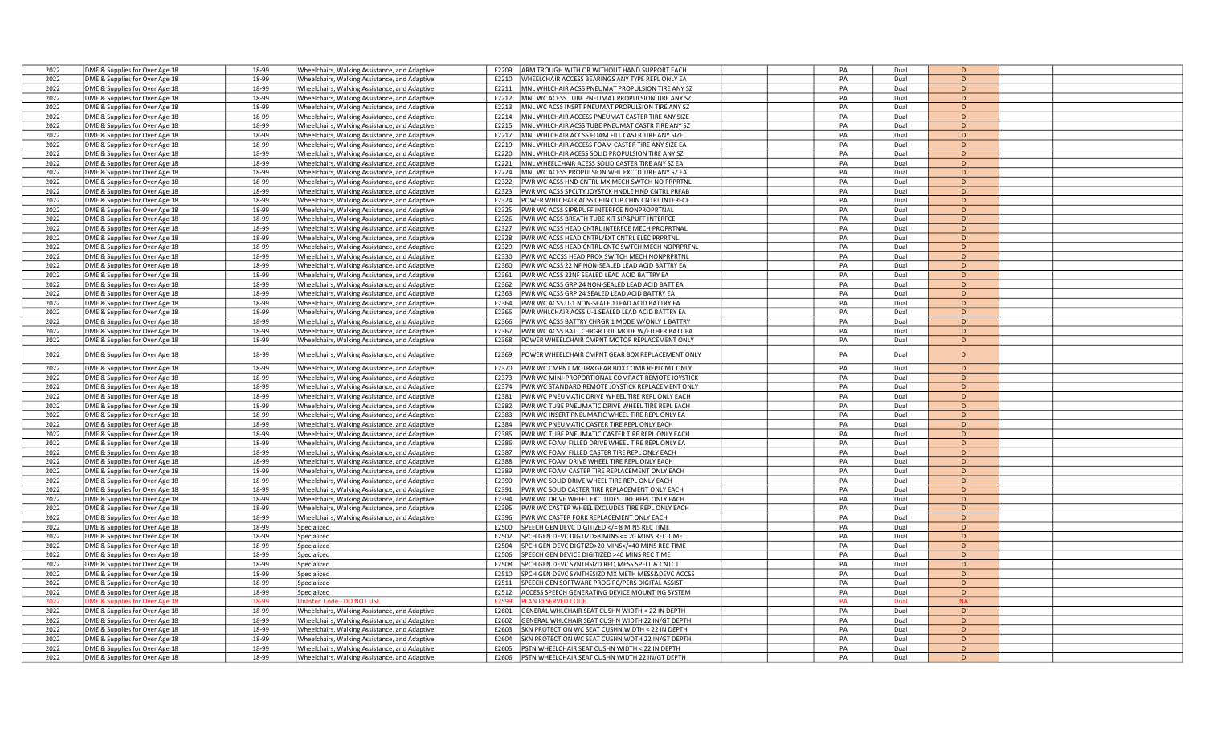| | | | | | | | | | | | | |
|---|---|---|---|---|---|---|---|---|---|---|---|---|
| 2022 | DME & Supplies for Over Age 18 | 18-99 | Wheelchairs, Walking Assistance, and Adaptive | E2209 | ARM TROUGH WITH OR WITHOUT HAND SUPPORT EACH | | | PA | Dual | D | | |
| 2022 | DME & Supplies for Over Age 18 | 18-99 | Wheelchairs, Walking Assistance, and Adaptive | E2210 | WHEELCHAIR ACCESS BEARINGS ANY TYPE REPL ONLY EA | | | PA | Dual | D | | |
| 2022 | DME & Supplies for Over Age 18 | 18-99 | Wheelchairs, Walking Assistance, and Adaptive | E2211 | MNL WHLCHAIR ACSS PNEUMAT PROPULSION TIRE ANY SZ | | | PA | Dual | D | | |
| 2022 | DME & Supplies for Over Age 18 | 18-99 | Wheelchairs, Walking Assistance, and Adaptive | E2212 | MNL WC ACESS TUBE PNEUMAT PROPULSION TIRE ANY SZ | | | PA | Dual | D | | |
| 2022 | DME & Supplies for Over Age 18 | 18-99 | Wheelchairs, Walking Assistance, and Adaptive | E2213 | MNL WC ACSS INSRT PNEUMAT PROPULSION TIRE ANY SZ | | | PA | Dual | D | | |
| 2022 | DME & Supplies for Over Age 18 | 18-99 | Wheelchairs, Walking Assistance, and Adaptive | E2214 | MNL WHLCHAIR ACCESS PNEUMAT CASTER TIRE ANY SIZE | | | PA | Dual | D | | |
| 2022 | DME & Supplies for Over Age 18 | 18-99 | Wheelchairs, Walking Assistance, and Adaptive | E2215 | MNL WHLCHAIR ACSS TUBE PNEUMAT CASTR TIRE ANY SZ | | | PA | Dual | D | | |
| 2022 | DME & Supplies for Over Age 18 | 18-99 | Wheelchairs, Walking Assistance, and Adaptive | E2217 | MNL WHLCHAIR ACCSS FOAM FILL CASTR TIRE ANY SIZE | | | PA | Dual | D | | |
| 2022 | DME & Supplies for Over Age 18 | 18-99 | Wheelchairs, Walking Assistance, and Adaptive | E2219 | MNL WHLCHAIR ACCESS FOAM CASTER TIRE ANY SIZE EA | | | PA | Dual | D | | |
| 2022 | DME & Supplies for Over Age 18 | 18-99 | Wheelchairs, Walking Assistance, and Adaptive | E2220 | MNL WHLCHAIR ACESS SOLID PROPULSION TIRE ANY SZ | | | PA | Dual | D | | |
| 2022 | DME & Supplies for Over Age 18 | 18-99 | Wheelchairs, Walking Assistance, and Adaptive | E2221 | MNL WHEELCHAIR ACESS SOLID CASTER TIRE ANY SZ EA | | | PA | Dual | D | | |
| 2022 | DME & Supplies for Over Age 18 | 18-99 | Wheelchairs, Walking Assistance, and Adaptive | E2224 | MNL WC ACESS PROPULSION WHL EXCLD TIRE ANY SZ EA | | | PA | Dual | D | | |
| 2022 | DME & Supplies for Over Age 18 | 18-99 | Wheelchairs, Walking Assistance, and Adaptive | E2322 | PWR WC ACSS HND CNTRL MX MECH SWTCH NO PRPRTNL | | | PA | Dual | D | | |
| 2022 | DME & Supplies for Over Age 18 | 18-99 | Wheelchairs, Walking Assistance, and Adaptive | E2323 | PWR WC ACSS SPCLTY JOYSTCK HNDLE HND CNTRL PRFAB | | | PA | Dual | D | | |
| 2022 | DME & Supplies for Over Age 18 | 18-99 | Wheelchairs, Walking Assistance, and Adaptive | E2324 | POWER WHLCHAIR ACSS CHIN CUP CHIN CNTRL INTERFCE | | | PA | Dual | D | | |
| 2022 | DME & Supplies for Over Age 18 | 18-99 | Wheelchairs, Walking Assistance, and Adaptive | E2325 | PWR WC ACSS SIP&PUFF INTERFCE NONPROPRTNAL | | | PA | Dual | D | | |
| 2022 | DME & Supplies for Over Age 18 | 18-99 | Wheelchairs, Walking Assistance, and Adaptive | E2326 | PWR WC ACSS BREATH TUBE KIT SIP&PUFF INTERFCE | | | PA | Dual | D | | |
| 2022 | DME & Supplies for Over Age 18 | 18-99 | Wheelchairs, Walking Assistance, and Adaptive | E2327 | PWR WC ACSS HEAD CNTRL INTERFCE MECH PROPRTNAL | | | PA | Dual | D | | |
| 2022 | DME & Supplies for Over Age 18 | 18-99 | Wheelchairs, Walking Assistance, and Adaptive | E2328 | PWR WC ACSS HEAD CNTRL/EXT CNTRL ELEC PRPRTNL | | | PA | Dual | D | | |
| 2022 | DME & Supplies for Over Age 18 | 18-99 | Wheelchairs, Walking Assistance, and Adaptive | E2329 | PWR WC ACSS HEAD CNTRL CNTC SWTCH MECH NOPRPRTNL | | | PA | Dual | D | | |
| 2022 | DME & Supplies for Over Age 18 | 18-99 | Wheelchairs, Walking Assistance, and Adaptive | E2330 | PWR WC ACCSS HEAD PROX SWITCH MECH NONPRPRTNL | | | PA | Dual | D | | |
| 2022 | DME & Supplies for Over Age 18 | 18-99 | Wheelchairs, Walking Assistance, and Adaptive | E2360 | PWR WC ACSS 22 NF NON-SEALED LEAD ACID BATTRY EA | | | PA | Dual | D | | |
| 2022 | DME & Supplies for Over Age 18 | 18-99 | Wheelchairs, Walking Assistance, and Adaptive | E2361 | PWR WC ACSS 22NF SEALED LEAD ACID BATTRY EA | | | PA | Dual | D | | |
| 2022 | DME & Supplies for Over Age 18 | 18-99 | Wheelchairs, Walking Assistance, and Adaptive | E2362 | PWR WC ACSS GRP 24 NON-SEALED LEAD ACID BATT EA | | | PA | Dual | D | | |
| 2022 | DME & Supplies for Over Age 18 | 18-99 | Wheelchairs, Walking Assistance, and Adaptive | E2363 | PWR WC ACSS GRP 24 SEALED LEAD ACID BATTRY EA | | | PA | Dual | D | | |
| 2022 | DME & Supplies for Over Age 18 | 18-99 | Wheelchairs, Walking Assistance, and Adaptive | E2364 | PWR WC ACSS U-1 NON-SEALED LEAD ACID BATTRY EA | | | PA | Dual | D | | |
| 2022 | DME & Supplies for Over Age 18 | 18-99 | Wheelchairs, Walking Assistance, and Adaptive | E2365 | PWR WHLCHAIR ACSS U-1 SEALED LEAD ACID BATTRY EA | | | PA | Dual | D | | |
| 2022 | DME & Supplies for Over Age 18 | 18-99 | Wheelchairs, Walking Assistance, and Adaptive | E2366 | PWR WC ACSS BATTRY CHRGR 1 MODE W/ONLY 1 BATTRY | | | PA | Dual | D | | |
| 2022 | DME & Supplies for Over Age 18 | 18-99 | Wheelchairs, Walking Assistance, and Adaptive | E2367 | PWR WC ACSS BATT CHRGR DUL MODE W/EITHER BATT EA | | | PA | Dual | D | | |
| 2022 | DME & Supplies for Over Age 18 | 18-99 | Wheelchairs, Walking Assistance, and Adaptive | E2368 | POWER WHEELCHAIR CMPNT MOTOR REPLACEMENT ONLY | | | PA | Dual | D | | |
| 2022 | DME & Supplies for Over Age 18 | 18-99 | Wheelchairs, Walking Assistance, and Adaptive | E2369 | POWER WHEELCHAIR CMPNT GEAR BOX REPLACEMENT ONLY | | | PA | Dual | D | | |
| 2022 | DME & Supplies for Over Age 18 | 18-99 | Wheelchairs, Walking Assistance, and Adaptive | E2370 | PWR WC CMPNT MOTR&GEAR BOX COMB REPLCMT ONLY | | | PA | Dual | D | | |
| 2022 | DME & Supplies for Over Age 18 | 18-99 | Wheelchairs, Walking Assistance, and Adaptive | E2373 | PWR WC MINI-PROPORTIONAL COMPACT REMOTE JOYSTICK | | | PA | Dual | D | | |
| 2022 | DME & Supplies for Over Age 18 | 18-99 | Wheelchairs, Walking Assistance, and Adaptive | E2374 | PWR WC STANDARD REMOTE JOYSTICK REPLACEMENT ONLY | | | PA | Dual | D | | |
| 2022 | DME & Supplies for Over Age 18 | 18-99 | Wheelchairs, Walking Assistance, and Adaptive | E2381 | PWR WC PNEUMATIC DRIVE WHEEL TIRE REPL ONLY EACH | | | PA | Dual | D | | |
| 2022 | DME & Supplies for Over Age 18 | 18-99 | Wheelchairs, Walking Assistance, and Adaptive | E2382 | PWR WC TUBE PNEUMATIC DRIVE WHEEL TIRE REPL EACH | | | PA | Dual | D | | |
| 2022 | DME & Supplies for Over Age 18 | 18-99 | Wheelchairs, Walking Assistance, and Adaptive | E2383 | PWR WC INSERT PNEUMATIC WHEEL TIRE REPL ONLY EA | | | PA | Dual | D | | |
| 2022 | DME & Supplies for Over Age 18 | 18-99 | Wheelchairs, Walking Assistance, and Adaptive | E2384 | PWR WC PNEUMATIC CASTER TIRE REPL ONLY EACH | | | PA | Dual | D | | |
| 2022 | DME & Supplies for Over Age 18 | 18-99 | Wheelchairs, Walking Assistance, and Adaptive | E2385 | PWR WC TUBE PNEUMATIC CASTER TIRE REPL ONLY EACH | | | PA | Dual | D | | |
| 2022 | DME & Supplies for Over Age 18 | 18-99 | Wheelchairs, Walking Assistance, and Adaptive | E2386 | PWR WC FOAM FILLED DRIVE WHEEL TIRE REPL ONLY EA | | | PA | Dual | D | | |
| 2022 | DME & Supplies for Over Age 18 | 18-99 | Wheelchairs, Walking Assistance, and Adaptive | E2387 | PWR WC FOAM FILLED CASTER TIRE REPL ONLY EACH | | | PA | Dual | D | | |
| 2022 | DME & Supplies for Over Age 18 | 18-99 | Wheelchairs, Walking Assistance, and Adaptive | E2388 | PWR WC FOAM DRIVE WHEEL TIRE REPL ONLY EACH | | | PA | Dual | D | | |
| 2022 | DME & Supplies for Over Age 18 | 18-99 | Wheelchairs, Walking Assistance, and Adaptive | E2389 | PWR WC FOAM CASTER TIRE REPLACEMENT ONLY EACH | | | PA | Dual | D | | |
| 2022 | DME & Supplies for Over Age 18 | 18-99 | Wheelchairs, Walking Assistance, and Adaptive | E2390 | PWR WC SOLID DRIVE WHEEL TIRE REPL ONLY EACH | | | PA | Dual | D | | |
| 2022 | DME & Supplies for Over Age 18 | 18-99 | Wheelchairs, Walking Assistance, and Adaptive | E2391 | PWR WC SOLID CASTER TIRE REPLACEMENT ONLY EACH | | | PA | Dual | D | | |
| 2022 | DME & Supplies for Over Age 18 | 18-99 | Wheelchairs, Walking Assistance, and Adaptive | E2394 | PWR WC DRIVE WHEEL EXCLUDES TIRE REPL ONLY EACH | | | PA | Dual | D | | |
| 2022 | DME & Supplies for Over Age 18 | 18-99 | Wheelchairs, Walking Assistance, and Adaptive | E2395 | PWR WC CASTER WHEEL EXCLUDES TIRE REPL ONLY EACH | | | PA | Dual | D | | |
| 2022 | DME & Supplies for Over Age 18 | 18-99 | Wheelchairs, Walking Assistance, and Adaptive | E2396 | PWR WC CASTER FORK REPLACEMENT ONLY EACH | | | PA | Dual | D | | |
| 2022 | DME & Supplies for Over Age 18 | 18-99 | Specialized | E2500 | SPEECH GEN DEVC DIGITIZED </= 8 MINS REC TIME | | | PA | Dual | D | | |
| 2022 | DME & Supplies for Over Age 18 | 18-99 | Specialized | E2502 | SPCH GEN DEVC DIGTIZD>8 MINS <= 20 MINS REC TIME | | | PA | Dual | D | | |
| 2022 | DME & Supplies for Over Age 18 | 18-99 | Specialized | E2504 | SPCH GEN DEVC DIGTIZD>20 MINS</=40 MINS REC TIME | | | PA | Dual | D | | |
| 2022 | DME & Supplies for Over Age 18 | 18-99 | Specialized | E2506 | SPEECH GEN DEVICE DIGITIZED >40 MINS REC TIME | | | PA | Dual | D | | |
| 2022 | DME & Supplies for Over Age 18 | 18-99 | Specialized | E2508 | SPCH GEN DEVC SYNTHSIZD REQ MESS SPELL & CNTCT | | | PA | Dual | D | | |
| 2022 | DME & Supplies for Over Age 18 | 18-99 | Specialized | E2510 | SPCH GEN DEVC SYNTHESIZD MX METH MESS&DEVC ACCSS | | | PA | Dual | D | | |
| 2022 | DME & Supplies for Over Age 18 | 18-99 | Specialized | E2511 | SPEECH GEN SOFTWARE PROG PC/PERS DIGITAL ASSIST | | | PA | Dual | D | | |
| 2022 | DME & Supplies for Over Age 18 | 18-99 | Specialized | E2512 | ACCESS SPEECH GENERATING DEVICE MOUNTING SYSTEM | | | PA | Dual | D | | |
| 2022 | DME & Supplies for Over Age 18 | 18-99 | Unlisted Code - DO NOT USE | E2599 | PLAN RESERVED CODE | | | PA | Dual | NA | | |
| 2022 | DME & Supplies for Over Age 18 | 18-99 | Wheelchairs, Walking Assistance, and Adaptive | E2601 | GENERAL WHLCHAIR SEAT CUSHN WIDTH < 22 IN DEPTH | | | PA | Dual | D | | |
| 2022 | DME & Supplies for Over Age 18 | 18-99 | Wheelchairs, Walking Assistance, and Adaptive | E2602 | GENERAL WHLCHAIR SEAT CUSHN WIDTH 22 IN/GT DEPTH | | | PA | Dual | D | | |
| 2022 | DME & Supplies for Over Age 18 | 18-99 | Wheelchairs, Walking Assistance, and Adaptive | E2603 | SKN PROTECTION WC SEAT CUSHN WIDTH < 22 IN DEPTH | | | PA | Dual | D | | |
| 2022 | DME & Supplies for Over Age 18 | 18-99 | Wheelchairs, Walking Assistance, and Adaptive | E2604 | SKN PROTECTION WC SEAT CUSHN WDTH 22 IN/GT DEPTH | | | PA | Dual | D | | |
| 2022 | DME & Supplies for Over Age 18 | 18-99 | Wheelchairs, Walking Assistance, and Adaptive | E2605 | PSTN WHEELCHAIR SEAT CUSHN WIDTH < 22 IN DEPTH | | | PA | Dual | D | | |
| 2022 | DME & Supplies for Over Age 18 | 18-99 | Wheelchairs, Walking Assistance, and Adaptive | E2606 | PSTN WHEELCHAIR SEAT CUSHN WIDTH 22 IN/GT DEPTH | | | PA | Dual | D | | |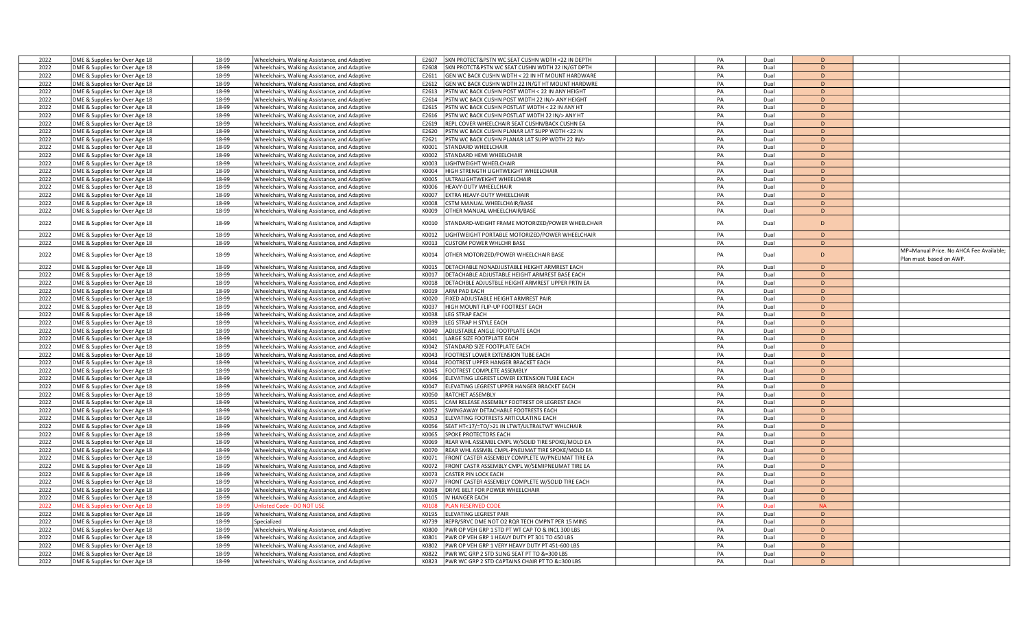| 2022 | DME & Supplies for Over Age 18 | 18-99 | Wheelchairs, Walking Assistance, and Adaptive | E2607 | SKN PROTECT&PSTN WC SEAT CUSHN WDTH <22 IN DEPTH | | | PA | Dual | D | | |
|---|---|---|---|---|---|---|---|---|---|---|---|---|
| 2022 | DME & Supplies for Over Age 18 | 18-99 | Wheelchairs, Walking Assistance, and Adaptive | E2608 | SKN PROTCT&PSTN WC SEAT CUSHN WDTH 22 IN/GT DPTH | | | PA | Dual | D | | |
| 2022 | DME & Supplies for Over Age 18 | 18-99 | Wheelchairs, Walking Assistance, and Adaptive | E2611 | GEN WC BACK CUSHN WDTH < 22 IN HT MOUNT HARDWARE | | | PA | Dual | D | | |
| 2022 | DME & Supplies for Over Age 18 | 18-99 | Wheelchairs, Walking Assistance, and Adaptive | E2612 | GEN WC BACK CUSHN WDTH 22 IN/GT HT MOUNT HARDWRE | | | PA | Dual | D | | |
| 2022 | DME & Supplies for Over Age 18 | 18-99 | Wheelchairs, Walking Assistance, and Adaptive | E2613 | PSTN WC BACK CUSHN POST WIDTH < 22 IN ANY HEIGHT | | | PA | Dual | D | | |
| 2022 | DME & Supplies for Over Age 18 | 18-99 | Wheelchairs, Walking Assistance, and Adaptive | E2614 | PSTN WC BACK CUSHN POST WIDTH 22 IN/> ANY HEIGHT | | | PA | Dual | D | | |
| 2022 | DME & Supplies for Over Age 18 | 18-99 | Wheelchairs, Walking Assistance, and Adaptive | E2615 | PSTN WC BACK CUSHN POSTLAT WIDTH < 22 IN ANY HT | | | PA | Dual | D | | |
| 2022 | DME & Supplies for Over Age 18 | 18-99 | Wheelchairs, Walking Assistance, and Adaptive | E2616 | PSTN WC BACK CUSHN POSTLAT WIDTH 22 IN/> ANY HT | | | PA | Dual | D | | |
| 2022 | DME & Supplies for Over Age 18 | 18-99 | Wheelchairs, Walking Assistance, and Adaptive | E2619 | REPL COVER WHEELCHAIR SEAT CUSHN/BACK CUSHN EA | | | PA | Dual | D | | |
| 2022 | DME & Supplies for Over Age 18 | 18-99 | Wheelchairs, Walking Assistance, and Adaptive | E2620 | PSTN WC BACK CUSHN PLANAR LAT SUPP WDTH <22 IN | | | PA | Dual | D | | |
| 2022 | DME & Supplies for Over Age 18 | 18-99 | Wheelchairs, Walking Assistance, and Adaptive | E2621 | PSTN WC BACK CUSHN PLANAR LAT SUPP WDTH 22 IN/> | | | PA | Dual | D | | |
| 2022 | DME & Supplies for Over Age 18 | 18-99 | Wheelchairs, Walking Assistance, and Adaptive | K0001 | STANDARD WHEELCHAIR | | | PA | Dual | D | | |
| 2022 | DME & Supplies for Over Age 18 | 18-99 | Wheelchairs, Walking Assistance, and Adaptive | K0002 | STANDARD HEMI WHEELCHAIR | | | PA | Dual | D | | |
| 2022 | DME & Supplies for Over Age 18 | 18-99 | Wheelchairs, Walking Assistance, and Adaptive | K0003 | LIGHTWEIGHT WHEELCHAIR | | | PA | Dual | D | | |
| 2022 | DME & Supplies for Over Age 18 | 18-99 | Wheelchairs, Walking Assistance, and Adaptive | K0004 | HIGH STRENGTH LIGHTWEIGHT WHEELCHAIR | | | PA | Dual | D | | |
| 2022 | DME & Supplies for Over Age 18 | 18-99 | Wheelchairs, Walking Assistance, and Adaptive | K0005 | ULTRALIGHTWEIGHT WHEELCHAIR | | | PA | Dual | D | | |
| 2022 | DME & Supplies for Over Age 18 | 18-99 | Wheelchairs, Walking Assistance, and Adaptive | K0006 | HEAVY-DUTY WHEELCHAIR | | | PA | Dual | D | | |
| 2022 | DME & Supplies for Over Age 18 | 18-99 | Wheelchairs, Walking Assistance, and Adaptive | K0007 | EXTRA HEAVY-DUTY WHEELCHAIR | | | PA | Dual | D | | |
| 2022 | DME & Supplies for Over Age 18 | 18-99 | Wheelchairs, Walking Assistance, and Adaptive | K0008 | CSTM MANUAL WHEELCHAIR/BASE | | | PA | Dual | D | | |
| 2022 | DME & Supplies for Over Age 18 | 18-99 | Wheelchairs, Walking Assistance, and Adaptive | K0009 | OTHER MANUAL WHEELCHAIR/BASE | | | PA | Dual | D | | |
| 2022 | DME & Supplies for Over Age 18 | 18-99 | Wheelchairs, Walking Assistance, and Adaptive | K0010 | STANDARD-WEIGHT FRAME MOTORIZED/POWER WHEELCHAIR | | | PA | Dual | D | | |
| 2022 | DME & Supplies for Over Age 18 | 18-99 | Wheelchairs, Walking Assistance, and Adaptive | K0012 | LIGHTWEIGHT PORTABLE MOTORIZED/POWER WHEELCHAIR | | | PA | Dual | D | | |
| 2022 | DME & Supplies for Over Age 18 | 18-99 | Wheelchairs, Walking Assistance, and Adaptive | K0013 | CUSTOM POWER WHLCHR BASE | | | PA | Dual | D | | |
| 2022 | DME & Supplies for Over Age 18 | 18-99 | Wheelchairs, Walking Assistance, and Adaptive | K0014 | OTHER MOTORIZED/POWER WHEELCHAIR BASE | | | PA | Dual | D | | MP=Manual Price. No AHCA Fee Available; Plan must based on AWP. |
| 2022 | DME & Supplies for Over Age 18 | 18-99 | Wheelchairs, Walking Assistance, and Adaptive | K0015 | DETACHABLE NONADJUSTABLE HEIGHT ARMREST EACH | | | PA | Dual | D | | |
| 2022 | DME & Supplies for Over Age 18 | 18-99 | Wheelchairs, Walking Assistance, and Adaptive | K0017 | DETACHABLE ADJUSTABLE HEIGHT ARMREST BASE EACH | | | PA | Dual | D | | |
| 2022 | DME & Supplies for Over Age 18 | 18-99 | Wheelchairs, Walking Assistance, and Adaptive | K0018 | DETACHBLE ADJUSTBLE HEIGHT ARMREST UPPER PRTN EA | | | PA | Dual | D | | |
| 2022 | DME & Supplies for Over Age 18 | 18-99 | Wheelchairs, Walking Assistance, and Adaptive | K0019 | ARM PAD EACH | | | PA | Dual | D | | |
| 2022 | DME & Supplies for Over Age 18 | 18-99 | Wheelchairs, Walking Assistance, and Adaptive | K0020 | FIXED ADJUSTABLE HEIGHT ARMREST PAIR | | | PA | Dual | D | | |
| 2022 | DME & Supplies for Over Age 18 | 18-99 | Wheelchairs, Walking Assistance, and Adaptive | K0037 | HIGH MOUNT FLIP-UP FOOTREST EACH | | | PA | Dual | D | | |
| 2022 | DME & Supplies for Over Age 18 | 18-99 | Wheelchairs, Walking Assistance, and Adaptive | K0038 | LEG STRAP EACH | | | PA | Dual | D | | |
| 2022 | DME & Supplies for Over Age 18 | 18-99 | Wheelchairs, Walking Assistance, and Adaptive | K0039 | LEG STRAP H STYLE EACH | | | PA | Dual | D | | |
| 2022 | DME & Supplies for Over Age 18 | 18-99 | Wheelchairs, Walking Assistance, and Adaptive | K0040 | ADJUSTABLE ANGLE FOOTPLATE EACH | | | PA | Dual | D | | |
| 2022 | DME & Supplies for Over Age 18 | 18-99 | Wheelchairs, Walking Assistance, and Adaptive | K0041 | LARGE SIZE FOOTPLATE EACH | | | PA | Dual | D | | |
| 2022 | DME & Supplies for Over Age 18 | 18-99 | Wheelchairs, Walking Assistance, and Adaptive | K0042 | STANDARD SIZE FOOTPLATE EACH | | | PA | Dual | D | | |
| 2022 | DME & Supplies for Over Age 18 | 18-99 | Wheelchairs, Walking Assistance, and Adaptive | K0043 | FOOTREST LOWER EXTENSION TUBE EACH | | | PA | Dual | D | | |
| 2022 | DME & Supplies for Over Age 18 | 18-99 | Wheelchairs, Walking Assistance, and Adaptive | K0044 | FOOTREST UPPER HANGER BRACKET EACH | | | PA | Dual | D | | |
| 2022 | DME & Supplies for Over Age 18 | 18-99 | Wheelchairs, Walking Assistance, and Adaptive | K0045 | FOOTREST COMPLETE ASSEMBLY | | | PA | Dual | D | | |
| 2022 | DME & Supplies for Over Age 18 | 18-99 | Wheelchairs, Walking Assistance, and Adaptive | K0046 | ELEVATING LEGREST LOWER EXTENSION TUBE EACH | | | PA | Dual | D | | |
| 2022 | DME & Supplies for Over Age 18 | 18-99 | Wheelchairs, Walking Assistance, and Adaptive | K0047 | ELEVATING LEGREST UPPER HANGER BRACKET EACH | | | PA | Dual | D | | |
| 2022 | DME & Supplies for Over Age 18 | 18-99 | Wheelchairs, Walking Assistance, and Adaptive | K0050 | RATCHET ASSEMBLY | | | PA | Dual | D | | |
| 2022 | DME & Supplies for Over Age 18 | 18-99 | Wheelchairs, Walking Assistance, and Adaptive | K0051 | CAM RELEASE ASSEMBLY FOOTREST OR LEGREST EACH | | | PA | Dual | D | | |
| 2022 | DME & Supplies for Over Age 18 | 18-99 | Wheelchairs, Walking Assistance, and Adaptive | K0052 | SWINGAWAY DETACHABLE FOOTRESTS EACH | | | PA | Dual | D | | |
| 2022 | DME & Supplies for Over Age 18 | 18-99 | Wheelchairs, Walking Assistance, and Adaptive | K0053 | ELEVATING FOOTRESTS ARTICULATING EACH | | | PA | Dual | D | | |
| 2022 | DME & Supplies for Over Age 18 | 18-99 | Wheelchairs, Walking Assistance, and Adaptive | K0056 | SEAT HT<17/=TO/>21 IN LTWT/ULTRALTWT WHLCHAIR | | | PA | Dual | D | | |
| 2022 | DME & Supplies for Over Age 18 | 18-99 | Wheelchairs, Walking Assistance, and Adaptive | K0065 | SPOKE PROTECTORS EACH | | | PA | Dual | D | | |
| 2022 | DME & Supplies for Over Age 18 | 18-99 | Wheelchairs, Walking Assistance, and Adaptive | K0069 | REAR WHL ASSEMBL CMPL W/SOLID TIRE SPOKE/MOLD EA | | | PA | Dual | D | | |
| 2022 | DME & Supplies for Over Age 18 | 18-99 | Wheelchairs, Walking Assistance, and Adaptive | K0070 | REAR WHL ASSMBL CMPL-PNEUMAT TIRE SPOKE/MOLD EA | | | PA | Dual | D | | |
| 2022 | DME & Supplies for Over Age 18 | 18-99 | Wheelchairs, Walking Assistance, and Adaptive | K0071 | FRONT CASTER ASSEMBLY COMPLETE W/PNEUMAT TIRE EA | | | PA | Dual | D | | |
| 2022 | DME & Supplies for Over Age 18 | 18-99 | Wheelchairs, Walking Assistance, and Adaptive | K0072 | FRONT CASTR ASSEMBLY CMPL W/SEMIPNEUMAT TIRE EA | | | PA | Dual | D | | |
| 2022 | DME & Supplies for Over Age 18 | 18-99 | Wheelchairs, Walking Assistance, and Adaptive | K0073 | CASTER PIN LOCK EACH | | | PA | Dual | D | | |
| 2022 | DME & Supplies for Over Age 18 | 18-99 | Wheelchairs, Walking Assistance, and Adaptive | K0077 | FRONT CASTER ASSEMBLY COMPLETE W/SOLID TIRE EACH | | | PA | Dual | D | | |
| 2022 | DME & Supplies for Over Age 18 | 18-99 | Wheelchairs, Walking Assistance, and Adaptive | K0098 | DRIVE BELT FOR POWER WHEELCHAIR | | | PA | Dual | D | | |
| 2022 | DME & Supplies for Over Age 18 | 18-99 | Wheelchairs, Walking Assistance, and Adaptive | K0105 | IV HANGER EACH | | | PA | Dual | D | | |
| 2022 | DME & Supplies for Over Age 18 | 18-99 | Unlisted Code - DO NOT USE | K0108 | PLAN RESERVED CODE | | | PA | Dual | NA | | |
| 2022 | DME & Supplies for Over Age 18 | 18-99 | Wheelchairs, Walking Assistance, and Adaptive | K0195 | ELEVATING LEGREST PAIR | | | PA | Dual | D | | |
| 2022 | DME & Supplies for Over Age 18 | 18-99 | Specialized | K0739 | REPR/SRVC DME NOT O2 RQR TECH CMPNT PER 15 MINS | | | PA | Dual | D | | |
| 2022 | DME & Supplies for Over Age 18 | 18-99 | Wheelchairs, Walking Assistance, and Adaptive | K0800 | PWR OP VEH GRP 1 STD PT WT CAP TO & INCL 300 LBS | | | PA | Dual | D | | |
| 2022 | DME & Supplies for Over Age 18 | 18-99 | Wheelchairs, Walking Assistance, and Adaptive | K0801 | PWR OP VEH GRP 1 HEAVY DUTY PT 301 TO 450 LBS | | | PA | Dual | D | | |
| 2022 | DME & Supplies for Over Age 18 | 18-99 | Wheelchairs, Walking Assistance, and Adaptive | K0802 | PWR OP VEH GRP 1 VERY HEAVY DUTY PT 451-600 LBS | | | PA | Dual | D | | |
| 2022 | DME & Supplies for Over Age 18 | 18-99 | Wheelchairs, Walking Assistance, and Adaptive | K0822 | PWR WC GRP 2 STD SLING SEAT PT TO &=300 LBS | | | PA | Dual | D | | |
| 2022 | DME & Supplies for Over Age 18 | 18-99 | Wheelchairs, Walking Assistance, and Adaptive | K0823 | PWR WC GRP 2 STD CAPTAINS CHAIR PT TO &=300 LBS | | | PA | Dual | D | | |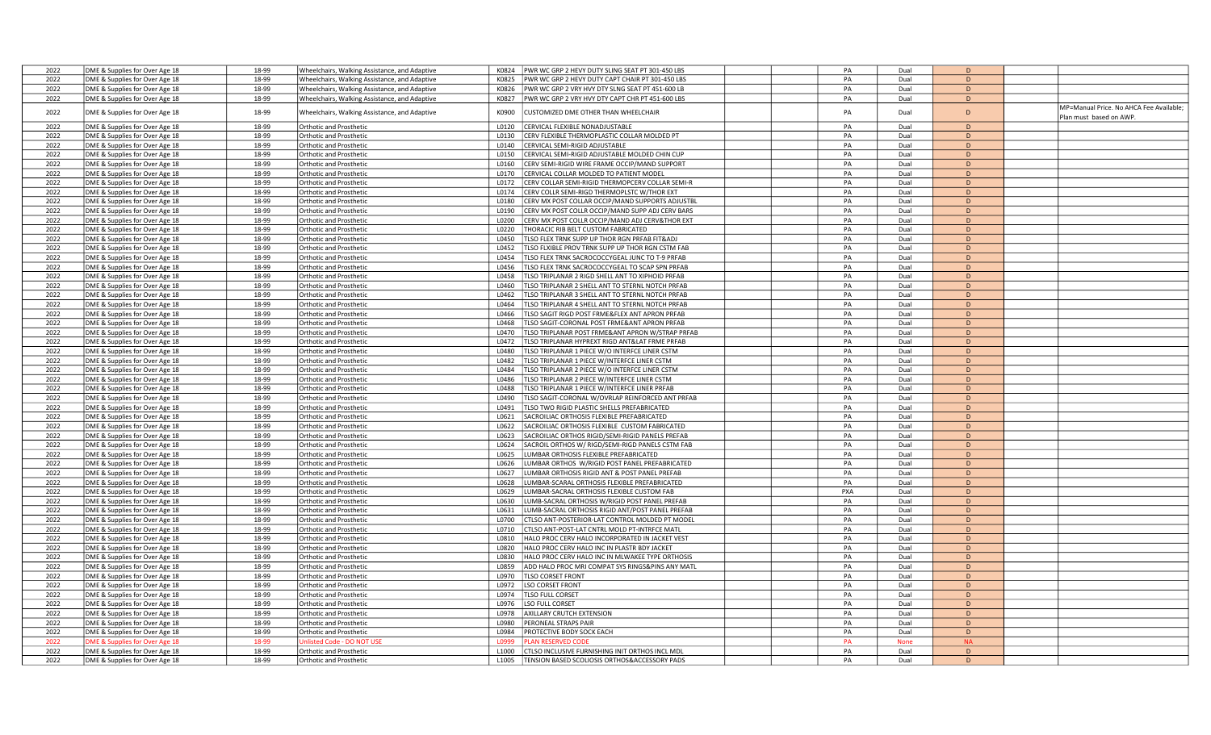| | | | | | | | | | | | | |
|---|---|---|---|---|---|---|---|---|---|---|---|---|
| 2022 | DME & Supplies for Over Age 18 | 18-99 | Wheelchairs, Walking Assistance, and Adaptive | K0824 | PWR WC GRP 2 HEVY DUTY SLING SEAT PT 301-450 LBS | | | PA | Dual | D | | |
| 2022 | DME & Supplies for Over Age 18 | 18-99 | Wheelchairs, Walking Assistance, and Adaptive | K0825 | PWR WC GRP 2 HEVY DUTY CAPT CHAIR PT 301-450 LBS | | | PA | Dual | D | | |
| 2022 | DME & Supplies for Over Age 18 | 18-99 | Wheelchairs, Walking Assistance, and Adaptive | K0826 | PWR WC GRP 2 VRY HVY DTY SLNG SEAT PT 451-600 LB | | | PA | Dual | D | | |
| 2022 | DME & Supplies for Over Age 18 | 18-99 | Wheelchairs, Walking Assistance, and Adaptive | K0827 | PWR WC GRP 2 VRY HVY DTY CAPT CHR PT 451-600 LBS | | | PA | Dual | D | | |
| 2022 | DME & Supplies for Over Age 18 | 18-99 | Wheelchairs, Walking Assistance, and Adaptive | K0900 | CUSTOMIZED DME OTHER THAN WHEELCHAIR | | | PA | Dual | D | | MP=Manual Price. No AHCA Fee Available; Plan must based on AWP. |
| 2022 | DME & Supplies for Over Age 18 | 18-99 | Orthotic and Prosthetic | L0120 | CERVICAL FLEXIBLE NONADJUSTABLE | | | PA | Dual | D | | |
| 2022 | DME & Supplies for Over Age 18 | 18-99 | Orthotic and Prosthetic | L0130 | CERV FLEXIBLE THERMOPLASTIC COLLAR MOLDED PT | | | PA | Dual | D | | |
| 2022 | DME & Supplies for Over Age 18 | 18-99 | Orthotic and Prosthetic | L0140 | CERVICAL SEMI-RIGID ADJUSTABLE | | | PA | Dual | D | | |
| 2022 | DME & Supplies for Over Age 18 | 18-99 | Orthotic and Prosthetic | L0150 | CERVICAL SEMI-RIGID ADJUSTABLE MOLDED CHIN CUP | | | PA | Dual | D | | |
| 2022 | DME & Supplies for Over Age 18 | 18-99 | Orthotic and Prosthetic | L0160 | CERV SEMI-RIGID WIRE FRAME OCCIP/MAND SUPPORT | | | PA | Dual | D | | |
| 2022 | DME & Supplies for Over Age 18 | 18-99 | Orthotic and Prosthetic | L0170 | CERVICAL COLLAR MOLDED TO PATIENT MODEL | | | PA | Dual | D | | |
| 2022 | DME & Supplies for Over Age 18 | 18-99 | Orthotic and Prosthetic | L0172 | CERV COLLAR SEMI-RIGID THERMOPCERV COLLAR SEMI-R | | | PA | Dual | D | | |
| 2022 | DME & Supplies for Over Age 18 | 18-99 | Orthotic and Prosthetic | L0174 | CERV COLLR SEMI-RIGD THERMOPLSTC W/THOR EXT | | | PA | Dual | D | | |
| 2022 | DME & Supplies for Over Age 18 | 18-99 | Orthotic and Prosthetic | L0180 | CERV MX POST COLLAR OCCIP/MAND SUPPORTS ADJUSTBL | | | PA | Dual | D | | |
| 2022 | DME & Supplies for Over Age 18 | 18-99 | Orthotic and Prosthetic | L0190 | CERV MX POST COLLR OCCIP/MAND SUPP ADJ CERV BARS | | | PA | Dual | D | | |
| 2022 | DME & Supplies for Over Age 18 | 18-99 | Orthotic and Prosthetic | L0200 | CERV MX POST COLLR OCCIP/MAND ADJ CERV&THOR EXT | | | PA | Dual | D | | |
| 2022 | DME & Supplies for Over Age 18 | 18-99 | Orthotic and Prosthetic | L0220 | THORACIC RIB BELT CUSTOM FABRICATED | | | PA | Dual | D | | |
| 2022 | DME & Supplies for Over Age 18 | 18-99 | Orthotic and Prosthetic | L0450 | TLSO FLEX TRNK SUPP UP THOR RGN PRFAB FIT&ADJ | | | PA | Dual | D | | |
| 2022 | DME & Supplies for Over Age 18 | 18-99 | Orthotic and Prosthetic | L0452 | TLSO FLXIBLE PROV TRNK SUPP UP THOR RGN CSTM FAB | | | PA | Dual | D | | |
| 2022 | DME & Supplies for Over Age 18 | 18-99 | Orthotic and Prosthetic | L0454 | TLSO FLEX TRNK SACROCOCCYGEAL JUNC TO T-9 PRFAB | | | PA | Dual | D | | |
| 2022 | DME & Supplies for Over Age 18 | 18-99 | Orthotic and Prosthetic | L0456 | TLSO FLEX TRNK SACROCOCCYGEAL TO SCAP SPN PRFAB | | | PA | Dual | D | | |
| 2022 | DME & Supplies for Over Age 18 | 18-99 | Orthotic and Prosthetic | L0458 | TLSO TRIPLANAR 2 RIGD SHELL ANT TO XIPHOID PRFAB | | | PA | Dual | D | | |
| 2022 | DME & Supplies for Over Age 18 | 18-99 | Orthotic and Prosthetic | L0460 | TLSO TRIPLANAR 2 SHELL ANT TO STERNL NOTCH PRFAB | | | PA | Dual | D | | |
| 2022 | DME & Supplies for Over Age 18 | 18-99 | Orthotic and Prosthetic | L0462 | TLSO TRIPLANAR 3 SHELL ANT TO STERNL NOTCH PRFAB | | | PA | Dual | D | | |
| 2022 | DME & Supplies for Over Age 18 | 18-99 | Orthotic and Prosthetic | L0464 | TLSO TRIPLANAR 4 SHELL ANT TO STERNL NOTCH PRFAB | | | PA | Dual | D | | |
| 2022 | DME & Supplies for Over Age 18 | 18-99 | Orthotic and Prosthetic | L0466 | TLSO SAGIT RIGD POST FRME&FLEX ANT APRON PRFAB | | | PA | Dual | D | | |
| 2022 | DME & Supplies for Over Age 18 | 18-99 | Orthotic and Prosthetic | L0468 | TLSO SAGIT-CORONAL POST FRME&ANT APRON PRFAB | | | PA | Dual | D | | |
| 2022 | DME & Supplies for Over Age 18 | 18-99 | Orthotic and Prosthetic | L0470 | TLSO TRIPLANAR POST FRME&ANT APRON W/STRAP PRFAB | | | PA | Dual | D | | |
| 2022 | DME & Supplies for Over Age 18 | 18-99 | Orthotic and Prosthetic | L0472 | TLSO TRIPLANAR HYPREXT RIGD ANT&LAT FRME PRFAB | | | PA | Dual | D | | |
| 2022 | DME & Supplies for Over Age 18 | 18-99 | Orthotic and Prosthetic | L0480 | TLSO TRIPLANAR 1 PIECE W/O INTERFCE LINER CSTM | | | PA | Dual | D | | |
| 2022 | DME & Supplies for Over Age 18 | 18-99 | Orthotic and Prosthetic | L0482 | TLSO TRIPLANAR 1 PIECE W/INTERFCE LINER CSTM | | | PA | Dual | D | | |
| 2022 | DME & Supplies for Over Age 18 | 18-99 | Orthotic and Prosthetic | L0484 | TLSO TRIPLANAR 2 PIECE W/O INTERFCE LINER CSTM | | | PA | Dual | D | | |
| 2022 | DME & Supplies for Over Age 18 | 18-99 | Orthotic and Prosthetic | L0486 | TLSO TRIPLANAR 2 PIECE W/INTERFCE LINER CSTM | | | PA | Dual | D | | |
| 2022 | DME & Supplies for Over Age 18 | 18-99 | Orthotic and Prosthetic | L0488 | TLSO TRIPLANAR 1 PIECE W/INTERFCE LINER PRFAB | | | PA | Dual | D | | |
| 2022 | DME & Supplies for Over Age 18 | 18-99 | Orthotic and Prosthetic | L0490 | TLSO SAGIT-CORONAL W/OVRLAP REINFORCED ANT PRFAB | | | PA | Dual | D | | |
| 2022 | DME & Supplies for Over Age 18 | 18-99 | Orthotic and Prosthetic | L0491 | TLSO TWO RIGID PLASTIC SHELLS PREFABRICATED | | | PA | Dual | D | | |
| 2022 | DME & Supplies for Over Age 18 | 18-99 | Orthotic and Prosthetic | L0621 | SACROILIAC ORTHOSIS FLEXIBLE PREFABRICATED | | | PA | Dual | D | | |
| 2022 | DME & Supplies for Over Age 18 | 18-99 | Orthotic and Prosthetic | L0622 | SACROILIAC ORTHOSIS FLEXIBLE CUSTOM FABRICATED | | | PA | Dual | D | | |
| 2022 | DME & Supplies for Over Age 18 | 18-99 | Orthotic and Prosthetic | L0623 | SACROILIAC ORTHOS RIGID/SEMI-RIGID PANELS PREFAB | | | PA | Dual | D | | |
| 2022 | DME & Supplies for Over Age 18 | 18-99 | Orthotic and Prosthetic | L0624 | SACROIL ORTHOS W/ RIGD/SEMI-RIGD PANELS CSTM FAB | | | PA | Dual | D | | |
| 2022 | DME & Supplies for Over Age 18 | 18-99 | Orthotic and Prosthetic | L0625 | LUMBAR ORTHOSIS FLEXIBLE PREFABRICATED | | | PA | Dual | D | | |
| 2022 | DME & Supplies for Over Age 18 | 18-99 | Orthotic and Prosthetic | L0626 | LUMBAR ORTHOS W/RIGID POST PANEL PREFABRICATED | | | PA | Dual | D | | |
| 2022 | DME & Supplies for Over Age 18 | 18-99 | Orthotic and Prosthetic | L0627 | LUMBAR ORTHOSIS RIGID ANT & POST PANEL PREFAB | | | PA | Dual | D | | |
| 2022 | DME & Supplies for Over Age 18 | 18-99 | Orthotic and Prosthetic | L0628 | LUMBAR-SCARAL ORTHOSIS FLEXIBLE PREFABRICATED | | | PA | Dual | D | | |
| 2022 | DME & Supplies for Over Age 18 | 18-99 | Orthotic and Prosthetic | L0629 | LUMBAR-SACRAL ORTHOSIS FLEXIBLE CUSTOM FAB | | | PXA | Dual | D | | |
| 2022 | DME & Supplies for Over Age 18 | 18-99 | Orthotic and Prosthetic | L0630 | LUMB-SACRAL ORTHOSIS W/RIGID POST PANEL PREFAB | | | PA | Dual | D | | |
| 2022 | DME & Supplies for Over Age 18 | 18-99 | Orthotic and Prosthetic | L0631 | LUMB-SACRAL ORTHOSIS RIGID ANT/POST PANEL PREFAB | | | PA | Dual | D | | |
| 2022 | DME & Supplies for Over Age 18 | 18-99 | Orthotic and Prosthetic | L0700 | CTLSO ANT-POSTERIOR-LAT CONTROL MOLDED PT MODEL | | | PA | Dual | D | | |
| 2022 | DME & Supplies for Over Age 18 | 18-99 | Orthotic and Prosthetic | L0710 | CTLSO ANT-POST-LAT CNTRL MOLD PT-INTRFCE MATL | | | PA | Dual | D | | |
| 2022 | DME & Supplies for Over Age 18 | 18-99 | Orthotic and Prosthetic | L0810 | HALO PROC CERV HALO INCORPORATED IN JACKET VEST | | | PA | Dual | D | | |
| 2022 | DME & Supplies for Over Age 18 | 18-99 | Orthotic and Prosthetic | L0820 | HALO PROC CERV HALO INC IN PLASTR BDY JACKET | | | PA | Dual | D | | |
| 2022 | DME & Supplies for Over Age 18 | 18-99 | Orthotic and Prosthetic | L0830 | HALO PROC CERV HALO INC IN MLWAKEE TYPE ORTHOSIS | | | PA | Dual | D | | |
| 2022 | DME & Supplies for Over Age 18 | 18-99 | Orthotic and Prosthetic | L0859 | ADD HALO PROC MRI COMPAT SYS RINGS&PINS ANY MATL | | | PA | Dual | D | | |
| 2022 | DME & Supplies for Over Age 18 | 18-99 | Orthotic and Prosthetic | L0970 | TLSO CORSET FRONT | | | PA | Dual | D | | |
| 2022 | DME & Supplies for Over Age 18 | 18-99 | Orthotic and Prosthetic | L0972 | LSO CORSET FRONT | | | PA | Dual | D | | |
| 2022 | DME & Supplies for Over Age 18 | 18-99 | Orthotic and Prosthetic | L0974 | TLSO FULL CORSET | | | PA | Dual | D | | |
| 2022 | DME & Supplies for Over Age 18 | 18-99 | Orthotic and Prosthetic | L0976 | LSO FULL CORSET | | | PA | Dual | D | | |
| 2022 | DME & Supplies for Over Age 18 | 18-99 | Orthotic and Prosthetic | L0978 | AXILLARY CRUTCH EXTENSION | | | PA | Dual | D | | |
| 2022 | DME & Supplies for Over Age 18 | 18-99 | Orthotic and Prosthetic | L0980 | PERONEAL STRAPS PAIR | | | PA | Dual | D | | |
| 2022 | DME & Supplies for Over Age 18 | 18-99 | Orthotic and Prosthetic | L0984 | PROTECTIVE BODY SOCK EACH | | | PA | Dual | D | | |
| 2022 | DME & Supplies for Over Age 18 | 18-99 | Unlisted Code - DO NOT USE | L0999 | PLAN RESERVED CODE | | | PA | None | NA | | |
| 2022 | DME & Supplies for Over Age 18 | 18-99 | Orthotic and Prosthetic | L1000 | CTLSO INCLUSIVE FURNISHING INIT ORTHOS INCL MDL | | | PA | Dual | D | | |
| 2022 | DME & Supplies for Over Age 18 | 18-99 | Orthotic and Prosthetic | L1005 | TENSION BASED SCOLIOSIS ORTHOS&ACCESSORY PADS | | | PA | Dual | D | | |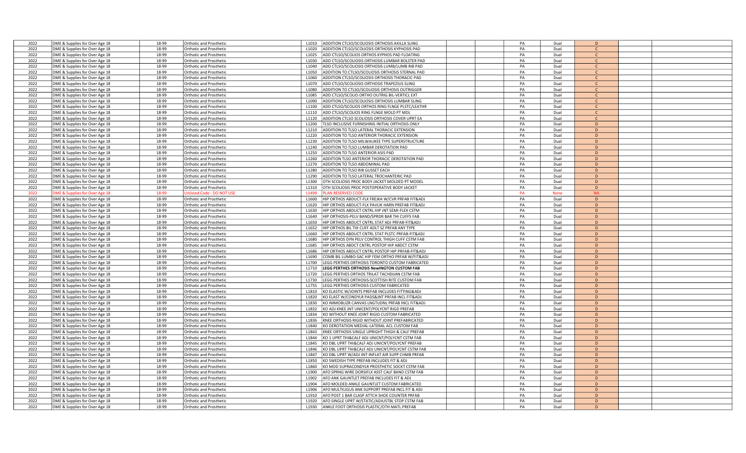| | | | | | | | | | | | | |
|---|---|---|---|---|---|---|---|---|---|---|---|---|
| 2022 | DME & Supplies for Over Age 18 | 18-99 | Orthotic and Prosthetic | L1010 | ADDITION CTLSO/SCOLIOSIS ORTHOSIS AXILLA SLING | | | PA | Dual | D | | |
| 2022 | DME & Supplies for Over Age 18 | 18-99 | Orthotic and Prosthetic | L1020 | ADDITION CTLSO/SCOLIOSIS ORTHOSIS KYPHOSIS PAD | | | PA | Dual | C | | |
| 2022 | DME & Supplies for Over Age 18 | 18-99 | Orthotic and Prosthetic | L1025 | ADD CTLSO/SCOLIOS ORTHOS KYPHOS PAD FLOATING | | | PA | Dual | C | | |
| 2022 | DME & Supplies for Over Age 18 | 18-99 | Orthotic and Prosthetic | L1030 | ADD CTLSO/SCOLIOSIS ORTHOSIS LUMBAR BOLSTER PAD | | | PA | Dual | C | | |
| 2022 | DME & Supplies for Over Age 18 | 18-99 | Orthotic and Prosthetic | L1040 | ADD CTLSO/SCOLIOSIS ORTHOSIS LUMB/LUMB RIB PAD | | | PA | Dual | C | | |
| 2022 | DME & Supplies for Over Age 18 | 18-99 | Orthotic and Prosthetic | L1050 | ADDITION TO CTLSO/SCOLIOSIS ORTHOSIS STERNAL PAD | | | PA | Dual | C | | |
| 2022 | DME & Supplies for Over Age 18 | 18-99 | Orthotic and Prosthetic | L1060 | ADDITION CTLSO/SCOLIOSIS ORTHOSIS THORACIC PAD | | | PA | Dual | C | | |
| 2022 | DME & Supplies for Over Age 18 | 18-99 | Orthotic and Prosthetic | L1070 | ADD CTLSO/SCOLIOSIS ORTHOSIS TRAPEZIUS SLING | | | PA | Dual | C | | |
| 2022 | DME & Supplies for Over Age 18 | 18-99 | Orthotic and Prosthetic | L1080 | ADDITION TO CTLSO/SCOLIOSIS ORTHOSIS OUTRIGGER | | | PA | Dual | C | | |
| 2022 | DME & Supplies for Over Age 18 | 18-99 | Orthotic and Prosthetic | L1085 | ADD CTLSO/SCOLIO ORTHO OUTRIG BIL-VERTICL EXT | | | PA | Dual | C | | |
| 2022 | DME & Supplies for Over Age 18 | 18-99 | Orthotic and Prosthetic | L1090 | ADDITION CTLSO/SCOLIOSIS ORTHOSIS LUMBAR SLING | | | PA | Dual | C | | |
| 2022 | DME & Supplies for Over Age 18 | 18-99 | Orthotic and Prosthetic | L1100 | ADD CTLSO/SCOLIOS ORTHOS RING FLNGE PLSTC/LEATHR | | | PA | Dual | C | | |
| 2022 | DME & Supplies for Over Age 18 | 18-99 | Orthotic and Prosthetic | L1110 | ADD CTLSO/SCOLIOS RING FLNGE MOLD PT MDL | | | PA | Dual | C | | |
| 2022 | DME & Supplies for Over Age 18 | 18-99 | Orthotic and Prosthetic | L1120 | ADDITION CTLSO SCOLIOSIS ORTHOSIS COVER UPRT EA | | | PA | Dual | C | | |
| 2022 | DME & Supplies for Over Age 18 | 18-99 | Orthotic and Prosthetic | L1200 | TLSO INCLUSIVE FURNISHING INITIAL ORTHOSIS ONLY | | | PA | Dual | D | | |
| 2022 | DME & Supplies for Over Age 18 | 18-99 | Orthotic and Prosthetic | L1210 | ADDITION TO TLSO LATERAL THORACIC EXTENSION | | | PA | Dual | D | | |
| 2022 | DME & Supplies for Over Age 18 | 18-99 | Orthotic and Prosthetic | L1220 | ADDITION TO TLSO ANTERIOR THORACIC EXTENSION | | | PA | Dual | D | | |
| 2022 | DME & Supplies for Over Age 18 | 18-99 | Orthotic and Prosthetic | L1230 | ADDITION TO TLSO MILWAUKEE TYPE SUPERSTRUCTURE | | | PA | Dual | D | | |
| 2022 | DME & Supplies for Over Age 18 | 18-99 | Orthotic and Prosthetic | L1240 | ADDITION TO TLSO LUMBAR DEROTATION PAD | | | PA | Dual | D | | |
| 2022 | DME & Supplies for Over Age 18 | 18-99 | Orthotic and Prosthetic | L1250 | ADDITION TO TLSO ANTERIOR ASIS PAD | | | PA | Dual | D | | |
| 2022 | DME & Supplies for Over Age 18 | 18-99 | Orthotic and Prosthetic | L1260 | ADDITION TLSO ANTERIOR THORACIC DEROTATION PAD | | | PA | Dual | D | | |
| 2022 | DME & Supplies for Over Age 18 | 18-99 | Orthotic and Prosthetic | L1270 | ADDITION TO TLSO ABDOMINAL PAD | | | PA | Dual | D | | |
| 2022 | DME & Supplies for Over Age 18 | 18-99 | Orthotic and Prosthetic | L1280 | ADDITION TO TLSO RIB GUSSET EACH | | | PA | Dual | D | | |
| 2022 | DME & Supplies for Over Age 18 | 18-99 | Orthotic and Prosthetic | L1290 | ADDITION TO TLSO LATERAL TROCHANTERIC PAD | | | PA | Dual | D | | |
| 2022 | DME & Supplies for Over Age 18 | 18-99 | Orthotic and Prosthetic | L1300 | OTH SCOLIOSIS PROC BODY JACKET MOLDED PT MODEL | | | PA | Dual | D | | |
| 2022 | DME & Supplies for Over Age 18 | 18-99 | Orthotic and Prosthetic | L1310 | OTH SCOLIOSIS PROC POSTOPERATIVE BODY JACKET | | | PA | Dual | D | | |
| 2022 | DME & Supplies for Over Age 18 | 18-99 | Unlisted Code - DO NOT USE | L1499 | PLAN RESERVED CODE | | | PA | None | NA | | |
| 2022 | DME & Supplies for Over Age 18 | 18-99 | Orthotic and Prosthetic | L1600 | HIP ORTHOS ABDUCT-FLX FREJKA W/CVR PRFAB FIT&ADJ | | | PA | Dual | D | | |
| 2022 | DME & Supplies for Over Age 18 | 18-99 | Orthotic and Prosthetic | L1620 | HIP ORTHOS ABDUCT-FLX PAVLIK HARN PREFAB FIT&ADJ | | | PA | Dual | D | | |
| 2022 | DME & Supplies for Over Age 18 | 18-99 | Orthotic and Prosthetic | L1630 | HIP ORTHOS ABDUCT CNTRL HIP JNT SEMI-FLEX CSTM | | | PA | Dual | D | | |
| 2022 | DME & Supplies for Over Age 18 | 18-99 | Orthotic and Prosthetic | L1640 | HIP ORTHOSIS-PELV BAND/SPRDR BAR THI CUFFS FAB | | | PA | Dual | D | | |
| 2022 | DME & Supplies for Over Age 18 | 18-99 | Orthotic and Prosthetic | L1650 | HIP ORTHOS ABDUCT CNTRL STAT ADJ PRFAB-FIT&ADJ | | | PA | Dual | D | | |
| 2022 | DME & Supplies for Over Age 18 | 18-99 | Orthotic and Prosthetic | L1652 | HIP ORTHOS BIL THI CUFF ADLT SZ PRFAB ANY TYPE | | | PA | Dual | D | | |
| 2022 | DME & Supplies for Over Age 18 | 18-99 | Orthotic and Prosthetic | L1660 | HIP ORTHOS ABDUCT CNTRL STAT PLSTC PRFAB-FIT&ADJ | | | PA | Dual | D | | |
| 2022 | DME & Supplies for Over Age 18 | 18-99 | Orthotic and Prosthetic | L1680 | HIP ORTHOS DYN PELV CONTROL THIGH CUFF CSTM FAB | | | PA | Dual | D | | |
| 2022 | DME & Supplies for Over Age 18 | 18-99 | Orthotic and Prosthetic | L1685 | HIP ORTHOS ABDCT CNTRL POSTOP HIP ABDCT CSTM | | | PA | Dual | D | | |
| 2022 | DME & Supplies for Over Age 18 | 18-99 | Orthotic and Prosthetic | L1686 | HIP ORTHOS ABDUCT CNTRL POSTOP HIP PRFAB-FIT&ADJ | | | PA | Dual | D | | |
| 2022 | DME & Supplies for Over Age 18 | 18-99 | Orthotic and Prosthetic | L1690 | COMB BIL LUMBO-SAC HIP FEM ORTHO PRFAB W/FIT&ADJ | | | PA | Dual | D | | |
| 2022 | DME & Supplies for Over Age 18 | 18-99 | Orthotic and Prosthetic | L1700 | LEGG PERTHES ORTHOSIS TORONTO CUSTOM FABRICATED | | | PA | Dual | D | | |
| 2022 | DME & Supplies for Over Age 18 | 18-99 | Orthotic and Prosthetic | L1710 | **LEGG PERTHES ORTHOSIS NewINGTON CUSTOM FAB** | | | PA | Dual | D | | |
| 2022 | DME & Supplies for Over Age 18 | 18-99 | Orthotic and Prosthetic | L1720 | LEGG PERTHES ORTHOS TRILAT TACHDIJAN CSTM FAB | | | PA | Dual | D | | |
| 2022 | DME & Supplies for Over Age 18 | 18-99 | Orthotic and Prosthetic | L1730 | LEGG PERTHES ORTHOSIS-SCOTTISH RITE CUSTOM FAB | | | PA | Dual | D | | |
| 2022 | DME & Supplies for Over Age 18 | 18-99 | Orthotic and Prosthetic | L1755 | LEGG PERTHES ORTHOSIS CUSTOM FABRICATED | | | PA | Dual | D | | |
| 2022 | DME & Supplies for Over Age 18 | 18-99 | Orthotic and Prosthetic | L1810 | KO ELASTIC W/JOINTS PREFAB INCLUDES FITTING&ADJ | | | PA | Dual | D | | |
| 2022 | DME & Supplies for Over Age 18 | 18-99 | Orthotic and Prosthetic | L1820 | KO ELAST W/CONDYLR PADS&JNT PRFAB INCL FIT&ADJ | | | PA | Dual | D | | |
| 2022 | DME & Supplies for Over Age 18 | 18-99 | Orthotic and Prosthetic | L1830 | KO IMMOBLIZR CANVAS LNGTUDNL PRFAB INCL FIT&ADJ | | | PA | Dual | D | | |
| 2022 | DME & Supplies for Over Age 18 | 18-99 | Orthotic and Prosthetic | L1832 | KO ADJ KNEE JNT UNICENT/POLYCNT RIGD PREFAB | | | PA | Dual | D | | |
| 2022 | DME & Supplies for Over Age 18 | 18-99 | Orthotic and Prosthetic | L1834 | KO WITHOUT KNEE JOINT RIGID CUSTOM FABRICATED | | | PA | Dual | D | | |
| 2022 | DME & Supplies for Over Age 18 | 18-99 | Orthotic and Prosthetic | L1836 | KNEE ORTHOSIS RIGID WITHOUT JOINT PREFABRICATED | | | PA | Dual | D | | |
| 2022 | DME & Supplies for Over Age 18 | 18-99 | Orthotic and Prosthetic | L1840 | KO DEROTATION MEDIAL-LATERAL ACL CUSTOM FAB | | | PA | Dual | D | | |
| 2022 | DME & Supplies for Over Age 18 | 18-99 | Orthotic and Prosthetic | L1843 | KNEE ORTHOSIS SINGLE UPRIGHT THIGH & CALF PREFAB | | | PA | Dual | D | | |
| 2022 | DME & Supplies for Over Age 18 | 18-99 | Orthotic and Prosthetic | L1844 | KO 1 UPRT THI&CALF ADJ UNICNT/POLYCNT CSTM FAB | | | PA | Dual | D | | |
| 2022 | DME & Supplies for Over Age 18 | 18-99 | Orthotic and Prosthetic | L1845 | KO DBL UPRT THI&CALF ADJ UNICNT/POLYCNT PREFAB | | | PA | Dual | D | | |
| 2022 | DME & Supplies for Over Age 18 | 18-99 | Orthotic and Prosthetic | L1846 | KO DBL UPRT THI&CALF ADJ UNICENT/POLYCNT CSTM FAB | | | PA | Dual | D | | |
| 2022 | DME & Supplies for Over Age 18 | 18-99 | Orthotic and Prosthetic | L1847 | KO DBL UPRT W/ADJ JNT-INFLAT AIR SUPP CHMB PRFAB | | | PA | Dual | D | | |
| 2022 | DME & Supplies for Over Age 18 | 18-99 | Orthotic and Prosthetic | L1850 | KO SWEDISH TYPE PREFAB INCLUDES FIT & ADJ | | | PA | Dual | D | | |
| 2022 | DME & Supplies for Over Age 18 | 18-99 | Orthotic and Prosthetic | L1860 | KO MOD SUPRACONDYLR PROSTHETIC SOCKT CSTM FAB | | | PA | Dual | D | | |
| 2022 | DME & Supplies for Over Age 18 | 18-99 | Orthotic and Prosthetic | L1900 | AFO SPRNG WIRE DORSIFLX ASST CALF BAND CSTM FAB | | | PA | Dual | D | | |
| 2022 | DME & Supplies for Over Age 18 | 18-99 | Orthotic and Prosthetic | L1902 | AFO ANK GAUNTLET PREFAB INCLUDES FIT & ADJ | | | PA | Dual | D | | |
| 2022 | DME & Supplies for Over Age 18 | 18-99 | Orthotic and Prosthetic | L1904 | AFO MOLDED ANKLE GAUNTLET CUSTOM FABRICATED | | | PA | Dual | D | | |
| 2022 | DME & Supplies for Over Age 18 | 18-99 | Orthotic and Prosthetic | L1906 | AFO MULTILIGUS ANK SUPPORT PREFAB INCL FIT & ADJ | | | PA | Dual | D | | |
| 2022 | DME & Supplies for Over Age 18 | 18-99 | Orthotic and Prosthetic | L1910 | AFO POST 1 BAR CLASP ATTCH SHOE COUNTER PRFAB | | | PA | Dual | D | | |
| 2022 | DME & Supplies for Over Age 18 | 18-99 | Orthotic and Prosthetic | L1920 | AFO SINGLE UPRT W/STATIC/ADJUSTBL STOP CSTM FAB | | | PA | Dual | D | | |
| 2022 | DME & Supplies for Over Age 18 | 18-99 | Orthotic and Prosthetic | L1930 | ANKLE FOOT ORTHOSIS PLASTIC/OTH MATL PREFAB | | | PA | Dual | D | | |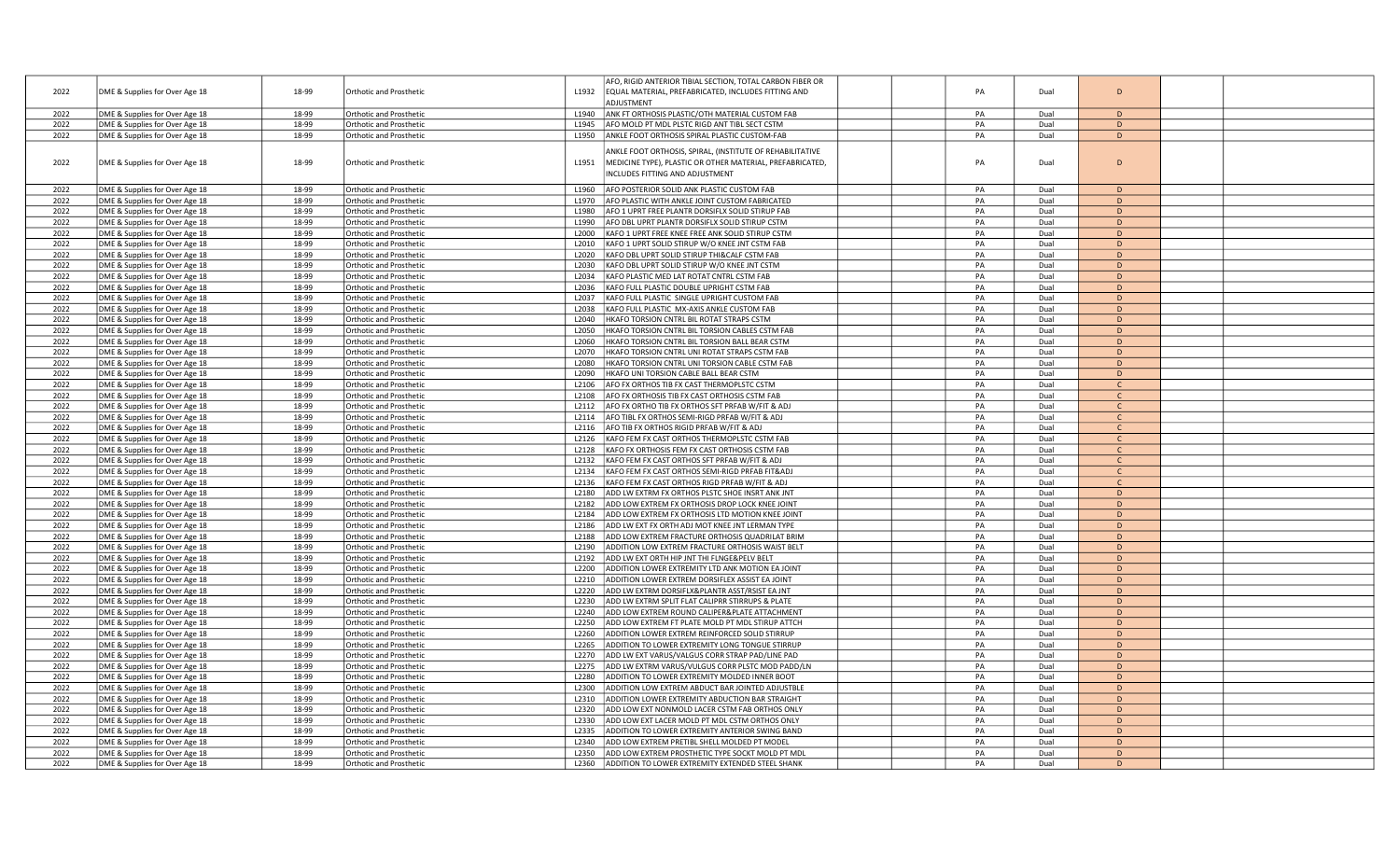| | | | | | | | | | | | | |
|---|---|---|---|---|---|---|---|---|---|---|---|---|
| 2022 | DME & Supplies for Over Age 18 | 18-99 | Orthotic and Prosthetic | L1932 | AFO, RIGID ANTERIOR TIBIAL SECTION, TOTAL CARBON FIBER OR EQUAL MATERIAL, PREFABRICATED, INCLUDES FITTING AND ADJUSTMENT | | | PA | Dual | D | | |
| 2022 | DME & Supplies for Over Age 18 | 18-99 | Orthotic and Prosthetic | L1940 | ANK FT ORTHOSIS PLASTIC/OTH MATERIAL CUSTOM FAB | | | PA | Dual | D | | |
| 2022 | DME & Supplies for Over Age 18 | 18-99 | Orthotic and Prosthetic | L1945 | AFO MOLD PT MDL PLSTC RIGD ANT TIBL SECT CSTM | | | PA | Dual | D | | |
| 2022 | DME & Supplies for Over Age 18 | 18-99 | Orthotic and Prosthetic | L1950 | ANKLE FOOT ORTHOSIS SPIRAL PLASTIC CUSTOM-FAB | | | PA | Dual | D | | |
| 2022 | DME & Supplies for Over Age 18 | 18-99 | Orthotic and Prosthetic | L1951 | ANKLE FOOT ORTHOSIS, SPIRAL, (INSTITUTE OF REHABILITATIVE MEDICINE TYPE), PLASTIC OR OTHER MATERIAL, PREFABRICATED, INCLUDES FITTING AND ADJUSTMENT | | | PA | Dual | D | | |
| 2022 | DME & Supplies for Over Age 18 | 18-99 | Orthotic and Prosthetic | L1960 | AFO POSTERIOR SOLID ANK PLASTIC CUSTOM FAB | | | PA | Dual | D | | |
| 2022 | DME & Supplies for Over Age 18 | 18-99 | Orthotic and Prosthetic | L1970 | AFO PLASTIC WITH ANKLE JOINT CUSTOM FABRICATED | | | PA | Dual | D | | |
| 2022 | DME & Supplies for Over Age 18 | 18-99 | Orthotic and Prosthetic | L1980 | AFO 1 UPRT FREE PLANTR DORSIFLX SOLID STIRUP FAB | | | PA | Dual | D | | |
| 2022 | DME & Supplies for Over Age 18 | 18-99 | Orthotic and Prosthetic | L1990 | AFO DBL UPRT PLANTR DORSIFLX SOLID STIRUP CSTM | | | PA | Dual | D | | |
| 2022 | DME & Supplies for Over Age 18 | 18-99 | Orthotic and Prosthetic | L2000 | KAFO 1 UPRT FREE KNEE FREE ANK SOLID STIRUP CSTM | | | PA | Dual | D | | |
| 2022 | DME & Supplies for Over Age 18 | 18-99 | Orthotic and Prosthetic | L2010 | KAFO 1 UPRT SOLID STIRUP W/O KNEE JNT CSTM FAB | | | PA | Dual | D | | |
| 2022 | DME & Supplies for Over Age 18 | 18-99 | Orthotic and Prosthetic | L2020 | KAFO DBL UPRT SOLID STIRUP THI&CALF CSTM FAB | | | PA | Dual | D | | |
| 2022 | DME & Supplies for Over Age 18 | 18-99 | Orthotic and Prosthetic | L2030 | KAFO DBL UPRT SOLID STIRUP W/O KNEE JNT CSTM | | | PA | Dual | D | | |
| 2022 | DME & Supplies for Over Age 18 | 18-99 | Orthotic and Prosthetic | L2034 | KAFO PLASTIC MED LAT ROTAT CNTRL CSTM FAB | | | PA | Dual | D | | |
| 2022 | DME & Supplies for Over Age 18 | 18-99 | Orthotic and Prosthetic | L2036 | KAFO FULL PLASTIC DOUBLE UPRIGHT CSTM FAB | | | PA | Dual | D | | |
| 2022 | DME & Supplies for Over Age 18 | 18-99 | Orthotic and Prosthetic | L2037 | KAFO FULL PLASTIC SINGLE UPRIGHT CUSTOM FAB | | | PA | Dual | D | | |
| 2022 | DME & Supplies for Over Age 18 | 18-99 | Orthotic and Prosthetic | L2038 | KAFO FULL PLASTIC MX-AXIS ANKLE CUSTOM FAB | | | PA | Dual | D | | |
| 2022 | DME & Supplies for Over Age 18 | 18-99 | Orthotic and Prosthetic | L2040 | HKAFO TORSION CNTRL BIL ROTAT STRAPS CSTM | | | PA | Dual | D | | |
| 2022 | DME & Supplies for Over Age 18 | 18-99 | Orthotic and Prosthetic | L2050 | HKAFO TORSION CNTRL BIL TORSION CABLES CSTM FAB | | | PA | Dual | D | | |
| 2022 | DME & Supplies for Over Age 18 | 18-99 | Orthotic and Prosthetic | L2060 | HKAFO TORSION CNTRL BIL TORSION BALL BEAR CSTM | | | PA | Dual | D | | |
| 2022 | DME & Supplies for Over Age 18 | 18-99 | Orthotic and Prosthetic | L2070 | HKAFO TORSION CNTRL UNI ROTAT STRAPS CSTM FAB | | | PA | Dual | D | | |
| 2022 | DME & Supplies for Over Age 18 | 18-99 | Orthotic and Prosthetic | L2080 | HKAFO TORSION CNTRL UNI TORSION CABLE CSTM FAB | | | PA | Dual | D | | |
| 2022 | DME & Supplies for Over Age 18 | 18-99 | Orthotic and Prosthetic | L2090 | HKAFO UNI TORSION CABLE BALL BEAR CSTM | | | PA | Dual | D | | |
| 2022 | DME & Supplies for Over Age 18 | 18-99 | Orthotic and Prosthetic | L2106 | AFO FX ORTHOS TIB FX CAST THERMOPLSTC CSTM | | | PA | Dual | C | | |
| 2022 | DME & Supplies for Over Age 18 | 18-99 | Orthotic and Prosthetic | L2108 | AFO FX ORTHOSIS TIB FX CAST ORTHOSIS CSTM FAB | | | PA | Dual | C | | |
| 2022 | DME & Supplies for Over Age 18 | 18-99 | Orthotic and Prosthetic | L2112 | AFO FX ORTHO TIB FX ORTHOS SFT PRFAB W/FIT & ADJ | | | PA | Dual | C | | |
| 2022 | DME & Supplies for Over Age 18 | 18-99 | Orthotic and Prosthetic | L2114 | AFO TIBL FX ORTHOS SEMI-RIGD PRFAB W/FIT & ADJ | | | PA | Dual | C | | |
| 2022 | DME & Supplies for Over Age 18 | 18-99 | Orthotic and Prosthetic | L2116 | AFO TIB FX ORTHOS RIGID PRFAB W/FIT & ADJ | | | PA | Dual | C | | |
| 2022 | DME & Supplies for Over Age 18 | 18-99 | Orthotic and Prosthetic | L2126 | KAFO FEM FX CAST ORTHOS THERMOPLSTC CSTM FAB | | | PA | Dual | C | | |
| 2022 | DME & Supplies for Over Age 18 | 18-99 | Orthotic and Prosthetic | L2128 | KAFO FX ORTHOSIS FEM FX CAST ORTHOSIS CSTM FAB | | | PA | Dual | C | | |
| 2022 | DME & Supplies for Over Age 18 | 18-99 | Orthotic and Prosthetic | L2132 | KAFO FEM FX CAST ORTHOS SFT PRFAB W/FIT & ADJ | | | PA | Dual | C | | |
| 2022 | DME & Supplies for Over Age 18 | 18-99 | Orthotic and Prosthetic | L2134 | KAFO FEM FX CAST ORTHOS SEMI-RIGD PRFAB FIT&ADJ | | | PA | Dual | C | | |
| 2022 | DME & Supplies for Over Age 18 | 18-99 | Orthotic and Prosthetic | L2136 | KAFO FEM FX CAST ORTHOS RIGD PRFAB W/FIT & ADJ | | | PA | Dual | C | | |
| 2022 | DME & Supplies for Over Age 18 | 18-99 | Orthotic and Prosthetic | L2180 | ADD LW EXTRM FX ORTHOS PLSTC SHOE INSRT ANK JNT | | | PA | Dual | D | | |
| 2022 | DME & Supplies for Over Age 18 | 18-99 | Orthotic and Prosthetic | L2182 | ADD LOW EXTREM FX ORTHOSIS DROP LOCK KNEE JOINT | | | PA | Dual | D | | |
| 2022 | DME & Supplies for Over Age 18 | 18-99 | Orthotic and Prosthetic | L2184 | ADD LOW EXTREM FX ORTHOSIS LTD MOTION KNEE JOINT | | | PA | Dual | D | | |
| 2022 | DME & Supplies for Over Age 18 | 18-99 | Orthotic and Prosthetic | L2186 | ADD LW EXT FX ORTH ADJ MOT KNEE JNT LERMAN TYPE | | | PA | Dual | D | | |
| 2022 | DME & Supplies for Over Age 18 | 18-99 | Orthotic and Prosthetic | L2188 | ADD LOW EXTREM FRACTURE ORTHOSIS QUADRILAT BRIM | | | PA | Dual | D | | |
| 2022 | DME & Supplies for Over Age 18 | 18-99 | Orthotic and Prosthetic | L2190 | ADDITION LOW EXTREM FRACTURE ORTHOSIS WAIST BELT | | | PA | Dual | D | | |
| 2022 | DME & Supplies for Over Age 18 | 18-99 | Orthotic and Prosthetic | L2192 | ADD LW EXT ORTH HIP JNT THI FLNGE&PELV BELT | | | PA | Dual | D | | |
| 2022 | DME & Supplies for Over Age 18 | 18-99 | Orthotic and Prosthetic | L2200 | ADDITION LOWER EXTREMITY LTD ANK MOTION EA JOINT | | | PA | Dual | D | | |
| 2022 | DME & Supplies for Over Age 18 | 18-99 | Orthotic and Prosthetic | L2210 | ADDITION LOWER EXTREM DORSIFLEX ASSIST EA JOINT | | | PA | Dual | D | | |
| 2022 | DME & Supplies for Over Age 18 | 18-99 | Orthotic and Prosthetic | L2220 | ADD LW EXTRM DORSIFLX&PLANTR ASST/RSIST EA JNT | | | PA | Dual | D | | |
| 2022 | DME & Supplies for Over Age 18 | 18-99 | Orthotic and Prosthetic | L2230 | ADD LW EXTRM SPLIT FLAT CALIPRR STIRRUPS & PLATE | | | PA | Dual | D | | |
| 2022 | DME & Supplies for Over Age 18 | 18-99 | Orthotic and Prosthetic | L2240 | ADD LOW EXTREM ROUND CALIPER&PLATE ATTACHMENT | | | PA | Dual | D | | |
| 2022 | DME & Supplies for Over Age 18 | 18-99 | Orthotic and Prosthetic | L2250 | ADD LOW EXTREM FT PLATE MOLD PT MDL STIRUP ATTCH | | | PA | Dual | D | | |
| 2022 | DME & Supplies for Over Age 18 | 18-99 | Orthotic and Prosthetic | L2260 | ADDITION LOWER EXTREM REINFORCED SOLID STIRRUP | | | PA | Dual | D | | |
| 2022 | DME & Supplies for Over Age 18 | 18-99 | Orthotic and Prosthetic | L2265 | ADDITION TO LOWER EXTREMITY LONG TONGUE STIRRUP | | | PA | Dual | D | | |
| 2022 | DME & Supplies for Over Age 18 | 18-99 | Orthotic and Prosthetic | L2270 | ADD LW EXT VARUS/VALGUS CORR STRAP PAD/LINE PAD | | | PA | Dual | D | | |
| 2022 | DME & Supplies for Over Age 18 | 18-99 | Orthotic and Prosthetic | L2275 | ADD LW EXTRM VARUS/VULGUS CORR PLSTC MOD PADD/LN | | | PA | Dual | D | | |
| 2022 | DME & Supplies for Over Age 18 | 18-99 | Orthotic and Prosthetic | L2280 | ADDITION TO LOWER EXTREMITY MOLDED INNER BOOT | | | PA | Dual | D | | |
| 2022 | DME & Supplies for Over Age 18 | 18-99 | Orthotic and Prosthetic | L2300 | ADDITION LOW EXTREM ABDUCT BAR JOINTED ADJUSTBLE | | | PA | Dual | D | | |
| 2022 | DME & Supplies for Over Age 18 | 18-99 | Orthotic and Prosthetic | L2310 | ADDITION LOWER EXTREMITY ABDUCTION BAR STRAIGHT | | | PA | Dual | D | | |
| 2022 | DME & Supplies for Over Age 18 | 18-99 | Orthotic and Prosthetic | L2320 | ADD LOW EXT NONMOLD LACER CSTM FAB ORTHOS ONLY | | | PA | Dual | D | | |
| 2022 | DME & Supplies for Over Age 18 | 18-99 | Orthotic and Prosthetic | L2330 | ADD LOW EXT LACER MOLD PT MDL CSTM ORTHOS ONLY | | | PA | Dual | D | | |
| 2022 | DME & Supplies for Over Age 18 | 18-99 | Orthotic and Prosthetic | L2335 | ADDITION TO LOWER EXTREMITY ANTERIOR SWING BAND | | | PA | Dual | D | | |
| 2022 | DME & Supplies for Over Age 18 | 18-99 | Orthotic and Prosthetic | L2340 | ADD LOW EXTREM PRETIBL SHELL MOLDED PT MODEL | | | PA | Dual | D | | |
| 2022 | DME & Supplies for Over Age 18 | 18-99 | Orthotic and Prosthetic | L2350 | ADD LOW EXTREM PROSTHETIC TYPE SOCKT MOLD PT MDL | | | PA | Dual | D | | |
| 2022 | DME & Supplies for Over Age 18 | 18-99 | Orthotic and Prosthetic | L2360 | ADDITION TO LOWER EXTREMITY EXTENDED STEEL SHANK | | | PA | Dual | D | | |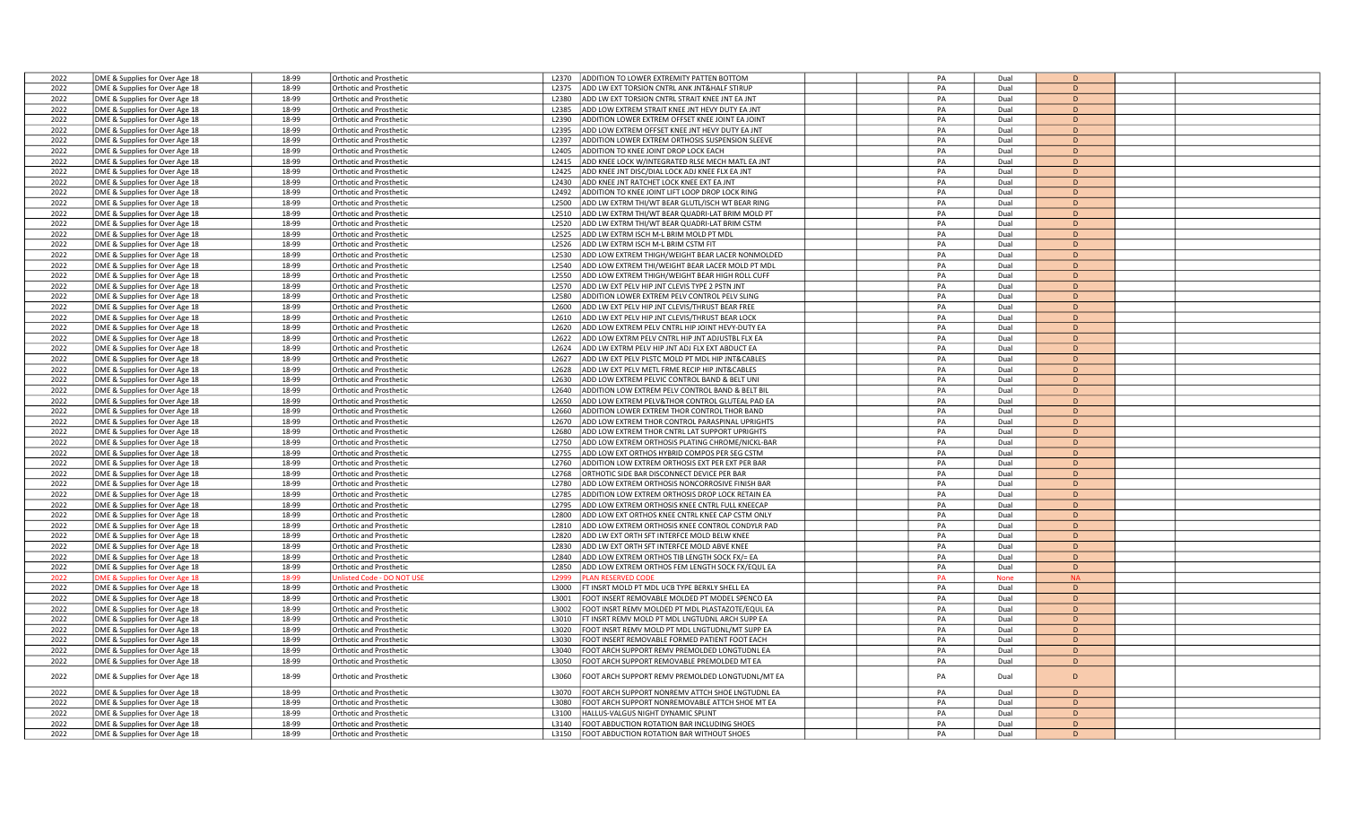| | | | | | | | | | | | | |
|---|---|---|---|---|---|---|---|---|---|---|---|---|
| 2022 | DME & Supplies for Over Age 18 | 18-99 | Orthotic and Prosthetic | L2370 | ADDITION TO LOWER EXTREMITY PATTEN BOTTOM | | | PA | Dual | D | | |
| 2022 | DME & Supplies for Over Age 18 | 18-99 | Orthotic and Prosthetic | L2375 | ADD LW EXT TORSION CNTRL ANK JNT&HALF STIRUP | | | PA | Dual | D | | |
| 2022 | DME & Supplies for Over Age 18 | 18-99 | Orthotic and Prosthetic | L2380 | ADD LW EXT TORSION CNTRL STRAIT KNEE JNT EA JNT | | | PA | Dual | D | | |
| 2022 | DME & Supplies for Over Age 18 | 18-99 | Orthotic and Prosthetic | L2385 | ADD LOW EXTREM STRAIT KNEE JNT HEVY DUTY EA JNT | | | PA | Dual | D | | |
| 2022 | DME & Supplies for Over Age 18 | 18-99 | Orthotic and Prosthetic | L2390 | ADDITION LOWER EXTREM OFFSET KNEE JOINT EA JOINT | | | PA | Dual | D | | |
| 2022 | DME & Supplies for Over Age 18 | 18-99 | Orthotic and Prosthetic | L2395 | ADD LOW EXTREM OFFSET KNEE JNT HEVY DUTY EA JNT | | | PA | Dual | D | | |
| 2022 | DME & Supplies for Over Age 18 | 18-99 | Orthotic and Prosthetic | L2397 | ADDITION LOWER EXTREM ORTHOSIS SUSPENSION SLEEVE | | | PA | Dual | D | | |
| 2022 | DME & Supplies for Over Age 18 | 18-99 | Orthotic and Prosthetic | L2405 | ADDITION TO KNEE JOINT DROP LOCK EACH | | | PA | Dual | D | | |
| 2022 | DME & Supplies for Over Age 18 | 18-99 | Orthotic and Prosthetic | L2415 | ADD KNEE LOCK W/INTEGRATED RLSE MECH MATL EA JNT | | | PA | Dual | D | | |
| 2022 | DME & Supplies for Over Age 18 | 18-99 | Orthotic and Prosthetic | L2425 | ADD KNEE JNT DISC/DIAL LOCK ADJ KNEE FLX EA JNT | | | PA | Dual | D | | |
| 2022 | DME & Supplies for Over Age 18 | 18-99 | Orthotic and Prosthetic | L2430 | ADD KNEE JNT RATCHET LOCK KNEE EXT EA JNT | | | PA | Dual | D | | |
| 2022 | DME & Supplies for Over Age 18 | 18-99 | Orthotic and Prosthetic | L2492 | ADDITION TO KNEE JOINT LIFT LOOP DROP LOCK RING | | | PA | Dual | D | | |
| 2022 | DME & Supplies for Over Age 18 | 18-99 | Orthotic and Prosthetic | L2500 | ADD LW EXTRM THI/WT BEAR GLUTL/ISCH WT BEAR RING | | | PA | Dual | D | | |
| 2022 | DME & Supplies for Over Age 18 | 18-99 | Orthotic and Prosthetic | L2510 | ADD LW EXTRM THI/WT BEAR QUADRI-LAT BRIM MOLD PT | | | PA | Dual | D | | |
| 2022 | DME & Supplies for Over Age 18 | 18-99 | Orthotic and Prosthetic | L2520 | ADD LW EXTRM THI/WT BEAR QUADRI-LAT BRIM CSTM | | | PA | Dual | D | | |
| 2022 | DME & Supplies for Over Age 18 | 18-99 | Orthotic and Prosthetic | L2525 | ADD LW EXTRM ISCH M-L BRIM MOLD PT MDL | | | PA | Dual | D | | |
| 2022 | DME & Supplies for Over Age 18 | 18-99 | Orthotic and Prosthetic | L2526 | ADD LW EXTRM ISCH M-L BRIM CSTM FIT | | | PA | Dual | D | | |
| 2022 | DME & Supplies for Over Age 18 | 18-99 | Orthotic and Prosthetic | L2530 | ADD LOW EXTREM THIGH/WEIGHT BEAR LACER NONMOLDED | | | PA | Dual | D | | |
| 2022 | DME & Supplies for Over Age 18 | 18-99 | Orthotic and Prosthetic | L2540 | ADD LOW EXTREM THI/WEIGHT BEAR LACER MOLD PT MDL | | | PA | Dual | D | | |
| 2022 | DME & Supplies for Over Age 18 | 18-99 | Orthotic and Prosthetic | L2550 | ADD LOW EXTREM THIGH/WEIGHT BEAR HIGH ROLL CUFF | | | PA | Dual | D | | |
| 2022 | DME & Supplies for Over Age 18 | 18-99 | Orthotic and Prosthetic | L2570 | ADD LW EXT PELV HIP JNT CLEVIS TYPE 2 PSTN JNT | | | PA | Dual | D | | |
| 2022 | DME & Supplies for Over Age 18 | 18-99 | Orthotic and Prosthetic | L2580 | ADDITION LOWER EXTREM PELV CONTROL PELV SLING | | | PA | Dual | D | | |
| 2022 | DME & Supplies for Over Age 18 | 18-99 | Orthotic and Prosthetic | L2600 | ADD LW EXT PELV HIP JNT CLEVIS/THRUST BEAR FREE | | | PA | Dual | D | | |
| 2022 | DME & Supplies for Over Age 18 | 18-99 | Orthotic and Prosthetic | L2610 | ADD LW EXT PELV HIP JNT CLEVIS/THRUST BEAR LOCK | | | PA | Dual | D | | |
| 2022 | DME & Supplies for Over Age 18 | 18-99 | Orthotic and Prosthetic | L2620 | ADD LOW EXTREM PELV CNTRL HIP JOINT HEVY-DUTY EA | | | PA | Dual | D | | |
| 2022 | DME & Supplies for Over Age 18 | 18-99 | Orthotic and Prosthetic | L2622 | ADD LOW EXTRM PELV CNTRL HIP JNT ADJUSTBL FLX EA | | | PA | Dual | D | | |
| 2022 | DME & Supplies for Over Age 18 | 18-99 | Orthotic and Prosthetic | L2624 | ADD LW EXTRM PELV HIP JNT ADJ FLX EXT ABDUCT EA | | | PA | Dual | D | | |
| 2022 | DME & Supplies for Over Age 18 | 18-99 | Orthotic and Prosthetic | L2627 | ADD LW EXT PELV PLSTC MOLD PT MDL HIP JNT&CABLES | | | PA | Dual | D | | |
| 2022 | DME & Supplies for Over Age 18 | 18-99 | Orthotic and Prosthetic | L2628 | ADD LW EXT PELV METL FRME RECIP HIP JNT&CABLES | | | PA | Dual | D | | |
| 2022 | DME & Supplies for Over Age 18 | 18-99 | Orthotic and Prosthetic | L2630 | ADD LOW EXTREM PELVIC CONTROL BAND & BELT UNI | | | PA | Dual | D | | |
| 2022 | DME & Supplies for Over Age 18 | 18-99 | Orthotic and Prosthetic | L2640 | ADDITION LOW EXTREM PELV CONTROL BAND & BELT BIL | | | PA | Dual | D | | |
| 2022 | DME & Supplies for Over Age 18 | 18-99 | Orthotic and Prosthetic | L2650 | ADD LOW EXTREM PELV&THOR CONTROL GLUTEAL PAD EA | | | PA | Dual | D | | |
| 2022 | DME & Supplies for Over Age 18 | 18-99 | Orthotic and Prosthetic | L2660 | ADDITION LOWER EXTREM THOR CONTROL THOR BAND | | | PA | Dual | D | | |
| 2022 | DME & Supplies for Over Age 18 | 18-99 | Orthotic and Prosthetic | L2670 | ADD LOW EXTREM THOR CONTROL PARASPINAL UPRIGHTS | | | PA | Dual | D | | |
| 2022 | DME & Supplies for Over Age 18 | 18-99 | Orthotic and Prosthetic | L2680 | ADD LOW EXTREM THOR CNTRL LAT SUPPORT UPRIGHTS | | | PA | Dual | D | | |
| 2022 | DME & Supplies for Over Age 18 | 18-99 | Orthotic and Prosthetic | L2750 | ADD LOW EXTREM ORTHOSIS PLATING CHROME/NICKL-BAR | | | PA | Dual | D | | |
| 2022 | DME & Supplies for Over Age 18 | 18-99 | Orthotic and Prosthetic | L2755 | ADD LOW EXT ORTHOS HYBRID COMPOS PER SEG CSTM | | | PA | Dual | D | | |
| 2022 | DME & Supplies for Over Age 18 | 18-99 | Orthotic and Prosthetic | L2760 | ADDITION LOW EXTREM ORTHOSIS EXT PER EXT PER BAR | | | PA | Dual | D | | |
| 2022 | DME & Supplies for Over Age 18 | 18-99 | Orthotic and Prosthetic | L2768 | ORTHOTIC SIDE BAR DISCONNECT DEVICE PER BAR | | | PA | Dual | D | | |
| 2022 | DME & Supplies for Over Age 18 | 18-99 | Orthotic and Prosthetic | L2780 | ADD LOW EXTREM ORTHOSIS NONCORROSIVE FINISH BAR | | | PA | Dual | D | | |
| 2022 | DME & Supplies for Over Age 18 | 18-99 | Orthotic and Prosthetic | L2785 | ADDITION LOW EXTREM ORTHOSIS DROP LOCK RETAIN EA | | | PA | Dual | D | | |
| 2022 | DME & Supplies for Over Age 18 | 18-99 | Orthotic and Prosthetic | L2795 | ADD LOW EXTREM ORTHOSIS KNEE CNTRL FULL KNEECAP | | | PA | Dual | D | | |
| 2022 | DME & Supplies for Over Age 18 | 18-99 | Orthotic and Prosthetic | L2800 | ADD LOW EXT ORTHOS KNEE CNTRL KNEE CAP CSTM ONLY | | | PA | Dual | D | | |
| 2022 | DME & Supplies for Over Age 18 | 18-99 | Orthotic and Prosthetic | L2810 | ADD LOW EXTREM ORTHOSIS KNEE CONTROL CONDYLR PAD | | | PA | Dual | D | | |
| 2022 | DME & Supplies for Over Age 18 | 18-99 | Orthotic and Prosthetic | L2820 | ADD LW EXT ORTH SFT INTERFCE MOLD BELW KNEE | | | PA | Dual | D | | |
| 2022 | DME & Supplies for Over Age 18 | 18-99 | Orthotic and Prosthetic | L2830 | ADD LW EXT ORTH SFT INTERFCE MOLD ABVE KNEE | | | PA | Dual | D | | |
| 2022 | DME & Supplies for Over Age 18 | 18-99 | Orthotic and Prosthetic | L2840 | ADD LOW EXTREM ORTHOS TIB LENGTH SOCK FX/= EA | | | PA | Dual | D | | |
| 2022 | DME & Supplies for Over Age 18 | 18-99 | Orthotic and Prosthetic | L2850 | ADD LOW EXTREM ORTHOS FEM LENGTH SOCK FX/EQUL EA | | | PA | Dual | D | | |
| 2022 | DME & Supplies for Over Age 18 | 18-99 | Unlisted Code - DO NOT USE | L2999 | PLAN RESERVED CODE | | | PA | None | NA | | |
| 2022 | DME & Supplies for Over Age 18 | 18-99 | Orthotic and Prosthetic | L3000 | FT INSRT MOLD PT MDL UCB TYPE BERKLY SHELL EA | | | PA | Dual | D | | |
| 2022 | DME & Supplies for Over Age 18 | 18-99 | Orthotic and Prosthetic | L3001 | FOOT INSERT REMOVABLE MOLDED PT MODEL SPENCO EA | | | PA | Dual | D | | |
| 2022 | DME & Supplies for Over Age 18 | 18-99 | Orthotic and Prosthetic | L3002 | FOOT INSRT REMV MOLDED PT MDL PLASTAZOTE/EQUL EA | | | PA | Dual | D | | |
| 2022 | DME & Supplies for Over Age 18 | 18-99 | Orthotic and Prosthetic | L3010 | FT INSRT REMV MOLD PT MDL LNGTUDNL ARCH SUPP EA | | | PA | Dual | D | | |
| 2022 | DME & Supplies for Over Age 18 | 18-99 | Orthotic and Prosthetic | L3020 | FOOT INSRT REMV MOLD PT MDL LNGTUDNL/MT SUPP EA | | | PA | Dual | D | | |
| 2022 | DME & Supplies for Over Age 18 | 18-99 | Orthotic and Prosthetic | L3030 | FOOT INSERT REMOVABLE FORMED PATIENT FOOT EACH | | | PA | Dual | D | | |
| 2022 | DME & Supplies for Over Age 18 | 18-99 | Orthotic and Prosthetic | L3040 | FOOT ARCH SUPPORT REMV PREMOLDED LONGTUDNL EA | | | PA | Dual | D | | |
| 2022 | DME & Supplies for Over Age 18 | 18-99 | Orthotic and Prosthetic | L3050 | FOOT ARCH SUPPORT REMOVABLE PREMOLDED MT EA | | | PA | Dual | D | | |
| 2022 | DME & Supplies for Over Age 18 | 18-99 | Orthotic and Prosthetic | L3060 | FOOT ARCH SUPPORT REMV PREMOLDED LONGTUDNL/MT EA | | | PA | Dual | D | | |
| 2022 | DME & Supplies for Over Age 18 | 18-99 | Orthotic and Prosthetic | L3070 | FOOT ARCH SUPPORT NONREMV ATTCH SHOE LNGTUDNL EA | | | PA | Dual | D | | |
| 2022 | DME & Supplies for Over Age 18 | 18-99 | Orthotic and Prosthetic | L3080 | FOOT ARCH SUPPORT NONREMOVABLE ATTCH SHOE MT EA | | | PA | Dual | D | | |
| 2022 | DME & Supplies for Over Age 18 | 18-99 | Orthotic and Prosthetic | L3100 | HALLUS-VALGUS NIGHT DYNAMIC SPLINT | | | PA | Dual | D | | |
| 2022 | DME & Supplies for Over Age 18 | 18-99 | Orthotic and Prosthetic | L3140 | FOOT ABDUCTION ROTATION BAR INCLUDING SHOES | | | PA | Dual | D | | |
| 2022 | DME & Supplies for Over Age 18 | 18-99 | Orthotic and Prosthetic | L3150 | FOOT ABDUCTION ROTATION BAR WITHOUT SHOES | | | PA | Dual | D | | |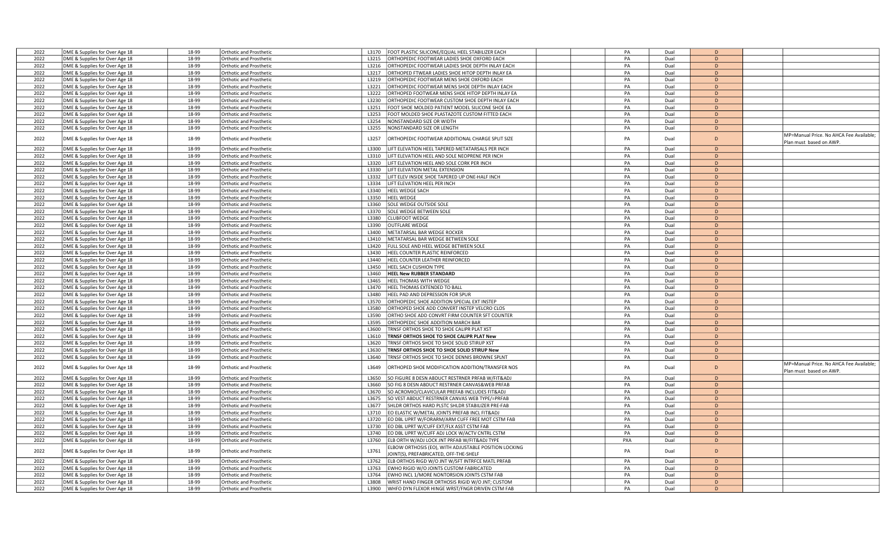| | | | | | | | | | | | | |
|---|---|---|---|---|---|---|---|---|---|---|---|---|
| 2022 | DME & Supplies for Over Age 18 | 18-99 | Orthotic and Prosthetic | L3170 | FOOT PLASTIC SILICONE/EQUAL HEEL STABILIZER EACH | | | PA | Dual | D | | |
| 2022 | DME & Supplies for Over Age 18 | 18-99 | Orthotic and Prosthetic | L3215 | ORTHOPEDIC FOOTWEAR LADIES SHOE OXFORD EACH | | | PA | Dual | D | | |
| 2022 | DME & Supplies for Over Age 18 | 18-99 | Orthotic and Prosthetic | L3216 | ORTHOPEDIC FOOTWEAR LADIES SHOE DEPTH INLAY EACH | | | PA | Dual | D | | |
| 2022 | DME & Supplies for Over Age 18 | 18-99 | Orthotic and Prosthetic | L3217 | ORTHOPED FTWEAR LADIES SHOE HITOP DEPTH INLAY EA | | | PA | Dual | D | | |
| 2022 | DME & Supplies for Over Age 18 | 18-99 | Orthotic and Prosthetic | L3219 | ORTHOPEDIC FOOTWEAR MENS SHOE OXFORD EACH | | | PA | Dual | D | | |
| 2022 | DME & Supplies for Over Age 18 | 18-99 | Orthotic and Prosthetic | L3221 | ORTHOPEDIC FOOTWEAR MENS SHOE DEPTH INLAY EACH | | | PA | Dual | D | | |
| 2022 | DME & Supplies for Over Age 18 | 18-99 | Orthotic and Prosthetic | L3222 | ORTHOPED FOOTWEAR MENS SHOE HITOP DEPTH INLAY EA | | | PA | Dual | D | | |
| 2022 | DME & Supplies for Over Age 18 | 18-99 | Orthotic and Prosthetic | L3230 | ORTHOPEDIC FOOTWEAR CUSTOM SHOE DEPTH INLAY EACH | | | PA | Dual | D | | |
| 2022 | DME & Supplies for Over Age 18 | 18-99 | Orthotic and Prosthetic | L3251 | FOOT SHOE MOLDED PATIENT MODEL SILICONE SHOE EA | | | PA | Dual | D | | |
| 2022 | DME & Supplies for Over Age 18 | 18-99 | Orthotic and Prosthetic | L3253 | FOOT MOLDED SHOE PLASTAZOTE CUSTOM FITTED EACH | | | PA | Dual | D | | |
| 2022 | DME & Supplies for Over Age 18 | 18-99 | Orthotic and Prosthetic | L3254 | NONSTANDARD SIZE OR WIDTH | | | PA | Dual | D | | |
| 2022 | DME & Supplies for Over Age 18 | 18-99 | Orthotic and Prosthetic | L3255 | NONSTANDARD SIZE OR LENGTH | | | PA | Dual | D | | |
| 2022 | DME & Supplies for Over Age 18 | 18-99 | Orthotic and Prosthetic | L3257 | ORTHOPEDIC FOOTWEAR ADDITIONAL CHARGE SPLIT SIZE | | | PA | Dual | D | | MP=Manual Price. No AHCA Fee Available; Plan must based on AWP. |
| 2022 | DME & Supplies for Over Age 18 | 18-99 | Orthotic and Prosthetic | L3300 | LIFT ELEVATION HEEL TAPERED METATARSALS PER INCH | | | PA | Dual | D | | |
| 2022 | DME & Supplies for Over Age 18 | 18-99 | Orthotic and Prosthetic | L3310 | LIFT ELEVATION HEEL AND SOLE NEOPRENE PER INCH | | | PA | Dual | D | | |
| 2022 | DME & Supplies for Over Age 18 | 18-99 | Orthotic and Prosthetic | L3320 | LIFT ELEVATION HEEL AND SOLE CORK PER INCH | | | PA | Dual | D | | |
| 2022 | DME & Supplies for Over Age 18 | 18-99 | Orthotic and Prosthetic | L3330 | LIFT ELEVATION METAL EXTENSION | | | PA | Dual | D | | |
| 2022 | DME & Supplies for Over Age 18 | 18-99 | Orthotic and Prosthetic | L3332 | LIFT ELEV INSIDE SHOE TAPERED UP ONE-HALF INCH | | | PA | Dual | D | | |
| 2022 | DME & Supplies for Over Age 18 | 18-99 | Orthotic and Prosthetic | L3334 | LIFT ELEVATION HEEL PER INCH | | | PA | Dual | D | | |
| 2022 | DME & Supplies for Over Age 18 | 18-99 | Orthotic and Prosthetic | L3340 | HEEL WEDGE SACH | | | PA | Dual | D | | |
| 2022 | DME & Supplies for Over Age 18 | 18-99 | Orthotic and Prosthetic | L3350 | HEEL WEDGE | | | PA | Dual | D | | |
| 2022 | DME & Supplies for Over Age 18 | 18-99 | Orthotic and Prosthetic | L3360 | SOLE WEDGE OUTSIDE SOLE | | | PA | Dual | D | | |
| 2022 | DME & Supplies for Over Age 18 | 18-99 | Orthotic and Prosthetic | L3370 | SOLE WEDGE BETWEEN SOLE | | | PA | Dual | D | | |
| 2022 | DME & Supplies for Over Age 18 | 18-99 | Orthotic and Prosthetic | L3380 | CLUBFOOT WEDGE | | | PA | Dual | D | | |
| 2022 | DME & Supplies for Over Age 18 | 18-99 | Orthotic and Prosthetic | L3390 | OUTFLARE WEDGE | | | PA | Dual | D | | |
| 2022 | DME & Supplies for Over Age 18 | 18-99 | Orthotic and Prosthetic | L3400 | METATARSAL BAR WEDGE ROCKER | | | PA | Dual | D | | |
| 2022 | DME & Supplies for Over Age 18 | 18-99 | Orthotic and Prosthetic | L3410 | METATARSAL BAR WEDGE BETWEEN SOLE | | | PA | Dual | D | | |
| 2022 | DME & Supplies for Over Age 18 | 18-99 | Orthotic and Prosthetic | L3420 | FULL SOLE AND HEEL WEDGE BETWEEN SOLE | | | PA | Dual | D | | |
| 2022 | DME & Supplies for Over Age 18 | 18-99 | Orthotic and Prosthetic | L3430 | HEEL COUNTER PLASTIC REINFORCED | | | PA | Dual | D | | |
| 2022 | DME & Supplies for Over Age 18 | 18-99 | Orthotic and Prosthetic | L3440 | HEEL COUNTER LEATHER REINFORCED | | | PA | Dual | D | | |
| 2022 | DME & Supplies for Over Age 18 | 18-99 | Orthotic and Prosthetic | L3450 | HEEL SACH CUSHION TYPE | | | PA | Dual | D | | |
| 2022 | DME & Supplies for Over Age 18 | 18-99 | Orthotic and Prosthetic | L3460 | **HEEL New RUBBER STANDARD** | | | PA | Dual | D | | |
| 2022 | DME & Supplies for Over Age 18 | 18-99 | Orthotic and Prosthetic | L3465 | HEEL THOMAS WITH WEDGE | | | PA | Dual | D | | |
| 2022 | DME & Supplies for Over Age 18 | 18-99 | Orthotic and Prosthetic | L3470 | HEEL THOMAS EXTENDED TO BALL | | | PA | Dual | D | | |
| 2022 | DME & Supplies for Over Age 18 | 18-99 | Orthotic and Prosthetic | L3480 | HEEL PAD AND DEPRESSION FOR SPUR | | | PA | Dual | D | | |
| 2022 | DME & Supplies for Over Age 18 | 18-99 | Orthotic and Prosthetic | L3570 | ORTHOPEDIC SHOE ADDITION SPECIAL EXT INSTEP | | | PA | Dual | D | | |
| 2022 | DME & Supplies for Over Age 18 | 18-99 | Orthotic and Prosthetic | L3580 | ORTHOPED SHOE ADD CONVERT INSTEP VELCRO CLOS | | | PA | Dual | D | | |
| 2022 | DME & Supplies for Over Age 18 | 18-99 | Orthotic and Prosthetic | L3590 | ORTHO SHOE ADD CONVRT FIRM COUNTER SFT COUNTER | | | PA | Dual | D | | |
| 2022 | DME & Supplies for Over Age 18 | 18-99 | Orthotic and Prosthetic | L3595 | ORTHOPEDIC SHOE ADDITION MARCH BAR | | | PA | Dual | D | | |
| 2022 | DME & Supplies for Over Age 18 | 18-99 | Orthotic and Prosthetic | L3600 | TRNSF ORTHOS SHOE TO SHOE CALIPR PLAT XST | | | PA | Dual | D | | |
| 2022 | DME & Supplies for Over Age 18 | 18-99 | Orthotic and Prosthetic | L3610 | **TRNSF ORTHOS SHOE TO SHOE CALIPR PLAT New** | | | PA | Dual | D | | |
| 2022 | DME & Supplies for Over Age 18 | 18-99 | Orthotic and Prosthetic | L3620 | TRNSF ORTHOS SHOE TO SHOE SOLID STIRUP XST | | | PA | Dual | D | | |
| 2022 | DME & Supplies for Over Age 18 | 18-99 | Orthotic and Prosthetic | L3630 | **TRNSF ORTHOS SHOE TO SHOE SOLID STIRUP New** | | | PA | Dual | D | | |
| 2022 | DME & Supplies for Over Age 18 | 18-99 | Orthotic and Prosthetic | L3640 | TRNSF ORTHOS SHOE TO SHOE DENNIS BROWNE SPLNT | | | PA | Dual | D | | |
| 2022 | DME & Supplies for Over Age 18 | 18-99 | Orthotic and Prosthetic | L3649 | ORTHOPED SHOE MODIFICATION ADDITION/TRANSFER NOS | | | PA | Dual | D | | MP=Manual Price. No AHCA Fee Available; Plan must based on AWP. |
| 2022 | DME & Supplies for Over Age 18 | 18-99 | Orthotic and Prosthetic | L3650 | SO FIGURE 8 DESN ABDUCT RESTRNER PRFAB W/FIT&ADJ | | | PA | Dual | D | | |
| 2022 | DME & Supplies for Over Age 18 | 18-99 | Orthotic and Prosthetic | L3660 | SO FIG 8 DESN ABDUCT RESTRNER CANVAS&WEB PRFAB | | | PA | Dual | D | | |
| 2022 | DME & Supplies for Over Age 18 | 18-99 | Orthotic and Prosthetic | L3670 | SO ACROMIO/CLAVICULAR PREFAB INCLUDES FIT&ADJ | | | PA | Dual | D | | |
| 2022 | DME & Supplies for Over Age 18 | 18-99 | Orthotic and Prosthetic | L3675 | SO VEST ABDUCT RESTRNER CANVAS WEB TYPE/=PRFAB | | | PA | Dual | D | | |
| 2022 | DME & Supplies for Over Age 18 | 18-99 | Orthotic and Prosthetic | L3677 | SHLDR ORTHOS HARD PLSTC SHLDR STABILIZER PRE-FAB | | | PA | Dual | D | | |
| 2022 | DME & Supplies for Over Age 18 | 18-99 | Orthotic and Prosthetic | L3710 | EO ELASTIC W/METAL JOINTS PREFAB INCL FIT&ADJ | | | PA | Dual | D | | |
| 2022 | DME & Supplies for Over Age 18 | 18-99 | Orthotic and Prosthetic | L3720 | EO DBL UPRT W/FORARM/ARM CUFF FREE MOT CSTM FAB | | | PA | Dual | D | | |
| 2022 | DME & Supplies for Over Age 18 | 18-99 | Orthotic and Prosthetic | L3730 | EO DBL UPRT W/CUFF EXT/FLX ASST CSTM FAB | | | PA | Dual | D | | |
| 2022 | DME & Supplies for Over Age 18 | 18-99 | Orthotic and Prosthetic | L3740 | EO DBL UPRT W/CUFF ADJ LOCK W/ACTV CNTRL CSTM | | | PA | Dual | D | | |
| 2022 | DME & Supplies for Over Age 18 | 18-99 | Orthotic and Prosthetic | L3760 | ELB ORTH W/ADJ LOCK JNT PRFAB W/FIT&ADJ TYPE | | | PXA | Dual | D | | |
| 2022 | DME & Supplies for Over Age 18 | 18-99 | Orthotic and Prosthetic | L3761 | ELBOW ORTHOSIS (EO), WITH ADJUSTABLE POSITION LOCKING JOINT(S), PREFABRICATED, OFF-THE-SHELF | | | PA | Dual | D | | |
| 2022 | DME & Supplies for Over Age 18 | 18-99 | Orthotic and Prosthetic | L3762 | ELB ORTHOS RIGD W/O JNT W/SFT INTRFCE MATL PRFAB | | | PA | Dual | D | | |
| 2022 | DME & Supplies for Over Age 18 | 18-99 | Orthotic and Prosthetic | L3763 | EWHO RIGID W/O JOINTS CUSTOM FABRICATED | | | PA | Dual | D | | |
| 2022 | DME & Supplies for Over Age 18 | 18-99 | Orthotic and Prosthetic | L3764 | EWHO INCL 1/MORE NONTORSION JOINTS CSTM FAB | | | PA | Dual | D | | |
| 2022 | DME & Supplies for Over Age 18 | 18-99 | Orthotic and Prosthetic | L3808 | WRIST HAND FINGER ORTHOSIS RIGID W/O JNT; CUSTOM | | | PA | Dual | D | | |
| 2022 | DME & Supplies for Over Age 18 | 18-99 | Orthotic and Prosthetic | L3900 | WHFO DYN FLEXOR HINGE WRST/FNGR DRIVEN CSTM FAB | | | PA | Dual | D | | |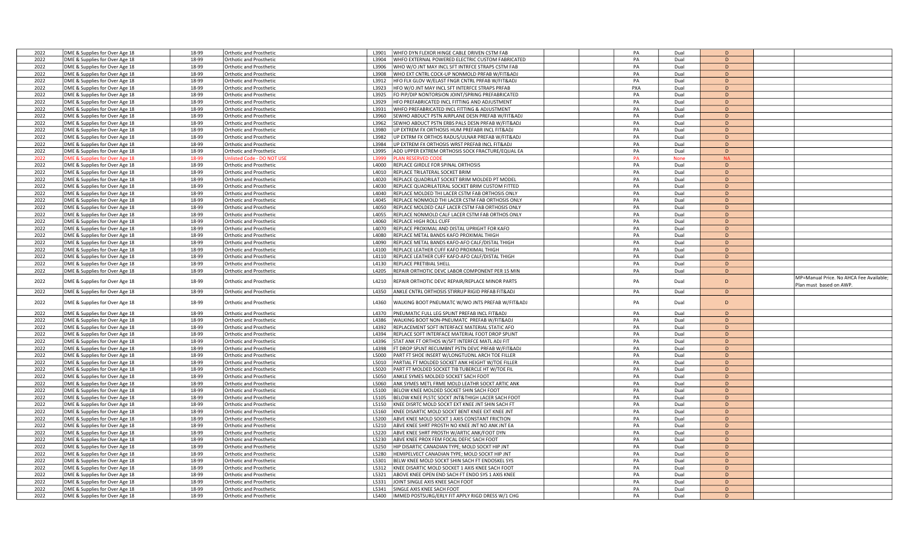| | | | | | | | | | | | | |
|---|---|---|---|---|---|---|---|---|---|---|---|---|
| 2022 | DME & Supplies for Over Age 18 | 18-99 | Orthotic and Prosthetic | L3901 | WHFO DYN FLEXOR HINGE CABLE DRIVEN CSTM FAB | | | PA | Dual | D | | |
| 2022 | DME & Supplies for Over Age 18 | 18-99 | Orthotic and Prosthetic | L3904 | WHFO EXTERNAL POWERED ELECTRIC CUSTOM FABRICATED | | | PA | Dual | D | | |
| 2022 | DME & Supplies for Over Age 18 | 18-99 | Orthotic and Prosthetic | L3906 | WHO W/O JNT MAY INCL SFT INTRFCE STRAPS CSTM FAB | | | PA | Dual | D | | |
| 2022 | DME & Supplies for Over Age 18 | 18-99 | Orthotic and Prosthetic | L3908 | WHO EXT CNTRL COCK-UP NONMOLD PRFAB W/FIT&ADJ | | | PA | Dual | D | | |
| 2022 | DME & Supplies for Over Age 18 | 18-99 | Orthotic and Prosthetic | L3912 | HFO FLX GLOV W/ELAST FNGR CNTRL PRFAB W/FIT&ADJ | | | PA | Dual | D | | |
| 2022 | DME & Supplies for Over Age 18 | 18-99 | Orthotic and Prosthetic | L3923 | HFO W/O JNT MAY INCL SFT INTERFCE STRAPS PRFAB | | | PXA | Dual | D | | |
| 2022 | DME & Supplies for Over Age 18 | 18-99 | Orthotic and Prosthetic | L3925 | FO PIP/DIP NONTORSION JOINT/SPRING PREFABRICATED | | | PA | Dual | D | | |
| 2022 | DME & Supplies for Over Age 18 | 18-99 | Orthotic and Prosthetic | L3929 | HFO PREFABRICATED INCL FITTING AND ADJUSTMENT | | | PA | Dual | D | | |
| 2022 | DME & Supplies for Over Age 18 | 18-99 | Orthotic and Prosthetic | L3931 | WHFO PREFABRICATED INCL FITTING & ADJUSTMENT | | | PA | Dual | D | | |
| 2022 | DME & Supplies for Over Age 18 | 18-99 | Orthotic and Prosthetic | L3960 | SEWHO ABDUCT PSTN AIRPLANE DESN PREFAB W/FIT&ADJ | | | PA | Dual | D | | |
| 2022 | DME & Supplies for Over Age 18 | 18-99 | Orthotic and Prosthetic | L3962 | SEWHO ABDUCT PSTN ERBS PALS DESN PRFAB W/FIT&ADJ | | | PA | Dual | D | | |
| 2022 | DME & Supplies for Over Age 18 | 18-99 | Orthotic and Prosthetic | L3980 | UP EXTREM FX ORTHOSIS HUM PREFABR INCL FIT&ADJ | | | PA | Dual | D | | |
| 2022 | DME & Supplies for Over Age 18 | 18-99 | Orthotic and Prosthetic | L3982 | UP EXTRM FX ORTHOS RADUS/ULNAR PRFAB W/FIT&ADJ | | | PA | Dual | D | | |
| 2022 | DME & Supplies for Over Age 18 | 18-99 | Orthotic and Prosthetic | L3984 | UP EXTREM FX ORTHOSIS WRST PREFAB INCL FIT&ADJ | | | PA | Dual | D | | |
| 2022 | DME & Supplies for Over Age 18 | 18-99 | Orthotic and Prosthetic | L3995 | ADD UPPER EXTREM ORTHOSIS SOCK FRACTURE/EQUAL EA | | | PA | Dual | D | | |
| 2022 | DME & Supplies for Over Age 18 | 18-99 | Unlisted Code - DO NOT USE | L3999 | PLAN RESERVED CODE | | | PA | None | NA | | |
| 2022 | DME & Supplies for Over Age 18 | 18-99 | Orthotic and Prosthetic | L4000 | REPLACE GIRDLE FOR SPINAL ORTHOSIS | | | PA | Dual | D | | |
| 2022 | DME & Supplies for Over Age 18 | 18-99 | Orthotic and Prosthetic | L4010 | REPLACE TRILATERAL SOCKET BRIM | | | PA | Dual | D | | |
| 2022 | DME & Supplies for Over Age 18 | 18-99 | Orthotic and Prosthetic | L4020 | REPLACE QUADRILAT SOCKET BRIM MOLDED PT MODEL | | | PA | Dual | D | | |
| 2022 | DME & Supplies for Over Age 18 | 18-99 | Orthotic and Prosthetic | L4030 | REPLACE QUADRILATERAL SOCKET BRIM CUSTOM FITTED | | | PA | Dual | D | | |
| 2022 | DME & Supplies for Over Age 18 | 18-99 | Orthotic and Prosthetic | L4040 | REPLACE MOLDED THI LACER CSTM FAB ORTHOSIS ONLY | | | PA | Dual | D | | |
| 2022 | DME & Supplies for Over Age 18 | 18-99 | Orthotic and Prosthetic | L4045 | REPLACE NONMOLD THI LACER CSTM FAB ORTHOSIS ONLY | | | PA | Dual | D | | |
| 2022 | DME & Supplies for Over Age 18 | 18-99 | Orthotic and Prosthetic | L4050 | REPLACE MOLDED CALF LACER CSTM FAB ORTHOSIS ONLY | | | PA | Dual | D | | |
| 2022 | DME & Supplies for Over Age 18 | 18-99 | Orthotic and Prosthetic | L4055 | REPLACE NONMOLD CALF LACER CSTM FAB ORTHOS ONLY | | | PA | Dual | D | | |
| 2022 | DME & Supplies for Over Age 18 | 18-99 | Orthotic and Prosthetic | L4060 | REPLACE HIGH ROLL CUFF | | | PA | Dual | D | | |
| 2022 | DME & Supplies for Over Age 18 | 18-99 | Orthotic and Prosthetic | L4070 | REPLACE PROXIMAL AND DISTAL UPRIGHT FOR KAFO | | | PA | Dual | D | | |
| 2022 | DME & Supplies for Over Age 18 | 18-99 | Orthotic and Prosthetic | L4080 | REPLACE METAL BANDS KAFO PROXIMAL THIGH | | | PA | Dual | D | | |
| 2022 | DME & Supplies for Over Age 18 | 18-99 | Orthotic and Prosthetic | L4090 | REPLACE METAL BANDS KAFO-AFO CALF/DISTAL THIGH | | | PA | Dual | D | | |
| 2022 | DME & Supplies for Over Age 18 | 18-99 | Orthotic and Prosthetic | L4100 | REPLACE LEATHER CUFF KAFO PROXIMAL THIGH | | | PA | Dual | D | | |
| 2022 | DME & Supplies for Over Age 18 | 18-99 | Orthotic and Prosthetic | L4110 | REPLACE LEATHER CUFF KAFO-AFO CALF/DISTAL THIGH | | | PA | Dual | D | | |
| 2022 | DME & Supplies for Over Age 18 | 18-99 | Orthotic and Prosthetic | L4130 | REPLACE PRETIBIAL SHELL | | | PA | Dual | D | | |
| 2022 | DME & Supplies for Over Age 18 | 18-99 | Orthotic and Prosthetic | L4205 | REPAIR ORTHOTIC DEVC LABOR COMPONENT PER 15 MIN | | | PA | Dual | D | | |
| 2022 | DME & Supplies for Over Age 18 | 18-99 | Orthotic and Prosthetic | L4210 | REPAIR ORTHOTIC DEVC REPAIR/REPLACE MINOR PARTS | | | PA | Dual | D | | MP=Manual Price. No AHCA Fee Available; Plan must based on AWP. |
| 2022 | DME & Supplies for Over Age 18 | 18-99 | Orthotic and Prosthetic | L4350 | ANKLE CNTRL ORTHOSIS STIRRUP RIGID PRFAB FIT&ADJ | | | PA | Dual | D | | |
| 2022 | DME & Supplies for Over Age 18 | 18-99 | Orthotic and Prosthetic | L4360 | WALKING BOOT PNEUMATC W/WO JNTS PREFAB W/FIT&ADJ | | | PA | Dual | D | | |
| 2022 | DME & Supplies for Over Age 18 | 18-99 | Orthotic and Prosthetic | L4370 | PNEUMATIC FULL LEG SPLINT PREFAB INCL FIT&ADJ | | | PA | Dual | D | | |
| 2022 | DME & Supplies for Over Age 18 | 18-99 | Orthotic and Prosthetic | L4386 | WALKING BOOT NON-PNEUMATC PREFAB W/FIT&ADJ | | | PA | Dual | D | | |
| 2022 | DME & Supplies for Over Age 18 | 18-99 | Orthotic and Prosthetic | L4392 | REPLACEMENT SOFT INTERFACE MATERIAL STATIC AFO | | | PA | Dual | D | | |
| 2022 | DME & Supplies for Over Age 18 | 18-99 | Orthotic and Prosthetic | L4394 | REPLACE SOFT INTERFACE MATERIAL FOOT DROP SPLINT | | | PA | Dual | D | | |
| 2022 | DME & Supplies for Over Age 18 | 18-99 | Orthotic and Prosthetic | L4396 | STAT ANK FT ORTHOS W/SFT INTERFCE MATL ADJ FIT | | | PA | Dual | D | | |
| 2022 | DME & Supplies for Over Age 18 | 18-99 | Orthotic and Prosthetic | L4398 | FT DROP SPLNT RECUMBNT PSTN DEVC PRFAB W/FIT&ADJ | | | PA | Dual | D | | |
| 2022 | DME & Supplies for Over Age 18 | 18-99 | Orthotic and Prosthetic | L5000 | PART FT SHOE INSERT W/LONGTUDNL ARCH TOE FILLER | | | PA | Dual | D | | |
| 2022 | DME & Supplies for Over Age 18 | 18-99 | Orthotic and Prosthetic | L5010 | PARTIAL FT MOLDED SOCKET ANK HEIGHT W/TOE FILLER | | | PA | Dual | D | | |
| 2022 | DME & Supplies for Over Age 18 | 18-99 | Orthotic and Prosthetic | L5020 | PART FT MOLDED SOCKET TIB TUBERCLE HT W/TOE FIL | | | PA | Dual | D | | |
| 2022 | DME & Supplies for Over Age 18 | 18-99 | Orthotic and Prosthetic | L5050 | ANKLE SYMES MOLDED SOCKET SACH FOOT | | | PA | Dual | D | | |
| 2022 | DME & Supplies for Over Age 18 | 18-99 | Orthotic and Prosthetic | L5060 | ANK SYMES METL FRME MOLD LEATHR SOCKT ARTIC ANK | | | PA | Dual | D | | |
| 2022 | DME & Supplies for Over Age 18 | 18-99 | Orthotic and Prosthetic | L5100 | BELOW KNEE MOLDED SOCKET SHIN SACH FOOT | | | PA | Dual | D | | |
| 2022 | DME & Supplies for Over Age 18 | 18-99 | Orthotic and Prosthetic | L5105 | BELOW KNEE PLSTC SOCKT JNT&THIGH LACER SACH FOOT | | | PA | Dual | D | | |
| 2022 | DME & Supplies for Over Age 18 | 18-99 | Orthotic and Prosthetic | L5150 | KNEE DISRTC MOLD SOCKT EXT KNEE JNT SHIN SACH FT | | | PA | Dual | D | | |
| 2022 | DME & Supplies for Over Age 18 | 18-99 | Orthotic and Prosthetic | L5160 | KNEE DISARTIC MOLD SOCKT BENT KNEE EXT KNEE JNT | | | PA | Dual | D | | |
| 2022 | DME & Supplies for Over Age 18 | 18-99 | Orthotic and Prosthetic | L5200 | ABVE KNEE MOLD SOCKT 1 AXIS CONSTANT FRICTION | | | PA | Dual | D | | |
| 2022 | DME & Supplies for Over Age 18 | 18-99 | Orthotic and Prosthetic | L5210 | ABVE KNEE SHRT PROSTH NO KNEE JNT NO ANK JNT EA | | | PA | Dual | D | | |
| 2022 | DME & Supplies for Over Age 18 | 18-99 | Orthotic and Prosthetic | L5220 | ABVE KNEE SHRT PROSTH W/ARTIC ANK/FOOT DYN | | | PA | Dual | D | | |
| 2022 | DME & Supplies for Over Age 18 | 18-99 | Orthotic and Prosthetic | L5230 | ABVE KNEE PROX FEM FOCAL DEFIC SACH FOOT | | | PA | Dual | D | | |
| 2022 | DME & Supplies for Over Age 18 | 18-99 | Orthotic and Prosthetic | L5250 | HIP DISARTIC CANADIAN TYPE; MOLD SOCKT HIP JNT | | | PA | Dual | D | | |
| 2022 | DME & Supplies for Over Age 18 | 18-99 | Orthotic and Prosthetic | L5280 | HEMIPELVECT CANADIAN TYPE; MOLD SOCKT HIP JNT | | | PA | Dual | D | | |
| 2022 | DME & Supplies for Over Age 18 | 18-99 | Orthotic and Prosthetic | L5301 | BELW KNEE MOLD SOCKT SHIN SACH FT ENDOSKEL SYS | | | PA | Dual | D | | |
| 2022 | DME & Supplies for Over Age 18 | 18-99 | Orthotic and Prosthetic | L5312 | KNEE DISARTIC MOLD SOCKET 1 AXIS KNEE SACH FOOT | | | PA | Dual | D | | |
| 2022 | DME & Supplies for Over Age 18 | 18-99 | Orthotic and Prosthetic | L5321 | ABOVE KNEE OPEN END SACH FT ENDO SYS 1 AXIS KNEE | | | PA | Dual | D | | |
| 2022 | DME & Supplies for Over Age 18 | 18-99 | Orthotic and Prosthetic | L5331 | JOINT SINGLE AXIS KNEE SACH FOOT | | | PA | Dual | D | | |
| 2022 | DME & Supplies for Over Age 18 | 18-99 | Orthotic and Prosthetic | L5341 | SINGLE AXIS KNEE SACH FOOT | | | PA | Dual | D | | |
| 2022 | DME & Supplies for Over Age 18 | 18-99 | Orthotic and Prosthetic | L5400 | IMMED POSTSURG/ERLY FIT APPLY RIGD DRESS W/1 CHG | | | PA | Dual | D | | |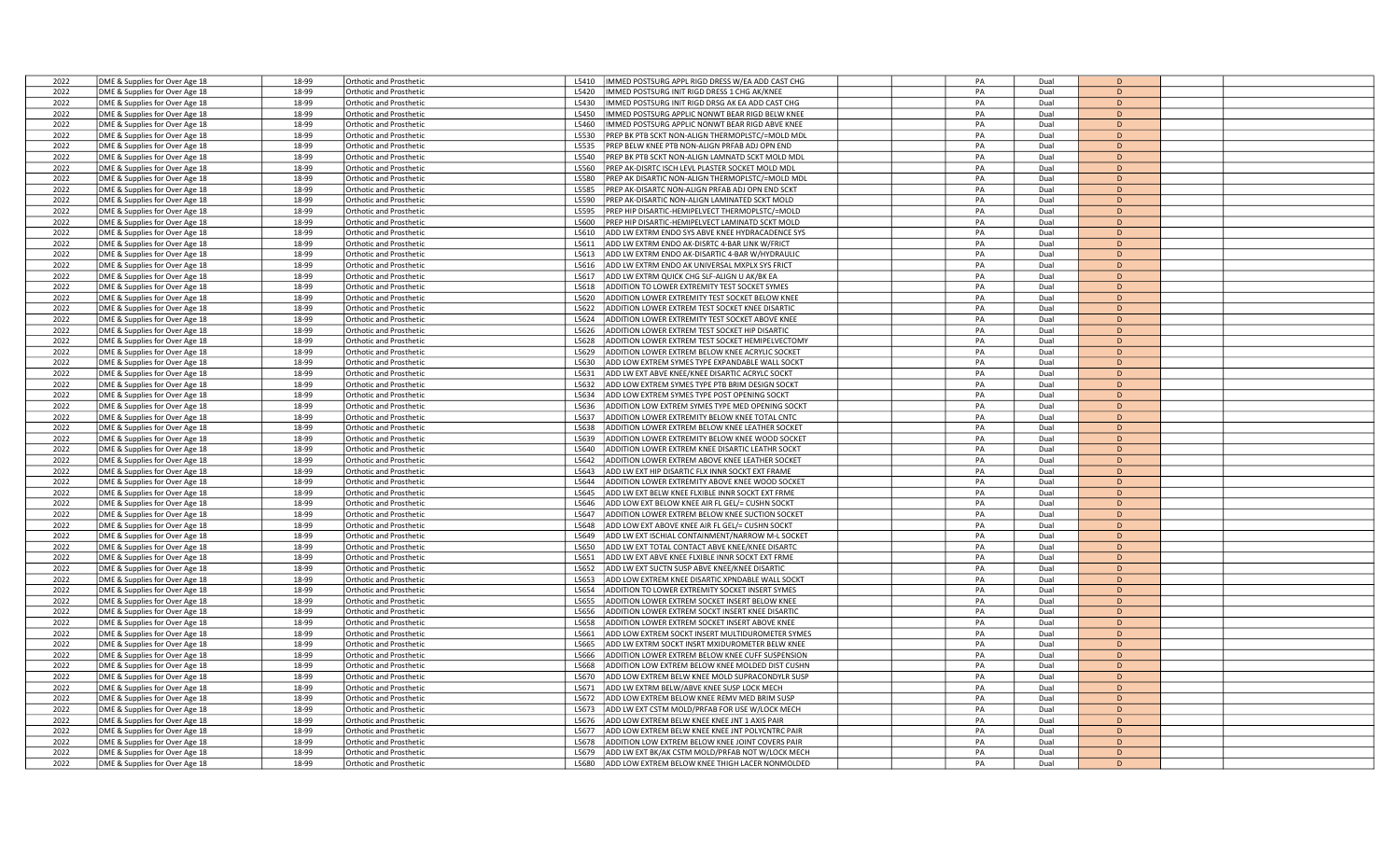| | | | | | | | | | | | | |
|---|---|---|---|---|---|---|---|---|---|---|---|---|
| 2022 | DME & Supplies for Over Age 18 | 18-99 | Orthotic and Prosthetic | L5410 | IMMED POSTSURG APPL RIGD DRESS W/EA ADD CAST CHG | | | PA | Dual | D | | |
| 2022 | DME & Supplies for Over Age 18 | 18-99 | Orthotic and Prosthetic | L5420 | IMMED POSTSURG INIT RIGD DRESS 1 CHG AK/KNEE | | | PA | Dual | D | | |
| 2022 | DME & Supplies for Over Age 18 | 18-99 | Orthotic and Prosthetic | L5430 | IMMED POSTSURG INIT RIGD DRSG AK EA ADD CAST CHG | | | PA | Dual | D | | |
| 2022 | DME & Supplies for Over Age 18 | 18-99 | Orthotic and Prosthetic | L5450 | IMMED POSTSURG APPLIC NONWT BEAR RIGD BELW KNEE | | | PA | Dual | D | | |
| 2022 | DME & Supplies for Over Age 18 | 18-99 | Orthotic and Prosthetic | L5460 | IMMED POSTSURG APPLIC NONWT BEAR RIGD ABVE KNEE | | | PA | Dual | D | | |
| 2022 | DME & Supplies for Over Age 18 | 18-99 | Orthotic and Prosthetic | L5530 | PREP BK PTB SCKT NON-ALIGN THERMOPLSTC/=MOLD MDL | | | PA | Dual | D | | |
| 2022 | DME & Supplies for Over Age 18 | 18-99 | Orthotic and Prosthetic | L5535 | PREP BELW KNEE PTB NON-ALIGN PRFAB ADJ OPN END | | | PA | Dual | D | | |
| 2022 | DME & Supplies for Over Age 18 | 18-99 | Orthotic and Prosthetic | L5540 | PREP BK PTB SCKT NON-ALIGN LAMNATD SCKT MOLD MDL | | | PA | Dual | D | | |
| 2022 | DME & Supplies for Over Age 18 | 18-99 | Orthotic and Prosthetic | L5560 | PREP AK-DISRTC ISCH LEVL PLASTER SOCKET MOLD MDL | | | PA | Dual | D | | |
| 2022 | DME & Supplies for Over Age 18 | 18-99 | Orthotic and Prosthetic | L5580 | PREP AK DISARTIC NON-ALIGN THERMOPLSTC/=MOLD MDL | | | PA | Dual | D | | |
| 2022 | DME & Supplies for Over Age 18 | 18-99 | Orthotic and Prosthetic | L5585 | PREP AK-DISARTC NON-ALIGN PRFAB ADJ OPN END SCKT | | | PA | Dual | D | | |
| 2022 | DME & Supplies for Over Age 18 | 18-99 | Orthotic and Prosthetic | L5590 | PREP AK-DISARTIC NON-ALIGN LAMINATED SCKT MOLD | | | PA | Dual | D | | |
| 2022 | DME & Supplies for Over Age 18 | 18-99 | Orthotic and Prosthetic | L5595 | PREP HIP DISARTIC-HEMIPELVECT THERMOPLSTC/=MOLD | | | PA | Dual | D | | |
| 2022 | DME & Supplies for Over Age 18 | 18-99 | Orthotic and Prosthetic | L5600 | PREP HIP DISARTIC-HEMIPELVECT LAMINATD SCKT MOLD | | | PA | Dual | D | | |
| 2022 | DME & Supplies for Over Age 18 | 18-99 | Orthotic and Prosthetic | L5610 | ADD LW EXTRM ENDO SYS ABVE KNEE HYDRACADENCE SYS | | | PA | Dual | D | | |
| 2022 | DME & Supplies for Over Age 18 | 18-99 | Orthotic and Prosthetic | L5611 | ADD LW EXTRM ENDO AK-DISRTC 4-BAR LINK W/FRICT | | | PA | Dual | D | | |
| 2022 | DME & Supplies for Over Age 18 | 18-99 | Orthotic and Prosthetic | L5613 | ADD LW EXTRM ENDO AK-DISARTIC 4-BAR W/HYDRAULIC | | | PA | Dual | D | | |
| 2022 | DME & Supplies for Over Age 18 | 18-99 | Orthotic and Prosthetic | L5616 | ADD LW EXTRM ENDO AK UNIVERSAL MXPLX SYS FRICT | | | PA | Dual | D | | |
| 2022 | DME & Supplies for Over Age 18 | 18-99 | Orthotic and Prosthetic | L5617 | ADD LW EXTRM QUICK CHG SLF-ALIGN U AK/BK EA | | | PA | Dual | D | | |
| 2022 | DME & Supplies for Over Age 18 | 18-99 | Orthotic and Prosthetic | L5618 | ADDITION TO LOWER EXTREMITY TEST SOCKET SYMES | | | PA | Dual | D | | |
| 2022 | DME & Supplies for Over Age 18 | 18-99 | Orthotic and Prosthetic | L5620 | ADDITION LOWER EXTREMITY TEST SOCKET BELOW KNEE | | | PA | Dual | D | | |
| 2022 | DME & Supplies for Over Age 18 | 18-99 | Orthotic and Prosthetic | L5622 | ADDITION LOWER EXTREM TEST SOCKET KNEE DISARTIC | | | PA | Dual | D | | |
| 2022 | DME & Supplies for Over Age 18 | 18-99 | Orthotic and Prosthetic | L5624 | ADDITION LOWER EXTREMITY TEST SOCKET ABOVE KNEE | | | PA | Dual | D | | |
| 2022 | DME & Supplies for Over Age 18 | 18-99 | Orthotic and Prosthetic | L5626 | ADDITION LOWER EXTREM TEST SOCKET HIP DISARTIC | | | PA | Dual | D | | |
| 2022 | DME & Supplies for Over Age 18 | 18-99 | Orthotic and Prosthetic | L5628 | ADDITION LOWER EXTREM TEST SOCKET HEMIPELVECTOMY | | | PA | Dual | D | | |
| 2022 | DME & Supplies for Over Age 18 | 18-99 | Orthotic and Prosthetic | L5629 | ADDITION LOWER EXTREM BELOW KNEE ACRYLIC SOCKET | | | PA | Dual | D | | |
| 2022 | DME & Supplies for Over Age 18 | 18-99 | Orthotic and Prosthetic | L5630 | ADD LOW EXTREM SYMES TYPE EXPANDABLE WALL SOCKT | | | PA | Dual | D | | |
| 2022 | DME & Supplies for Over Age 18 | 18-99 | Orthotic and Prosthetic | L5631 | ADD LW EXT ABVE KNEE/KNEE DISARTIC ACRYLC SOCKT | | | PA | Dual | D | | |
| 2022 | DME & Supplies for Over Age 18 | 18-99 | Orthotic and Prosthetic | L5632 | ADD LOW EXTREM SYMES TYPE PTB BRIM DESIGN SOCKT | | | PA | Dual | D | | |
| 2022 | DME & Supplies for Over Age 18 | 18-99 | Orthotic and Prosthetic | L5634 | ADD LOW EXTREM SYMES TYPE POST OPENING SOCKT | | | PA | Dual | D | | |
| 2022 | DME & Supplies for Over Age 18 | 18-99 | Orthotic and Prosthetic | L5636 | ADDITION LOW EXTREM SYMES TYPE MED OPENING SOCKT | | | PA | Dual | D | | |
| 2022 | DME & Supplies for Over Age 18 | 18-99 | Orthotic and Prosthetic | L5637 | ADDITION LOWER EXTREMITY BELOW KNEE TOTAL CNTC | | | PA | Dual | D | | |
| 2022 | DME & Supplies for Over Age 18 | 18-99 | Orthotic and Prosthetic | L5638 | ADDITION LOWER EXTREM BELOW KNEE LEATHER SOCKET | | | PA | Dual | D | | |
| 2022 | DME & Supplies for Over Age 18 | 18-99 | Orthotic and Prosthetic | L5639 | ADDITION LOWER EXTREMITY BELOW KNEE WOOD SOCKET | | | PA | Dual | D | | |
| 2022 | DME & Supplies for Over Age 18 | 18-99 | Orthotic and Prosthetic | L5640 | ADDITION LOWER EXTREM KNEE DISARTIC LEATHR SOCKT | | | PA | Dual | D | | |
| 2022 | DME & Supplies for Over Age 18 | 18-99 | Orthotic and Prosthetic | L5642 | ADDITION LOWER EXTREM ABOVE KNEE LEATHER SOCKET | | | PA | Dual | D | | |
| 2022 | DME & Supplies for Over Age 18 | 18-99 | Orthotic and Prosthetic | L5643 | ADD LW EXT HIP DISARTIC FLX INNR SOCKT EXT FRAME | | | PA | Dual | D | | |
| 2022 | DME & Supplies for Over Age 18 | 18-99 | Orthotic and Prosthetic | L5644 | ADDITION LOWER EXTREMITY ABOVE KNEE WOOD SOCKET | | | PA | Dual | D | | |
| 2022 | DME & Supplies for Over Age 18 | 18-99 | Orthotic and Prosthetic | L5645 | ADD LW EXT BELW KNEE FLXIBLE INNR SOCKT EXT FRME | | | PA | Dual | D | | |
| 2022 | DME & Supplies for Over Age 18 | 18-99 | Orthotic and Prosthetic | L5646 | ADD LOW EXT BELOW KNEE AIR FL GEL/= CUSHN SOCKT | | | PA | Dual | D | | |
| 2022 | DME & Supplies for Over Age 18 | 18-99 | Orthotic and Prosthetic | L5647 | ADDITION LOWER EXTREM BELOW KNEE SUCTION SOCKET | | | PA | Dual | D | | |
| 2022 | DME & Supplies for Over Age 18 | 18-99 | Orthotic and Prosthetic | L5648 | ADD LOW EXT ABOVE KNEE AIR FL GEL/= CUSHN SOCKT | | | PA | Dual | D | | |
| 2022 | DME & Supplies for Over Age 18 | 18-99 | Orthotic and Prosthetic | L5649 | ADD LW EXT ISCHIAL CONTAINMENT/NARROW M-L SOCKET | | | PA | Dual | D | | |
| 2022 | DME & Supplies for Over Age 18 | 18-99 | Orthotic and Prosthetic | L5650 | ADD LW EXT TOTAL CONTACT ABVE KNEE/KNEE DISARTC | | | PA | Dual | D | | |
| 2022 | DME & Supplies for Over Age 18 | 18-99 | Orthotic and Prosthetic | L5651 | ADD LW EXT ABVE KNEE FLXIBLE INNR SOCKT EXT FRME | | | PA | Dual | D | | |
| 2022 | DME & Supplies for Over Age 18 | 18-99 | Orthotic and Prosthetic | L5652 | ADD LW EXT SUCTN SUSP ABVE KNEE/KNEE DISARTIC | | | PA | Dual | D | | |
| 2022 | DME & Supplies for Over Age 18 | 18-99 | Orthotic and Prosthetic | L5653 | ADD LOW EXTREM KNEE DISARTIC XPNDABLE WALL SOCKT | | | PA | Dual | D | | |
| 2022 | DME & Supplies for Over Age 18 | 18-99 | Orthotic and Prosthetic | L5654 | ADDITION TO LOWER EXTREMITY SOCKET INSERT SYMES | | | PA | Dual | D | | |
| 2022 | DME & Supplies for Over Age 18 | 18-99 | Orthotic and Prosthetic | L5655 | ADDITION LOWER EXTREM SOCKET INSERT BELOW KNEE | | | PA | Dual | D | | |
| 2022 | DME & Supplies for Over Age 18 | 18-99 | Orthotic and Prosthetic | L5656 | ADDITION LOWER EXTREM SOCKT INSERT KNEE DISARTIC | | | PA | Dual | D | | |
| 2022 | DME & Supplies for Over Age 18 | 18-99 | Orthotic and Prosthetic | L5658 | ADDITION LOWER EXTREM SOCKET INSERT ABOVE KNEE | | | PA | Dual | D | | |
| 2022 | DME & Supplies for Over Age 18 | 18-99 | Orthotic and Prosthetic | L5661 | ADD LOW EXTREM SOCKT INSERT MULTIDUROMETER SYMES | | | PA | Dual | D | | |
| 2022 | DME & Supplies for Over Age 18 | 18-99 | Orthotic and Prosthetic | L5665 | ADD LW EXTRM SOCKT INSRT MXIDUROMETER BELW KNEE | | | PA | Dual | D | | |
| 2022 | DME & Supplies for Over Age 18 | 18-99 | Orthotic and Prosthetic | L5666 | ADDITION LOWER EXTREM BELOW KNEE CUFF SUSPENSION | | | PA | Dual | D | | |
| 2022 | DME & Supplies for Over Age 18 | 18-99 | Orthotic and Prosthetic | L5668 | ADDITION LOW EXTREM BELOW KNEE MOLDED DIST CUSHN | | | PA | Dual | D | | |
| 2022 | DME & Supplies for Over Age 18 | 18-99 | Orthotic and Prosthetic | L5670 | ADD LOW EXTREM BELW KNEE MOLD SUPRACONDYLR SUSP | | | PA | Dual | D | | |
| 2022 | DME & Supplies for Over Age 18 | 18-99 | Orthotic and Prosthetic | L5671 | ADD LW EXTRM BELW/ABVE KNEE SUSP LOCK MECH | | | PA | Dual | D | | |
| 2022 | DME & Supplies for Over Age 18 | 18-99 | Orthotic and Prosthetic | L5672 | ADD LOW EXTREM BELOW KNEE REMV MED BRIM SUSP | | | PA | Dual | D | | |
| 2022 | DME & Supplies for Over Age 18 | 18-99 | Orthotic and Prosthetic | L5673 | ADD LW EXT CSTM MOLD/PRFAB FOR USE W/LOCK MECH | | | PA | Dual | D | | |
| 2022 | DME & Supplies for Over Age 18 | 18-99 | Orthotic and Prosthetic | L5676 | ADD LOW EXTREM BELW KNEE KNEE JNT 1 AXIS PAIR | | | PA | Dual | D | | |
| 2022 | DME & Supplies for Over Age 18 | 18-99 | Orthotic and Prosthetic | L5677 | ADD LOW EXTREM BELW KNEE KNEE JNT POLYCNTRC PAIR | | | PA | Dual | D | | |
| 2022 | DME & Supplies for Over Age 18 | 18-99 | Orthotic and Prosthetic | L5678 | ADDITION LOW EXTREM BELOW KNEE JOINT COVERS PAIR | | | PA | Dual | D | | |
| 2022 | DME & Supplies for Over Age 18 | 18-99 | Orthotic and Prosthetic | L5679 | ADD LW EXT BK/AK CSTM MOLD/PRFAB NOT W/LOCK MECH | | | PA | Dual | D | | |
| 2022 | DME & Supplies for Over Age 18 | 18-99 | Orthotic and Prosthetic | L5680 | ADD LOW EXTREM BELOW KNEE THIGH LACER NONMOLDED | | | PA | Dual | D | | |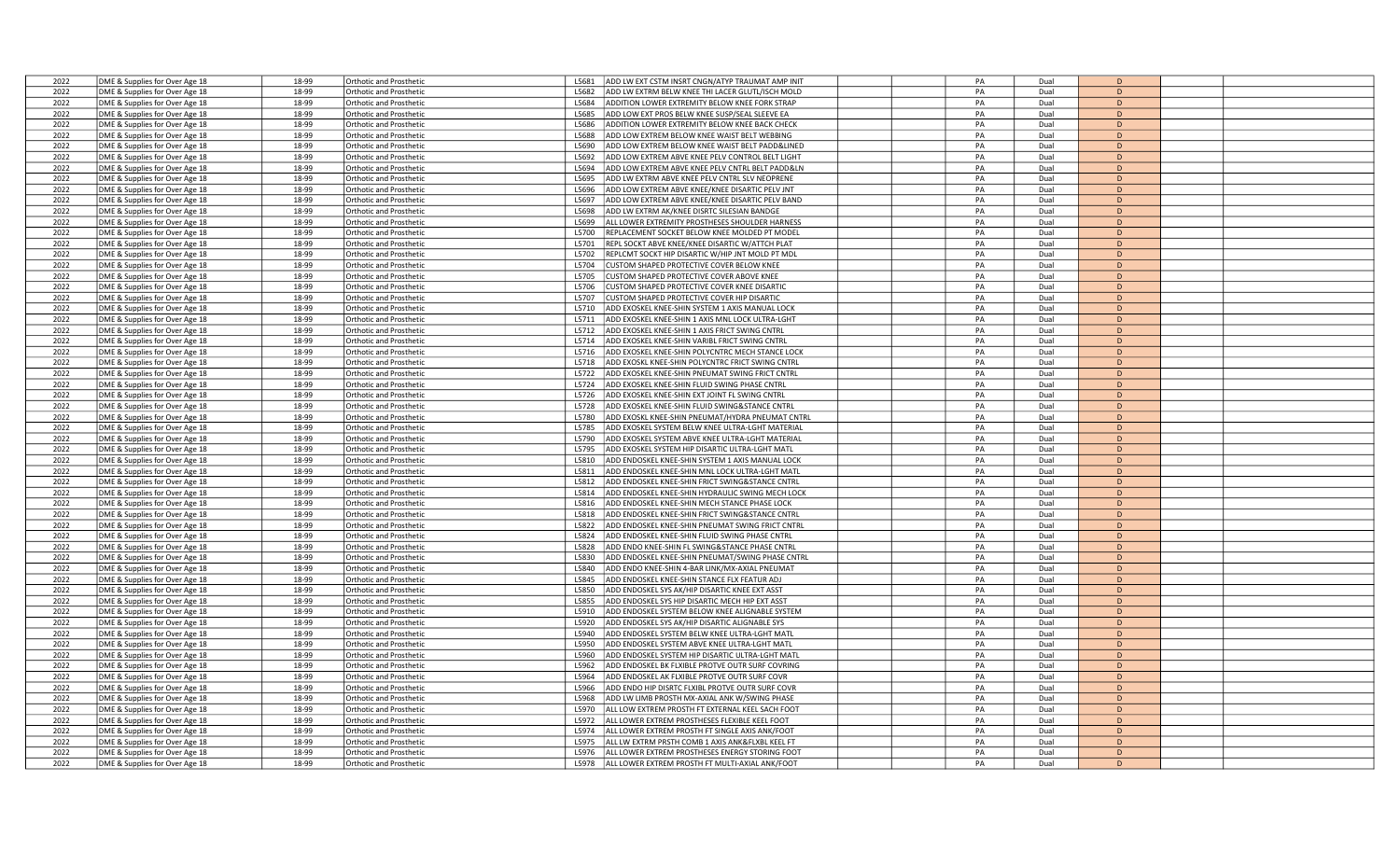| | | | | | | | | | | | | |
|---|---|---|---|---|---|---|---|---|---|---|---|---|
| 2022 | DME & Supplies for Over Age 18 | 18-99 | Orthotic and Prosthetic | L5681 | ADD LW EXT CSTM INSRT CNGN/ATYP TRAUMAT AMP INIT | | | PA | Dual | D | | |
| 2022 | DME & Supplies for Over Age 18 | 18-99 | Orthotic and Prosthetic | L5682 | ADD LW EXTRM BELW KNEE THI LACER GLUTL/ISCH MOLD | | | PA | Dual | D | | |
| 2022 | DME & Supplies for Over Age 18 | 18-99 | Orthotic and Prosthetic | L5684 | ADDITION LOWER EXTREMITY BELOW KNEE FORK STRAP | | | PA | Dual | D | | |
| 2022 | DME & Supplies for Over Age 18 | 18-99 | Orthotic and Prosthetic | L5685 | ADD LOW EXT PROS BELW KNEE SUSP/SEAL SLEEVE EA | | | PA | Dual | D | | |
| 2022 | DME & Supplies for Over Age 18 | 18-99 | Orthotic and Prosthetic | L5686 | ADDITION LOWER EXTREMITY BELOW KNEE BACK CHECK | | | PA | Dual | D | | |
| 2022 | DME & Supplies for Over Age 18 | 18-99 | Orthotic and Prosthetic | L5688 | ADD LOW EXTREM BELOW KNEE WAIST BELT WEBBING | | | PA | Dual | D | | |
| 2022 | DME & Supplies for Over Age 18 | 18-99 | Orthotic and Prosthetic | L5690 | ADD LOW EXTREM BELOW KNEE WAIST BELT PADD&LINED | | | PA | Dual | D | | |
| 2022 | DME & Supplies for Over Age 18 | 18-99 | Orthotic and Prosthetic | L5692 | ADD LOW EXTREM ABVE KNEE PELV CONTROL BELT LIGHT | | | PA | Dual | D | | |
| 2022 | DME & Supplies for Over Age 18 | 18-99 | Orthotic and Prosthetic | L5694 | ADD LOW EXTREM ABVE KNEE PELV CNTRL BELT PADD&LN | | | PA | Dual | D | | |
| 2022 | DME & Supplies for Over Age 18 | 18-99 | Orthotic and Prosthetic | L5695 | ADD LW EXTRM ABVE KNEE PELV CNTRL SLV NEOPRENE | | | PA | Dual | D | | |
| 2022 | DME & Supplies for Over Age 18 | 18-99 | Orthotic and Prosthetic | L5696 | ADD LOW EXTREM ABVE KNEE/KNEE DISARTIC PELV JNT | | | PA | Dual | D | | |
| 2022 | DME & Supplies for Over Age 18 | 18-99 | Orthotic and Prosthetic | L5697 | ADD LOW EXTREM ABVE KNEE/KNEE DISARTIC PELV BAND | | | PA | Dual | D | | |
| 2022 | DME & Supplies for Over Age 18 | 18-99 | Orthotic and Prosthetic | L5698 | ADD LW EXTRM AK/KNEE DISRTC SILESIAN BANDGE | | | PA | Dual | D | | |
| 2022 | DME & Supplies for Over Age 18 | 18-99 | Orthotic and Prosthetic | L5699 | ALL LOWER EXTREMITY PROSTHESES SHOULDER HARNESS | | | PA | Dual | D | | |
| 2022 | DME & Supplies for Over Age 18 | 18-99 | Orthotic and Prosthetic | L5700 | REPLACEMENT SOCKET BELOW KNEE MOLDED PT MODEL | | | PA | Dual | D | | |
| 2022 | DME & Supplies for Over Age 18 | 18-99 | Orthotic and Prosthetic | L5701 | REPL SOCKT ABVE KNEE/KNEE DISARTIC W/ATTCH PLAT | | | PA | Dual | D | | |
| 2022 | DME & Supplies for Over Age 18 | 18-99 | Orthotic and Prosthetic | L5702 | REPLCMT SOCKT HIP DISARTIC W/HIP JNT MOLD PT MDL | | | PA | Dual | D | | |
| 2022 | DME & Supplies for Over Age 18 | 18-99 | Orthotic and Prosthetic | L5704 | CUSTOM SHAPED PROTECTIVE COVER BELOW KNEE | | | PA | Dual | D | | |
| 2022 | DME & Supplies for Over Age 18 | 18-99 | Orthotic and Prosthetic | L5705 | CUSTOM SHAPED PROTECTIVE COVER ABOVE KNEE | | | PA | Dual | D | | |
| 2022 | DME & Supplies for Over Age 18 | 18-99 | Orthotic and Prosthetic | L5706 | CUSTOM SHAPED PROTECTIVE COVER KNEE DISARTIC | | | PA | Dual | D | | |
| 2022 | DME & Supplies for Over Age 18 | 18-99 | Orthotic and Prosthetic | L5707 | CUSTOM SHAPED PROTECTIVE COVER HIP DISARTIC | | | PA | Dual | D | | |
| 2022 | DME & Supplies for Over Age 18 | 18-99 | Orthotic and Prosthetic | L5710 | ADD EXOSKEL KNEE-SHIN SYSTEM 1 AXIS MANUAL LOCK | | | PA | Dual | D | | |
| 2022 | DME & Supplies for Over Age 18 | 18-99 | Orthotic and Prosthetic | L5711 | ADD EXOSKEL KNEE-SHIN 1 AXIS MNL LOCK ULTRA-LGHT | | | PA | Dual | D | | |
| 2022 | DME & Supplies for Over Age 18 | 18-99 | Orthotic and Prosthetic | L5712 | ADD EXOSKEL KNEE-SHIN 1 AXIS FRICT SWING CNTRL | | | PA | Dual | D | | |
| 2022 | DME & Supplies for Over Age 18 | 18-99 | Orthotic and Prosthetic | L5714 | ADD EXOSKEL KNEE-SHIN VARIBL FRICT SWING CNTRL | | | PA | Dual | D | | |
| 2022 | DME & Supplies for Over Age 18 | 18-99 | Orthotic and Prosthetic | L5716 | ADD EXOSKEL KNEE-SHIN POLYCNTRC MECH STANCE LOCK | | | PA | Dual | D | | |
| 2022 | DME & Supplies for Over Age 18 | 18-99 | Orthotic and Prosthetic | L5718 | ADD EXOSKL KNEE-SHIN POLYCNTRC FRICT SWING CNTRL | | | PA | Dual | D | | |
| 2022 | DME & Supplies for Over Age 18 | 18-99 | Orthotic and Prosthetic | L5722 | ADD EXOSKEL KNEE-SHIN PNEUMAT SWING FRICT CNTRL | | | PA | Dual | D | | |
| 2022 | DME & Supplies for Over Age 18 | 18-99 | Orthotic and Prosthetic | L5724 | ADD EXOSKEL KNEE-SHIN FLUID SWING PHASE CNTRL | | | PA | Dual | D | | |
| 2022 | DME & Supplies for Over Age 18 | 18-99 | Orthotic and Prosthetic | L5726 | ADD EXOSKEL KNEE-SHIN EXT JOINT FL SWING CNTRL | | | PA | Dual | D | | |
| 2022 | DME & Supplies for Over Age 18 | 18-99 | Orthotic and Prosthetic | L5728 | ADD EXOSKEL KNEE-SHIN FLUID SWING&STANCE CNTRL | | | PA | Dual | D | | |
| 2022 | DME & Supplies for Over Age 18 | 18-99 | Orthotic and Prosthetic | L5780 | ADD EXOSKL KNEE-SHIN PNEUMAT/HYDRA PNEUMAT CNTRL | | | PA | Dual | D | | |
| 2022 | DME & Supplies for Over Age 18 | 18-99 | Orthotic and Prosthetic | L5785 | ADD EXOSKEL SYSTEM BELW KNEE ULTRA-LGHT MATERIAL | | | PA | Dual | D | | |
| 2022 | DME & Supplies for Over Age 18 | 18-99 | Orthotic and Prosthetic | L5790 | ADD EXOSKEL SYSTEM ABVE KNEE ULTRA-LGHT MATERIAL | | | PA | Dual | D | | |
| 2022 | DME & Supplies for Over Age 18 | 18-99 | Orthotic and Prosthetic | L5795 | ADD EXOSKEL SYSTEM HIP DISARTIC ULTRA-LGHT MATL | | | PA | Dual | D | | |
| 2022 | DME & Supplies for Over Age 18 | 18-99 | Orthotic and Prosthetic | L5810 | ADD ENDOSKEL KNEE-SHIN SYSTEM 1 AXIS MANUAL LOCK | | | PA | Dual | D | | |
| 2022 | DME & Supplies for Over Age 18 | 18-99 | Orthotic and Prosthetic | L5811 | ADD ENDOSKEL KNEE-SHIN MNL LOCK ULTRA-LGHT MATL | | | PA | Dual | D | | |
| 2022 | DME & Supplies for Over Age 18 | 18-99 | Orthotic and Prosthetic | L5812 | ADD ENDOSKEL KNEE-SHIN FRICT SWING&STANCE CNTRL | | | PA | Dual | D | | |
| 2022 | DME & Supplies for Over Age 18 | 18-99 | Orthotic and Prosthetic | L5814 | ADD ENDOSKEL KNEE-SHIN HYDRAULIC SWING MECH LOCK | | | PA | Dual | D | | |
| 2022 | DME & Supplies for Over Age 18 | 18-99 | Orthotic and Prosthetic | L5816 | ADD ENDOSKEL KNEE-SHIN MECH STANCE PHASE LOCK | | | PA | Dual | D | | |
| 2022 | DME & Supplies for Over Age 18 | 18-99 | Orthotic and Prosthetic | L5818 | ADD ENDOSKEL KNEE-SHIN FRICT SWING&STANCE CNTRL | | | PA | Dual | D | | |
| 2022 | DME & Supplies for Over Age 18 | 18-99 | Orthotic and Prosthetic | L5822 | ADD ENDOSKEL KNEE-SHIN PNEUMAT SWING FRICT CNTRL | | | PA | Dual | D | | |
| 2022 | DME & Supplies for Over Age 18 | 18-99 | Orthotic and Prosthetic | L5824 | ADD ENDOSKEL KNEE-SHIN FLUID SWING PHASE CNTRL | | | PA | Dual | D | | |
| 2022 | DME & Supplies for Over Age 18 | 18-99 | Orthotic and Prosthetic | L5828 | ADD ENDO KNEE-SHIN FL SWING&STANCE PHASE CNTRL | | | PA | Dual | D | | |
| 2022 | DME & Supplies for Over Age 18 | 18-99 | Orthotic and Prosthetic | L5830 | ADD ENDOSKEL KNEE-SHIN PNEUMAT/SWING PHASE CNTRL | | | PA | Dual | D | | |
| 2022 | DME & Supplies for Over Age 18 | 18-99 | Orthotic and Prosthetic | L5840 | ADD ENDO KNEE-SHIN 4-BAR LINK/MX-AXIAL PNEUMAT | | | PA | Dual | D | | |
| 2022 | DME & Supplies for Over Age 18 | 18-99 | Orthotic and Prosthetic | L5845 | ADD ENDOSKEL KNEE-SHIN STANCE FLX FEATUR ADJ | | | PA | Dual | D | | |
| 2022 | DME & Supplies for Over Age 18 | 18-99 | Orthotic and Prosthetic | L5850 | ADD ENDOSKEL SYS AK/HIP DISARTIC KNEE EXT ASST | | | PA | Dual | D | | |
| 2022 | DME & Supplies for Over Age 18 | 18-99 | Orthotic and Prosthetic | L5855 | ADD ENDOSKEL SYS HIP DISARTIC MECH HIP EXT ASST | | | PA | Dual | D | | |
| 2022 | DME & Supplies for Over Age 18 | 18-99 | Orthotic and Prosthetic | L5910 | ADD ENDOSKEL SYSTEM BELOW KNEE ALIGNABLE SYSTEM | | | PA | Dual | D | | |
| 2022 | DME & Supplies for Over Age 18 | 18-99 | Orthotic and Prosthetic | L5920 | ADD ENDOSKEL SYS AK/HIP DISARTIC ALIGNABLE SYS | | | PA | Dual | D | | |
| 2022 | DME & Supplies for Over Age 18 | 18-99 | Orthotic and Prosthetic | L5940 | ADD ENDOSKEL SYSTEM BELW KNEE ULTRA-LGHT MATL | | | PA | Dual | D | | |
| 2022 | DME & Supplies for Over Age 18 | 18-99 | Orthotic and Prosthetic | L5950 | ADD ENDOSKEL SYSTEM ABVE KNEE ULTRA-LGHT MATL | | | PA | Dual | D | | |
| 2022 | DME & Supplies for Over Age 18 | 18-99 | Orthotic and Prosthetic | L5960 | ADD ENDOSKEL SYSTEM HIP DISARTIC ULTRA-LGHT MATL | | | PA | Dual | D | | |
| 2022 | DME & Supplies for Over Age 18 | 18-99 | Orthotic and Prosthetic | L5962 | ADD ENDOSKEL BK FLXIBLE PROTVE OUTR SURF COVRING | | | PA | Dual | D | | |
| 2022 | DME & Supplies for Over Age 18 | 18-99 | Orthotic and Prosthetic | L5964 | ADD ENDOSKEL AK FLXIBLE PROTVE OUTR SURF COVR | | | PA | Dual | D | | |
| 2022 | DME & Supplies for Over Age 18 | 18-99 | Orthotic and Prosthetic | L5966 | ADD ENDO HIP DISRTC FLXIBL PROTVE OUTR SURF COVR | | | PA | Dual | D | | |
| 2022 | DME & Supplies for Over Age 18 | 18-99 | Orthotic and Prosthetic | L5968 | ADD LW LIMB PROSTH MX-AXIAL ANK W/SWING PHASE | | | PA | Dual | D | | |
| 2022 | DME & Supplies for Over Age 18 | 18-99 | Orthotic and Prosthetic | L5970 | ALL LOW EXTREM PROSTH FT EXTERNAL KEEL SACH FOOT | | | PA | Dual | D | | |
| 2022 | DME & Supplies for Over Age 18 | 18-99 | Orthotic and Prosthetic | L5972 | ALL LOWER EXTREM PROSTHESES FLEXIBLE KEEL FOOT | | | PA | Dual | D | | |
| 2022 | DME & Supplies for Over Age 18 | 18-99 | Orthotic and Prosthetic | L5974 | ALL LOWER EXTREM PROSTH FT SINGLE AXIS ANK/FOOT | | | PA | Dual | D | | |
| 2022 | DME & Supplies for Over Age 18 | 18-99 | Orthotic and Prosthetic | L5975 | ALL LW EXTRM PRSTH COMB 1 AXIS ANK&FLXBL KEEL FT | | | PA | Dual | D | | |
| 2022 | DME & Supplies for Over Age 18 | 18-99 | Orthotic and Prosthetic | L5976 | ALL LOWER EXTREM PROSTHESES ENERGY STORING FOOT | | | PA | Dual | D | | |
| 2022 | DME & Supplies for Over Age 18 | 18-99 | Orthotic and Prosthetic | L5978 | ALL LOWER EXTREM PROSTH FT MULTI-AXIAL ANK/FOOT | | | PA | Dual | D | | |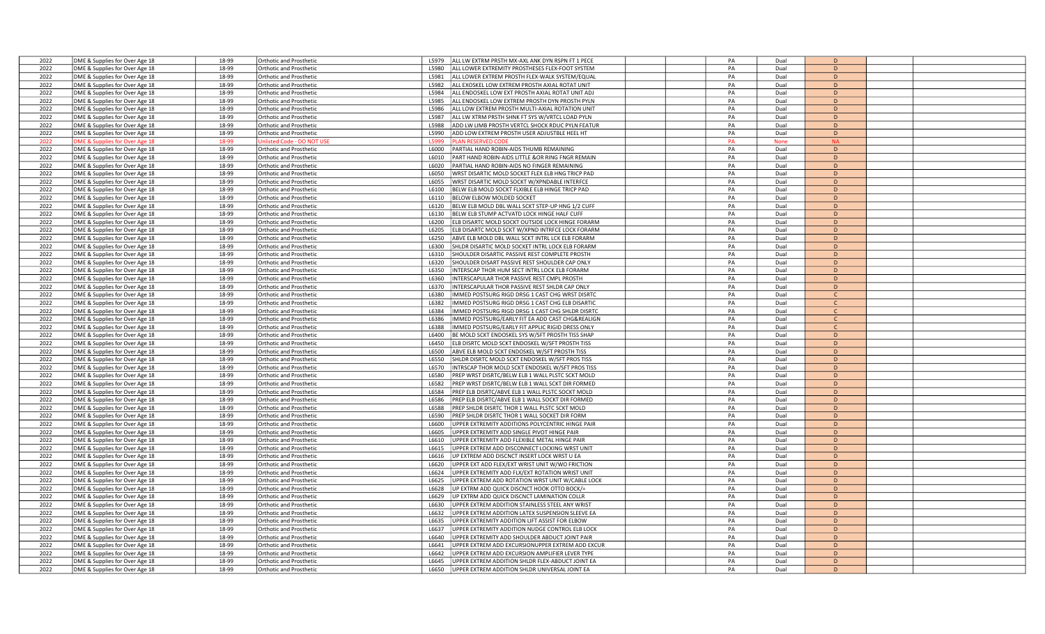| | | | | | | | | | | | | |
|---|---|---|---|---|---|---|---|---|---|---|---|---|
| 2022 | DME & Supplies for Over Age 18 | 18-99 | Orthotic and Prosthetic | L5979 | ALL LW EXTRM PRSTH MX-AXL ANK DYN RSPN FT 1 PECE | | | PA | Dual | D | | |
| 2022 | DME & Supplies for Over Age 18 | 18-99 | Orthotic and Prosthetic | L5980 | ALL LOWER EXTREMITY PROSTHESES FLEX-FOOT SYSTEM | | | PA | Dual | D | | |
| 2022 | DME & Supplies for Over Age 18 | 18-99 | Orthotic and Prosthetic | L5981 | ALL LOWER EXTREM PROSTH FLEX-WALK SYSTEM/EQUAL | | | PA | Dual | D | | |
| 2022 | DME & Supplies for Over Age 18 | 18-99 | Orthotic and Prosthetic | L5982 | ALL EXOSKEL LOW EXTREM PROSTH AXIAL ROTAT UNIT | | | PA | Dual | D | | |
| 2022 | DME & Supplies for Over Age 18 | 18-99 | Orthotic and Prosthetic | L5984 | ALL ENDOSKEL LOW EXT PROSTH AXIAL ROTAT UNIT ADJ | | | PA | Dual | D | | |
| 2022 | DME & Supplies for Over Age 18 | 18-99 | Orthotic and Prosthetic | L5985 | ALL ENDOSKEL LOW EXTREM PROSTH DYN PROSTH PYLN | | | PA | Dual | D | | |
| 2022 | DME & Supplies for Over Age 18 | 18-99 | Orthotic and Prosthetic | L5986 | ALL LOW EXTREM PROSTH MULTI-AXIAL ROTATION UNIT | | | PA | Dual | D | | |
| 2022 | DME & Supplies for Over Age 18 | 18-99 | Orthotic and Prosthetic | L5987 | ALL LW XTRM PRSTH SHNK FT SYS W/VRTCL LOAD PYLN | | | PA | Dual | D | | |
| 2022 | DME & Supplies for Over Age 18 | 18-99 | Orthotic and Prosthetic | L5988 | ADD LW LIMB PROSTH VERTCL SHOCK RDUC PYLN FEATUR | | | PA | Dual | D | | |
| 2022 | DME & Supplies for Over Age 18 | 18-99 | Orthotic and Prosthetic | L5990 | ADD LOW EXTREM PROSTH USER ADJUSTBLE HEEL HT | | | PA | Dual | D | | |
| 2022 | DME & Supplies for Over Age 18 | 18-99 | Unlisted Code - DO NOT USE | L5999 | PLAN RESERVED CODE | | | PA | None | NA | | |
| 2022 | DME & Supplies for Over Age 18 | 18-99 | Orthotic and Prosthetic | L6000 | PARTIAL HAND ROBIN-AIDS THUMB REMAINING | | | PA | Dual | D | | |
| 2022 | DME & Supplies for Over Age 18 | 18-99 | Orthotic and Prosthetic | L6010 | PART HAND ROBIN-AIDS LITTLE &OR RING FNGR REMAIN | | | PA | Dual | D | | |
| 2022 | DME & Supplies for Over Age 18 | 18-99 | Orthotic and Prosthetic | L6020 | PARTIAL HAND ROBIN-AIDS NO FINGER REMAINING | | | PA | Dual | D | | |
| 2022 | DME & Supplies for Over Age 18 | 18-99 | Orthotic and Prosthetic | L6050 | WRST DISARTIC MOLD SOCKET FLEX ELB HNG TRICP PAD | | | PA | Dual | D | | |
| 2022 | DME & Supplies for Over Age 18 | 18-99 | Orthotic and Prosthetic | L6055 | WRST DISARTIC MOLD SOCKT W/XPNDABLE INTERFCE | | | PA | Dual | D | | |
| 2022 | DME & Supplies for Over Age 18 | 18-99 | Orthotic and Prosthetic | L6100 | BELW ELB MOLD SOCKT FLXIBLE ELB HINGE TRICP PAD | | | PA | Dual | D | | |
| 2022 | DME & Supplies for Over Age 18 | 18-99 | Orthotic and Prosthetic | L6110 | BELOW ELBOW MOLDED SOCKET | | | PA | Dual | D | | |
| 2022 | DME & Supplies for Over Age 18 | 18-99 | Orthotic and Prosthetic | L6120 | BELW ELB MOLD DBL WALL SCKT STEP-UP HNG 1/2 CUFF | | | PA | Dual | D | | |
| 2022 | DME & Supplies for Over Age 18 | 18-99 | Orthotic and Prosthetic | L6130 | BELW ELB STUMP ACTVATD LOCK HINGE HALF CUFF | | | PA | Dual | D | | |
| 2022 | DME & Supplies for Over Age 18 | 18-99 | Orthotic and Prosthetic | L6200 | ELB DISARTC MOLD SOCKT OUTSIDE LOCK HINGE FORARM | | | PA | Dual | D | | |
| 2022 | DME & Supplies for Over Age 18 | 18-99 | Orthotic and Prosthetic | L6205 | ELB DISARTC MOLD SCKT W/XPND INTRFCE LOCK FORARM | | | PA | Dual | D | | |
| 2022 | DME & Supplies for Over Age 18 | 18-99 | Orthotic and Prosthetic | L6250 | ABVE ELB MOLD DBL WALL SCKT INTRL LCK ELB FORARM | | | PA | Dual | D | | |
| 2022 | DME & Supplies for Over Age 18 | 18-99 | Orthotic and Prosthetic | L6300 | SHLDR DISARTIC MOLD SOCKET INTRL LOCK ELB FORARM | | | PA | Dual | D | | |
| 2022 | DME & Supplies for Over Age 18 | 18-99 | Orthotic and Prosthetic | L6310 | SHOULDER DISARTIC PASSIVE REST COMPLETE PROSTH | | | PA | Dual | D | | |
| 2022 | DME & Supplies for Over Age 18 | 18-99 | Orthotic and Prosthetic | L6320 | SHOULDER DISART PASSIVE REST SHOULDER CAP ONLY | | | PA | Dual | D | | |
| 2022 | DME & Supplies for Over Age 18 | 18-99 | Orthotic and Prosthetic | L6350 | INTERSCAP THOR HUM SECT INTRL LOCK ELB FORARM | | | PA | Dual | D | | |
| 2022 | DME & Supplies for Over Age 18 | 18-99 | Orthotic and Prosthetic | L6360 | INTERSCAPULAR THOR PASSIVE REST CMPL PROSTH | | | PA | Dual | D | | |
| 2022 | DME & Supplies for Over Age 18 | 18-99 | Orthotic and Prosthetic | L6370 | INTERSCAPULAR THOR PASSIVE REST SHLDR CAP ONLY | | | PA | Dual | D | | |
| 2022 | DME & Supplies for Over Age 18 | 18-99 | Orthotic and Prosthetic | L6380 | IMMED POSTSURG RIGD DRSG 1 CAST CHG WRST DISRTC | | | PA | Dual | C | | |
| 2022 | DME & Supplies for Over Age 18 | 18-99 | Orthotic and Prosthetic | L6382 | IMMED POSTSURG RIGD DRSG 1 CAST CHG ELB DISARTIC | | | PA | Dual | C | | |
| 2022 | DME & Supplies for Over Age 18 | 18-99 | Orthotic and Prosthetic | L6384 | IMMED POSTSURG RIGD DRSG 1 CAST CHG SHLDR DISRTC | | | PA | Dual | C | | |
| 2022 | DME & Supplies for Over Age 18 | 18-99 | Orthotic and Prosthetic | L6386 | IMMED POSTSURG/EARLY FIT EA ADD CAST CHG&REALIGN | | | PA | Dual | C | | |
| 2022 | DME & Supplies for Over Age 18 | 18-99 | Orthotic and Prosthetic | L6388 | IMMED POSTSURG/EARLY FIT APPLIC RIGID DRESS ONLY | | | PA | Dual | C | | |
| 2022 | DME & Supplies for Over Age 18 | 18-99 | Orthotic and Prosthetic | L6400 | BE MOLD SCKT ENDOSKEL SYS W/SFT PROSTH TISS SHAP | | | PA | Dual | D | | |
| 2022 | DME & Supplies for Over Age 18 | 18-99 | Orthotic and Prosthetic | L6450 | ELB DISRTC MOLD SCKT ENDOSKEL W/SFT PROSTH TISS | | | PA | Dual | D | | |
| 2022 | DME & Supplies for Over Age 18 | 18-99 | Orthotic and Prosthetic | L6500 | ABVE ELB MOLD SCKT ENDOSKEL W/SFT PROSTH TISS | | | PA | Dual | D | | |
| 2022 | DME & Supplies for Over Age 18 | 18-99 | Orthotic and Prosthetic | L6550 | SHLDR DISRTC MOLD SCKT ENDOSKEL W/SFT PROS TISS | | | PA | Dual | D | | |
| 2022 | DME & Supplies for Over Age 18 | 18-99 | Orthotic and Prosthetic | L6570 | INTRSCAP THOR MOLD SCKT ENDOSKEL W/SFT PROS TISS | | | PA | Dual | D | | |
| 2022 | DME & Supplies for Over Age 18 | 18-99 | Orthotic and Prosthetic | L6580 | PREP WRST DISRTC/BELW ELB 1 WALL PLSTC SCKT MOLD | | | PA | Dual | D | | |
| 2022 | DME & Supplies for Over Age 18 | 18-99 | Orthotic and Prosthetic | L6582 | PREP WRST DISRTC/BELW ELB 1 WALL SCKT DIR FORMED | | | PA | Dual | D | | |
| 2022 | DME & Supplies for Over Age 18 | 18-99 | Orthotic and Prosthetic | L6584 | PREP ELB DISRTC/ABVE ELB 1 WALL PLSTC SOCKT MOLD | | | PA | Dual | D | | |
| 2022 | DME & Supplies for Over Age 18 | 18-99 | Orthotic and Prosthetic | L6586 | PREP ELB DISRTC/ABVE ELB 1 WALL SOCKT DIR FORMED | | | PA | Dual | D | | |
| 2022 | DME & Supplies for Over Age 18 | 18-99 | Orthotic and Prosthetic | L6588 | PREP SHLDR DISRTC THOR 1 WALL PLSTC SCKT MOLD | | | PA | Dual | D | | |
| 2022 | DME & Supplies for Over Age 18 | 18-99 | Orthotic and Prosthetic | L6590 | PREP SHLDR DISRTC THOR 1 WALL SOCKET DIR FORM | | | PA | Dual | D | | |
| 2022 | DME & Supplies for Over Age 18 | 18-99 | Orthotic and Prosthetic | L6600 | UPPER EXTREMITY ADDITIONS POLYCENTRIC HINGE PAIR | | | PA | Dual | D | | |
| 2022 | DME & Supplies for Over Age 18 | 18-99 | Orthotic and Prosthetic | L6605 | UPPER EXTREMITY ADD SINGLE PIVOT HINGE PAIR | | | PA | Dual | D | | |
| 2022 | DME & Supplies for Over Age 18 | 18-99 | Orthotic and Prosthetic | L6610 | UPPER EXTREMITY ADD FLEXIBLE METAL HINGE PAIR | | | PA | Dual | D | | |
| 2022 | DME & Supplies for Over Age 18 | 18-99 | Orthotic and Prosthetic | L6615 | UPPER EXTREM ADD DISCONNECT LOCKING WRST UNIT | | | PA | Dual | D | | |
| 2022 | DME & Supplies for Over Age 18 | 18-99 | Orthotic and Prosthetic | L6616 | UP EXTREM ADD DISCNCT INSERT LOCK WRST U EA | | | PA | Dual | D | | |
| 2022 | DME & Supplies for Over Age 18 | 18-99 | Orthotic and Prosthetic | L6620 | UPPER EXT ADD FLEX/EXT WRIST UNIT W/WO FRICTION | | | PA | Dual | D | | |
| 2022 | DME & Supplies for Over Age 18 | 18-99 | Orthotic and Prosthetic | L6624 | UPPER EXTREMITY ADD FLX/EXT ROTATION WRIST UNIT | | | PA | Dual | D | | |
| 2022 | DME & Supplies for Over Age 18 | 18-99 | Orthotic and Prosthetic | L6625 | UPPER EXTREM ADD ROTATION WRST UNIT W/CABLE LOCK | | | PA | Dual | D | | |
| 2022 | DME & Supplies for Over Age 18 | 18-99 | Orthotic and Prosthetic | L6628 | UP EXTRM ADD QUICK DISCNCT HOOK OTTO BOCK/= | | | PA | Dual | D | | |
| 2022 | DME & Supplies for Over Age 18 | 18-99 | Orthotic and Prosthetic | L6629 | UP EXTRM ADD QUICK DISCNCT LAMINATION COLLR | | | PA | Dual | D | | |
| 2022 | DME & Supplies for Over Age 18 | 18-99 | Orthotic and Prosthetic | L6630 | UPPER EXTREM ADDITION STAINLESS STEEL ANY WRIST | | | PA | Dual | D | | |
| 2022 | DME & Supplies for Over Age 18 | 18-99 | Orthotic and Prosthetic | L6632 | UPPER EXTREM ADDITION LATEX SUSPENSION SLEEVE EA | | | PA | Dual | D | | |
| 2022 | DME & Supplies for Over Age 18 | 18-99 | Orthotic and Prosthetic | L6635 | UPPER EXTREMITY ADDITION LIFT ASSIST FOR ELBOW | | | PA | Dual | D | | |
| 2022 | DME & Supplies for Over Age 18 | 18-99 | Orthotic and Prosthetic | L6637 | UPPER EXTREMITY ADDITION NUDGE CONTROL ELB LOCK | | | PA | Dual | D | | |
| 2022 | DME & Supplies for Over Age 18 | 18-99 | Orthotic and Prosthetic | L6640 | UPPER EXTREMITY ADD SHOULDER ABDUCT JOINT PAIR | | | PA | Dual | D | | |
| 2022 | DME & Supplies for Over Age 18 | 18-99 | Orthotic and Prosthetic | L6641 | UPPER EXTREM ADD EXCURSIONUPPER EXTREM ADD EXCUR | | | PA | Dual | D | | |
| 2022 | DME & Supplies for Over Age 18 | 18-99 | Orthotic and Prosthetic | L6642 | UPPER EXTREM ADD EXCURSION AMPLIFIER LEVER TYPE | | | PA | Dual | D | | |
| 2022 | DME & Supplies for Over Age 18 | 18-99 | Orthotic and Prosthetic | L6645 | UPPER EXTREM ADDITION SHLDR FLEX-ABDUCT JOINT EA | | | PA | Dual | D | | |
| 2022 | DME & Supplies for Over Age 18 | 18-99 | Orthotic and Prosthetic | L6650 | UPPER EXTREM ADDITION SHLDR UNIVERSAL JOINT EA | | | PA | Dual | D | | |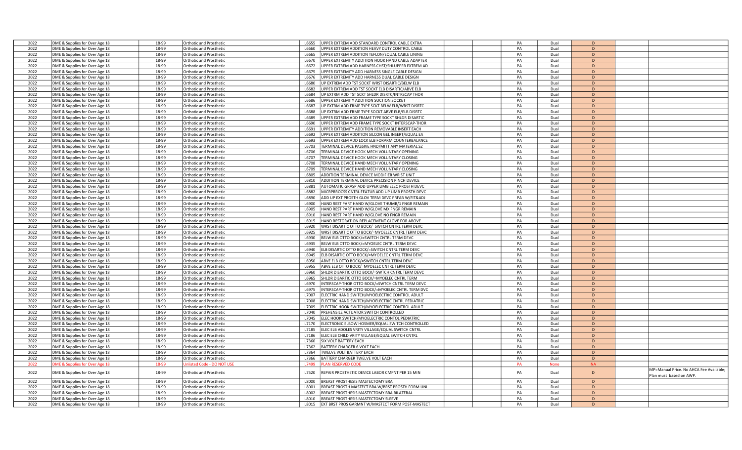| | | | | | | | | | | | | |
|---|---|---|---|---|---|---|---|---|---|---|---|---|
| 2022 | DME & Supplies for Over Age 18 | 18-99 | Orthotic and Prosthetic | L6655 | UPPER EXTREM ADD STANDARD CONTROL CABLE EXTRA | | | PA | Dual | D | | |
| 2022 | DME & Supplies for Over Age 18 | 18-99 | Orthotic and Prosthetic | L6660 | UPPER EXTREM ADDITION HEAVY DUTY CONTROL CABLE | | | PA | Dual | D | | |
| 2022 | DME & Supplies for Over Age 18 | 18-99 | Orthotic and Prosthetic | L6665 | UPPER EXTREM ADDITION TEFLON/EQUAL CABLE LINING | | | PA | Dual | D | | |
| 2022 | DME & Supplies for Over Age 18 | 18-99 | Orthotic and Prosthetic | L6670 | UPPER EXTREMITY ADDITION HOOK HAND CABLE ADAPTER | | | PA | Dual | D | | |
| 2022 | DME & Supplies for Over Age 18 | 18-99 | Orthotic and Prosthetic | L6672 | UPPER EXTREM ADD HARNESS CHST/SHLUPPER EXTREM AD | | | PA | Dual | D | | |
| 2022 | DME & Supplies for Over Age 18 | 18-99 | Orthotic and Prosthetic | L6675 | UPPER EXTREMITY ADD HARNESS SINGLE CABLE DESIGN | | | PA | Dual | D | | |
| 2022 | DME & Supplies for Over Age 18 | 18-99 | Orthotic and Prosthetic | L6676 | UPPER EXTREMITY ADD HARNESS DUAL CABLE DESIGN | | | PA | Dual | D | | |
| 2022 | DME & Supplies for Over Age 18 | 18-99 | Orthotic and Prosthetic | L6680 | UP EXTREM ADD TST SOCKT WRST DISARTIC/BELW ELB | | | PA | Dual | D | | |
| 2022 | DME & Supplies for Over Age 18 | 18-99 | Orthotic and Prosthetic | L6682 | UPPER EXTREM ADD TST SOCKT ELB DISARTIC/ABVE ELB | | | PA | Dual | D | | |
| 2022 | DME & Supplies for Over Age 18 | 18-99 | Orthotic and Prosthetic | L6684 | UP EXTRM ADD TST SCKT SHLDR DISRTC/INTRSCAP THOR | | | PA | Dual | D | | |
| 2022 | DME & Supplies for Over Age 18 | 18-99 | Orthotic and Prosthetic | L6686 | UPPER EXTREMITY ADDITION SUCTION SOCKET | | | PA | Dual | D | | |
| 2022 | DME & Supplies for Over Age 18 | 18-99 | Orthotic and Prosthetic | L6687 | UP EXTRM ADD FRME TYPE SCKT BELW ELB/WRST DISRTC | | | PA | Dual | D | | |
| 2022 | DME & Supplies for Over Age 18 | 18-99 | Orthotic and Prosthetic | L6688 | UP EXTRM ADD FRME TYPE SOCKT ABVE ELB/ELB DISRTC | | | PA | Dual | D | | |
| 2022 | DME & Supplies for Over Age 18 | 18-99 | Orthotic and Prosthetic | L6689 | UPPER EXTREM ADD FRAME TYPE SOCKT SHLDR DISARTIC | | | PA | Dual | D | | |
| 2022 | DME & Supplies for Over Age 18 | 18-99 | Orthotic and Prosthetic | L6690 | UPPER EXTREM ADD FRAME TYPE SOCKT INTERSCAP-THOR | | | PA | Dual | D | | |
| 2022 | DME & Supplies for Over Age 18 | 18-99 | Orthotic and Prosthetic | L6691 | UPPER EXTREMITY ADDITION REMOVABLE INSERT EACH | | | PA | Dual | D | | |
| 2022 | DME & Supplies for Over Age 18 | 18-99 | Orthotic and Prosthetic | L6692 | UPPER EXTREM ADDITION SILCON GEL INSERT/EQUAL EA | | | PA | Dual | D | | |
| 2022 | DME & Supplies for Over Age 18 | 18-99 | Orthotic and Prosthetic | L6693 | UPPER EXTREM ADD LOCK ELB FORARM COUNTERBALANCE | | | PA | Dual | D | | |
| 2022 | DME & Supplies for Over Age 18 | 18-99 | Orthotic and Prosthetic | L6703 | TERMINAL DEVICE PASSIVE HND/MITT ANY MATERIAL SZ | | | PA | Dual | D | | |
| 2022 | DME & Supplies for Over Age 18 | 18-99 | Orthotic and Prosthetic | L6706 | TERMINAL DEVICE HOOK MECH VOLUNTARY OPENING | | | PA | Dual | D | | |
| 2022 | DME & Supplies for Over Age 18 | 18-99 | Orthotic and Prosthetic | L6707 | TERMINAL DEVICE HOOK MECH VOLUNTARY CLOSING | | | PA | Dual | D | | |
| 2022 | DME & Supplies for Over Age 18 | 18-99 | Orthotic and Prosthetic | L6708 | TERMINAL DEVICE HAND MECH VOLUNTARY OPENING | | | PA | Dual | D | | |
| 2022 | DME & Supplies for Over Age 18 | 18-99 | Orthotic and Prosthetic | L6709 | TERMINAL DEVICE HAND MECH VOLUNTARY CLOSING | | | PA | Dual | D | | |
| 2022 | DME & Supplies for Over Age 18 | 18-99 | Orthotic and Prosthetic | L6805 | ADDITION TERMINAL DEVICE MODIFIER WRIST UNIT | | | PA | Dual | D | | |
| 2022 | DME & Supplies for Over Age 18 | 18-99 | Orthotic and Prosthetic | L6810 | ADDITION TERMINAL DEVICE PRECISION PINCH DEVICE | | | PA | Dual | D | | |
| 2022 | DME & Supplies for Over Age 18 | 18-99 | Orthotic and Prosthetic | L6881 | AUTOMATIC GRASP ADD UPPER LIMB ELEC PROSTH DEVC | | | PA | Dual | D | | |
| 2022 | DME & Supplies for Over Age 18 | 18-99 | Orthotic and Prosthetic | L6882 | MICRPRROCSS CNTRL FEATUR ADD UP LIMB PROSTH DEVC | | | PA | Dual | D | | |
| 2022 | DME & Supplies for Over Age 18 | 18-99 | Orthotic and Prosthetic | L6890 | ADD UP EXT PROSTH GLOV TERM DEVC PRFAB W/FIT&ADJ | | | PA | Dual | D | | |
| 2022 | DME & Supplies for Over Age 18 | 18-99 | Orthotic and Prosthetic | L6900 | HAND REST PART HAND W/GLOVE THUMB/1 FNGR REMAIN | | | PA | Dual | D | | |
| 2022 | DME & Supplies for Over Age 18 | 18-99 | Orthotic and Prosthetic | L6905 | HAND REST PART HAND W/GLOVE MX FNGR REMAIN | | | PA | Dual | D | | |
| 2022 | DME & Supplies for Over Age 18 | 18-99 | Orthotic and Prosthetic | L6910 | HAND REST PART HAND W/GLOVE NO FNGR REMAIN | | | PA | Dual | D | | |
| 2022 | DME & Supplies for Over Age 18 | 18-99 | Orthotic and Prosthetic | L6915 | HAND RESTORATION REPLACEMENT GLOVE FOR ABOVE | | | PA | Dual | D | | |
| 2022 | DME & Supplies for Over Age 18 | 18-99 | Orthotic and Prosthetic | L6920 | WRST DISARTIC OTTO BOCK/=SWTCH CNTRL TERM DEVC | | | PA | Dual | D | | |
| 2022 | DME & Supplies for Over Age 18 | 18-99 | Orthotic and Prosthetic | L6925 | WRST DISARTIC OTTO BOCK/=MYOELEC CNTRL TERM DEVC | | | PA | Dual | D | | |
| 2022 | DME & Supplies for Over Age 18 | 18-99 | Orthotic and Prosthetic | L6930 | BELW ELB OTTO BOCK/=SWITCH CNTRL TERM DEVC | | | PA | Dual | D | | |
| 2022 | DME & Supplies for Over Age 18 | 18-99 | Orthotic and Prosthetic | L6935 | BELW ELB OTTO BOCK/=MYOELEC CNTRL TERM DEVC | | | PA | Dual | D | | |
| 2022 | DME & Supplies for Over Age 18 | 18-99 | Orthotic and Prosthetic | L6940 | ELB DISARTIC OTTO BOCK/=SWITCH CNTRL TERM DEVC | | | PA | Dual | D | | |
| 2022 | DME & Supplies for Over Age 18 | 18-99 | Orthotic and Prosthetic | L6945 | ELB DISARTIC OTTO BOCK/=MYOELEC CNTRL TERM DEVC | | | PA | Dual | D | | |
| 2022 | DME & Supplies for Over Age 18 | 18-99 | Orthotic and Prosthetic | L6950 | ABVE ELB OTTO BOCK/=SWITCH CNTRL TERM DEVC | | | PA | Dual | D | | |
| 2022 | DME & Supplies for Over Age 18 | 18-99 | Orthotic and Prosthetic | L6955 | ABVE ELB OTTO BOCK/=MYOELEC CNTRL TERM DEVC | | | PA | Dual | D | | |
| 2022 | DME & Supplies for Over Age 18 | 18-99 | Orthotic and Prosthetic | L6960 | SHLDR DISARTIC OTTO BOCK/=SWTCH CNTRL TERM DEVC | | | PA | Dual | D | | |
| 2022 | DME & Supplies for Over Age 18 | 18-99 | Orthotic and Prosthetic | L6965 | SHLDR DISARTIC OTTO BOCK/=MYOELEC CNTRL TERM | | | PA | Dual | D | | |
| 2022 | DME & Supplies for Over Age 18 | 18-99 | Orthotic and Prosthetic | L6970 | INTERSCAP-THOR OTTO BOCK/=SWTCH CNTRL TERM DEVC | | | PA | Dual | D | | |
| 2022 | DME & Supplies for Over Age 18 | 18-99 | Orthotic and Prosthetic | L6975 | INTERSCAP-THOR OTTO BOCK/=MYOELEC CNTRL TERM DVC | | | PA | Dual | D | | |
| 2022 | DME & Supplies for Over Age 18 | 18-99 | Orthotic and Prosthetic | L7007 | ELECTRIC HAND SWITCH/MYOELECTRIC CONTROL ADULT | | | PA | Dual | D | | |
| 2022 | DME & Supplies for Over Age 18 | 18-99 | Orthotic and Prosthetic | L7008 | ELECTRIC HAND SWITCH/MYOELECTRIC CNTRL PEDIATRIC | | | PA | Dual | D | | |
| 2022 | DME & Supplies for Over Age 18 | 18-99 | Orthotic and Prosthetic | L7009 | ELECTRIC HOOK SWITCH/MYOELECTRIC CONTROL ADULT | | | PA | Dual | D | | |
| 2022 | DME & Supplies for Over Age 18 | 18-99 | Orthotic and Prosthetic | L7040 | PREHENSILE ACTUATOR SWITCH CONTROLLED | | | PA | Dual | D | | |
| 2022 | DME & Supplies for Over Age 18 | 18-99 | Orthotic and Prosthetic | L7045 | ELEC HOOK SWITCH/MYOELECTRIC CONTOL PEDIATRIC | | | PA | Dual | D | | |
| 2022 | DME & Supplies for Over Age 18 | 18-99 | Orthotic and Prosthetic | L7170 | ELECTRONIC ELBOW HOSMER/EQUAL SWITCH CONTROLLED | | | PA | Dual | D | | |
| 2022 | DME & Supplies for Over Age 18 | 18-99 | Orthotic and Prosthetic | L7185 | ELEC ELB ADOLES VRITY VILLAGE/EQUAL SWITCH CNTRL | | | PA | Dual | D | | |
| 2022 | DME & Supplies for Over Age 18 | 18-99 | Orthotic and Prosthetic | L7186 | ELEC ELB CHILD VRITY VILLAGE/EQUAL SWITCH CNTRL | | | PA | Dual | D | | |
| 2022 | DME & Supplies for Over Age 18 | 18-99 | Orthotic and Prosthetic | L7360 | SIX VOLT BATTERY EACH | | | PA | Dual | D | | |
| 2022 | DME & Supplies for Over Age 18 | 18-99 | Orthotic and Prosthetic | L7362 | BATTERY CHARGER 6 VOLT EACH | | | PA | Dual | D | | |
| 2022 | DME & Supplies for Over Age 18 | 18-99 | Orthotic and Prosthetic | L7364 | TWELVE VOLT BATTERY EACH | | | PA | Dual | D | | |
| 2022 | DME & Supplies for Over Age 18 | 18-99 | Orthotic and Prosthetic | L7366 | BATTERY CHARGER TWELVE VOLT EACH | | | PA | Dual | D | | |
| 2022 | DME & Supplies for Over Age 18 | 18-99 | Unlisted Code - DO NOT USE | L7499 | PLAN RESERVED CODE | | | PA | None | NA | | |
| 2022 | DME & Supplies for Over Age 18 | 18-99 | Orthotic and Prosthetic | L7520 | REPAIR PROSTHETIC DEVICE LABOR CMPNT PER 15 MIN | | | PA | Dual | D | | MP=Manual Price. No AHCA Fee Available; Plan must based on AWP. |
| 2022 | DME & Supplies for Over Age 18 | 18-99 | Orthotic and Prosthetic | L8000 | BREAST PROSTHESIS MASTECTOMY BRA | | | PA | Dual | D | | |
| 2022 | DME & Supplies for Over Age 18 | 18-99 | Orthotic and Prosthetic | L8001 | BREAST PROSTH MASTECT BRA W/BRST PROSTH FORM UNI | | | PA | Dual | D | | |
| 2022 | DME & Supplies for Over Age 18 | 18-99 | Orthotic and Prosthetic | L8002 | BREAST PROSTHESIS MASTECTOMY BRA BILATERAL | | | PA | Dual | D | | |
| 2022 | DME & Supplies for Over Age 18 | 18-99 | Orthotic and Prosthetic | L8010 | BREAST PROSTHESIS MASTECTOMY SLEEVE | | | PA | Dual | D | | |
| 2022 | DME & Supplies for Over Age 18 | 18-99 | Orthotic and Prosthetic | L8015 | EXT BRST PROS GARMNT W/MASTECT FORM POST-MASTECT | | | PA | Dual | D | | |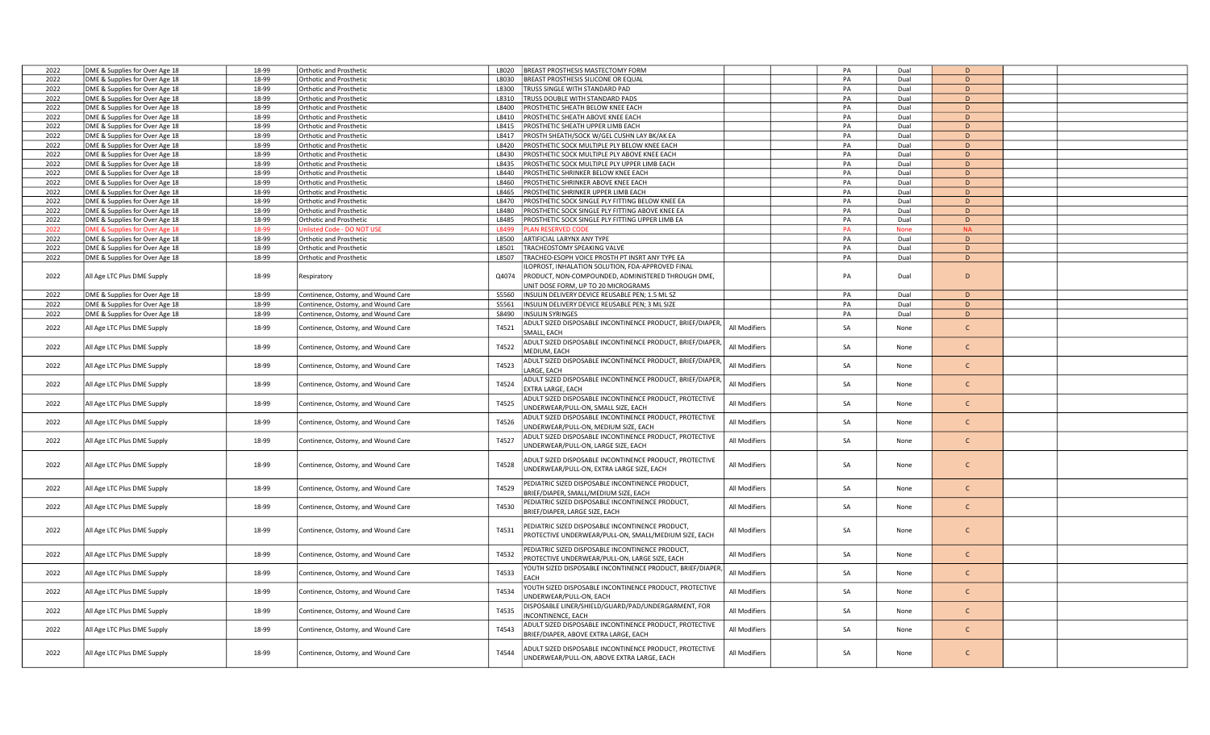| | | | | | | | | | | | | |
|---|---|---|---|---|---|---|---|---|---|---|---|---|
| 2022 | DME & Supplies for Over Age 18 | 18-99 | Orthotic and Prosthetic | L8020 | BREAST PROSTHESIS MASTECTOMY FORM | | | PA | Dual | D | | |
| 2022 | DME & Supplies for Over Age 18 | 18-99 | Orthotic and Prosthetic | L8030 | BREAST PROSTHESIS SILICONE OR EQUAL | | | PA | Dual | D | | |
| 2022 | DME & Supplies for Over Age 18 | 18-99 | Orthotic and Prosthetic | L8300 | TRUSS SINGLE WITH STANDARD PAD | | | PA | Dual | D | | |
| 2022 | DME & Supplies for Over Age 18 | 18-99 | Orthotic and Prosthetic | L8310 | TRUSS DOUBLE WITH STANDARD PADS | | | PA | Dual | D | | |
| 2022 | DME & Supplies for Over Age 18 | 18-99 | Orthotic and Prosthetic | L8400 | PROSTHETIC SHEATH BELOW KNEE EACH | | | PA | Dual | D | | |
| 2022 | DME & Supplies for Over Age 18 | 18-99 | Orthotic and Prosthetic | L8410 | PROSTHETIC SHEATH ABOVE KNEE EACH | | | PA | Dual | D | | |
| 2022 | DME & Supplies for Over Age 18 | 18-99 | Orthotic and Prosthetic | L8415 | PROSTHETIC SHEATH UPPER LIMB EACH | | | PA | Dual | D | | |
| 2022 | DME & Supplies for Over Age 18 | 18-99 | Orthotic and Prosthetic | L8417 | PROSTH SHEATH/SOCK W/GEL CUSHN LAY BK/AK EA | | | PA | Dual | D | | |
| 2022 | DME & Supplies for Over Age 18 | 18-99 | Orthotic and Prosthetic | L8420 | PROSTHETIC SOCK MULTIPLE PLY BELOW KNEE EACH | | | PA | Dual | D | | |
| 2022 | DME & Supplies for Over Age 18 | 18-99 | Orthotic and Prosthetic | L8430 | PROSTHETIC SOCK MULTIPLE PLY ABOVE KNEE EACH | | | PA | Dual | D | | |
| 2022 | DME & Supplies for Over Age 18 | 18-99 | Orthotic and Prosthetic | L8435 | PROSTHETIC SOCK MULTIPLE PLY UPPER LIMB EACH | | | PA | Dual | D | | |
| 2022 | DME & Supplies for Over Age 18 | 18-99 | Orthotic and Prosthetic | L8440 | PROSTHETIC SHRINKER BELOW KNEE EACH | | | PA | Dual | D | | |
| 2022 | DME & Supplies for Over Age 18 | 18-99 | Orthotic and Prosthetic | L8460 | PROSTHETIC SHRINKER ABOVE KNEE EACH | | | PA | Dual | D | | |
| 2022 | DME & Supplies for Over Age 18 | 18-99 | Orthotic and Prosthetic | L8465 | PROSTHETIC SHRINKER UPPER LIMB EACH | | | PA | Dual | D | | |
| 2022 | DME & Supplies for Over Age 18 | 18-99 | Orthotic and Prosthetic | L8470 | PROSTHETIC SOCK SINGLE PLY FITTING BELOW KNEE EA | | | PA | Dual | D | | |
| 2022 | DME & Supplies for Over Age 18 | 18-99 | Orthotic and Prosthetic | L8480 | PROSTHETIC SOCK SINGLE PLY FITTING ABOVE KNEE EA | | | PA | Dual | D | | |
| 2022 | DME & Supplies for Over Age 18 | 18-99 | Orthotic and Prosthetic | L8485 | PROSTHETIC SOCK SINGLE PLY FITTING UPPER LIMB EA | | | PA | Dual | D | | |
| 2022 | DME & Supplies for Over Age 18 | 18-99 | Unlisted Code - DO NOT USE | L8499 | PLAN RESERVED CODE | | | PA | None | NA | | |
| 2022 | DME & Supplies for Over Age 18 | 18-99 | Orthotic and Prosthetic | L8500 | ARTIFICIAL LARYNX ANY TYPE | | | PA | Dual | D | | |
| 2022 | DME & Supplies for Over Age 18 | 18-99 | Orthotic and Prosthetic | L8501 | TRACHEOSTOMY SPEAKING VALVE | | | PA | Dual | D | | |
| 2022 | DME & Supplies for Over Age 18 | 18-99 | Orthotic and Prosthetic | L8507 | TRACHEO-ESOPH VOICE PROSTH PT INSRT ANY TYPE EA | | | PA | Dual | D | | |
| 2022 | All Age LTC Plus DME Supply | 18-99 | Respiratory | Q4074 | ILOPROST, INHALATION SOLUTION, FDA-APPROVED FINAL PRODUCT, NON-COMPOUNDED, ADMINISTERED THROUGH DME, UNIT DOSE FORM, UP TO 20 MICROGRAMS | | | PA | Dual | D | | |
| 2022 | DME & Supplies for Over Age 18 | 18-99 | Continence, Ostomy, and Wound Care | S5560 | INSULIN DELIVERY DEVICE REUSABLE PEN; 1.5 ML SZ | | | PA | Dual | D | | |
| 2022 | DME & Supplies for Over Age 18 | 18-99 | Continence, Ostomy, and Wound Care | S5561 | INSULIN DELIVERY DEVICE REUSABLE PEN; 3 ML SIZE | | | PA | Dual | D | | |
| 2022 | DME & Supplies for Over Age 18 | 18-99 | Continence, Ostomy, and Wound Care | S8490 | INSULIN SYRINGES | | | PA | Dual | D | | |
| 2022 | All Age LTC Plus DME Supply | 18-99 | Continence, Ostomy, and Wound Care | T4521 | ADULT SIZED DISPOSABLE INCONTINENCE PRODUCT, BRIEF/DIAPER, SMALL, EACH | All Modifiers | | SA | None | C | | |
| 2022 | All Age LTC Plus DME Supply | 18-99 | Continence, Ostomy, and Wound Care | T4522 | ADULT SIZED DISPOSABLE INCONTINENCE PRODUCT, BRIEF/DIAPER, MEDIUM, EACH | All Modifiers | | SA | None | C | | |
| 2022 | All Age LTC Plus DME Supply | 18-99 | Continence, Ostomy, and Wound Care | T4523 | ADULT SIZED DISPOSABLE INCONTINENCE PRODUCT, BRIEF/DIAPER, LARGE, EACH | All Modifiers | | SA | None | C | | |
| 2022 | All Age LTC Plus DME Supply | 18-99 | Continence, Ostomy, and Wound Care | T4524 | ADULT SIZED DISPOSABLE INCONTINENCE PRODUCT, BRIEF/DIAPER, EXTRA LARGE, EACH | All Modifiers | | SA | None | C | | |
| 2022 | All Age LTC Plus DME Supply | 18-99 | Continence, Ostomy, and Wound Care | T4525 | ADULT SIZED DISPOSABLE INCONTINENCE PRODUCT, PROTECTIVE UNDERWEAR/PULL-ON, SMALL SIZE, EACH | All Modifiers | | SA | None | C | | |
| 2022 | All Age LTC Plus DME Supply | 18-99 | Continence, Ostomy, and Wound Care | T4526 | ADULT SIZED DISPOSABLE INCONTINENCE PRODUCT, PROTECTIVE UNDERWEAR/PULL-ON, MEDIUM SIZE, EACH | All Modifiers | | SA | None | C | | |
| 2022 | All Age LTC Plus DME Supply | 18-99 | Continence, Ostomy, and Wound Care | T4527 | ADULT SIZED DISPOSABLE INCONTINENCE PRODUCT, PROTECTIVE UNDERWEAR/PULL-ON, LARGE SIZE, EACH | All Modifiers | | SA | None | C | | |
| 2022 | All Age LTC Plus DME Supply | 18-99 | Continence, Ostomy, and Wound Care | T4528 | ADULT SIZED DISPOSABLE INCONTINENCE PRODUCT, PROTECTIVE UNDERWEAR/PULL-ON, EXTRA LARGE SIZE, EACH | All Modifiers | | SA | None | C | | |
| 2022 | All Age LTC Plus DME Supply | 18-99 | Continence, Ostomy, and Wound Care | T4529 | PEDIATRIC SIZED DISPOSABLE INCONTINENCE PRODUCT, BRIEF/DIAPER, SMALL/MEDIUM SIZE, EACH | All Modifiers | | SA | None | C | | |
| 2022 | All Age LTC Plus DME Supply | 18-99 | Continence, Ostomy, and Wound Care | T4530 | PEDIATRIC SIZED DISPOSABLE INCONTINENCE PRODUCT, BRIEF/DIAPER, LARGE SIZE, EACH | All Modifiers | | SA | None | C | | |
| 2022 | All Age LTC Plus DME Supply | 18-99 | Continence, Ostomy, and Wound Care | T4531 | PEDIATRIC SIZED DISPOSABLE INCONTINENCE PRODUCT, PROTECTIVE UNDERWEAR/PULL-ON, SMALL/MEDIUM SIZE, EACH | All Modifiers | | SA | None | C | | |
| 2022 | All Age LTC Plus DME Supply | 18-99 | Continence, Ostomy, and Wound Care | T4532 | PEDIATRIC SIZED DISPOSABLE INCONTINENCE PRODUCT, PROTECTIVE UNDERWEAR/PULL-ON, LARGE SIZE, EACH | All Modifiers | | SA | None | C | | |
| 2022 | All Age LTC Plus DME Supply | 18-99 | Continence, Ostomy, and Wound Care | T4533 | YOUTH SIZED DISPOSABLE INCONTINENCE PRODUCT, BRIEF/DIAPER, EACH | All Modifiers | | SA | None | C | | |
| 2022 | All Age LTC Plus DME Supply | 18-99 | Continence, Ostomy, and Wound Care | T4534 | YOUTH SIZED DISPOSABLE INCONTINENCE PRODUCT, PROTECTIVE UNDERWEAR/PULL-ON, EACH | All Modifiers | | SA | None | C | | |
| 2022 | All Age LTC Plus DME Supply | 18-99 | Continence, Ostomy, and Wound Care | T4535 | DISPOSABLE LINER/SHIELD/GUARD/PAD/UNDERGARMENT, FOR INCONTINENCE, EACH | All Modifiers | | SA | None | C | | |
| 2022 | All Age LTC Plus DME Supply | 18-99 | Continence, Ostomy, and Wound Care | T4543 | ADULT SIZED DISPOSABLE INCONTINENCE PRODUCT, PROTECTIVE BRIEF/DIAPER, ABOVE EXTRA LARGE, EACH | All Modifiers | | SA | None | C | | |
| 2022 | All Age LTC Plus DME Supply | 18-99 | Continence, Ostomy, and Wound Care | T4544 | ADULT SIZED DISPOSABLE INCONTINENCE PRODUCT, PROTECTIVE UNDERWEAR/PULL-ON, ABOVE EXTRA LARGE, EACH | All Modifiers | | SA | None | C | | |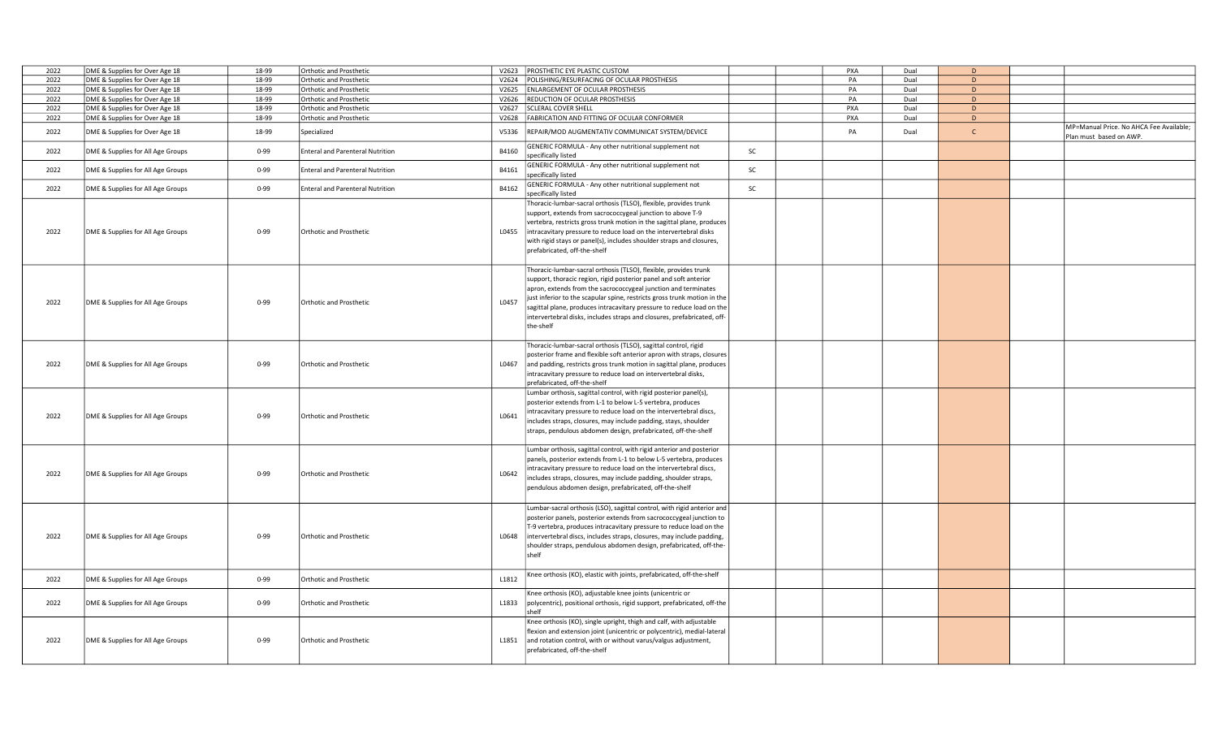| | | | | | | | | | | | | |
|---|---|---|---|---|---|---|---|---|---|---|---|---|
| 2022 | DME & Supplies for Over Age 18 | 18-99 | Orthotic and Prosthetic | V2623 | PROSTHETIC EYE PLASTIC CUSTOM | | | PXA | Dual | D | | |
| 2022 | DME & Supplies for Over Age 18 | 18-99 | Orthotic and Prosthetic | V2624 | POLISHING/RESURFACING OF OCULAR PROSTHESIS | | | PA | Dual | D | | |
| 2022 | DME & Supplies for Over Age 18 | 18-99 | Orthotic and Prosthetic | V2625 | ENLARGEMENT OF OCULAR PROSTHESIS | | | PA | Dual | D | | |
| 2022 | DME & Supplies for Over Age 18 | 18-99 | Orthotic and Prosthetic | V2626 | REDUCTION OF OCULAR PROSTHESIS | | | PA | Dual | D | | |
| 2022 | DME & Supplies for Over Age 18 | 18-99 | Orthotic and Prosthetic | V2627 | SCLERAL COVER SHELL | | | PXA | Dual | D | | |
| 2022 | DME & Supplies for Over Age 18 | 18-99 | Orthotic and Prosthetic | V2628 | FABRICATION AND FITTING OF OCULAR CONFORMER | | | PXA | Dual | D | | |
| 2022 | DME & Supplies for Over Age 18 | 18-99 | Specialized | V5336 | REPAIR/MOD AUGMENTATIV COMMUNICAT SYSTEM/DEVICE | | | PA | Dual | C | | MP=Manual Price. No AHCA Fee Available; Plan must based on AWP. |
| 2022 | DME & Supplies for All Age Groups | 0-99 | Enteral and Parenteral Nutrition | B4160 | GENERIC FORMULA - Any other nutritional supplement not specifically listed | SC | | | | | | |
| 2022 | DME & Supplies for All Age Groups | 0-99 | Enteral and Parenteral Nutrition | B4161 | GENERIC FORMULA - Any other nutritional supplement not specifically listed | SC | | | | | | |
| 2022 | DME & Supplies for All Age Groups | 0-99 | Enteral and Parenteral Nutrition | B4162 | GENERIC FORMULA - Any other nutritional supplement not specifically listed | SC | | | | | | |
| 2022 | DME & Supplies for All Age Groups | 0-99 | Orthotic and Prosthetic | L0455 | Thoracic-lumbar-sacral orthosis (TLSO), flexible, provides trunk support, extends from sacrococcygeal junction to above T-9 vertebra, restricts gross trunk motion in the sagittal plane, produces intracavitary pressure to reduce load on the intervertebral disks with rigid stays or panel(s), includes shoulder straps and closures, prefabricated, off-the-shelf | | | | | | | |
| 2022 | DME & Supplies for All Age Groups | 0-99 | Orthotic and Prosthetic | L0457 | Thoracic-lumbar-sacral orthosis (TLSO), flexible, provides trunk support, thoracic region, rigid posterior panel and soft anterior apron, extends from the sacrococcygeal junction and terminates just inferior to the scapular spine, restricts gross trunk motion in the sagittal plane, produces intracavitary pressure to reduce load on the intervertebral disks, includes straps and closures, prefabricated, off-the-shelf | | | | | | | |
| 2022 | DME & Supplies for All Age Groups | 0-99 | Orthotic and Prosthetic | L0467 | Thoracic-lumbar-sacral orthosis (TLSO), sagittal control, rigid posterior frame and flexible soft anterior apron with straps, closures and padding, restricts gross trunk motion in sagittal plane, produces intracavitary pressure to reduce load on intervertebral disks, prefabricated, off-the-shelf | | | | | | | |
| 2022 | DME & Supplies for All Age Groups | 0-99 | Orthotic and Prosthetic | L0641 | Lumbar orthosis, sagittal control, with rigid posterior panel(s), posterior extends from L-1 to below L-5 vertebra, produces intracavitary pressure to reduce load on the intervertebral discs, includes straps, closures, may include padding, stays, shoulder straps, pendulous abdomen design, prefabricated, off-the-shelf | | | | | | | |
| 2022 | DME & Supplies for All Age Groups | 0-99 | Orthotic and Prosthetic | L0642 | Lumbar orthosis, sagittal control, with rigid anterior and posterior panels, posterior extends from L-1 to below L-5 vertebra, produces intracavitary pressure to reduce load on the intervertebral discs, includes straps, closures, may include padding, shoulder straps, pendulous abdomen design, prefabricated, off-the-shelf | | | | | | | |
| 2022 | DME & Supplies for All Age Groups | 0-99 | Orthotic and Prosthetic | L0648 | Lumbar-sacral orthosis (LSO), sagittal control, with rigid anterior and posterior panels, posterior extends from sacrococcygeal junction to T-9 vertebra, produces intracavitary pressure to reduce load on the intervertebral discs, includes straps, closures, may include padding, shoulder straps, pendulous abdomen design, prefabricated, off-the-shelf | | | | | | | |
| 2022 | DME & Supplies for All Age Groups | 0-99 | Orthotic and Prosthetic | L1812 | Knee orthosis (KO), elastic with joints, prefabricated, off-the-shelf | | | | | | | |
| 2022 | DME & Supplies for All Age Groups | 0-99 | Orthotic and Prosthetic | L1833 | Knee orthosis (KO), adjustable knee joints (unicentric or polycentric), positional orthosis, rigid support, prefabricated, off-the shelf | | | | | | | |
| 2022 | DME & Supplies for All Age Groups | 0-99 | Orthotic and Prosthetic | L1851 | Knee orthosis (KO), single upright, thigh and calf, with adjustable flexion and extension joint (unicentric or polycentric), medial-lateral and rotation control, with or without varus/valgus adjustment, prefabricated, off-the-shelf | | | | | | | |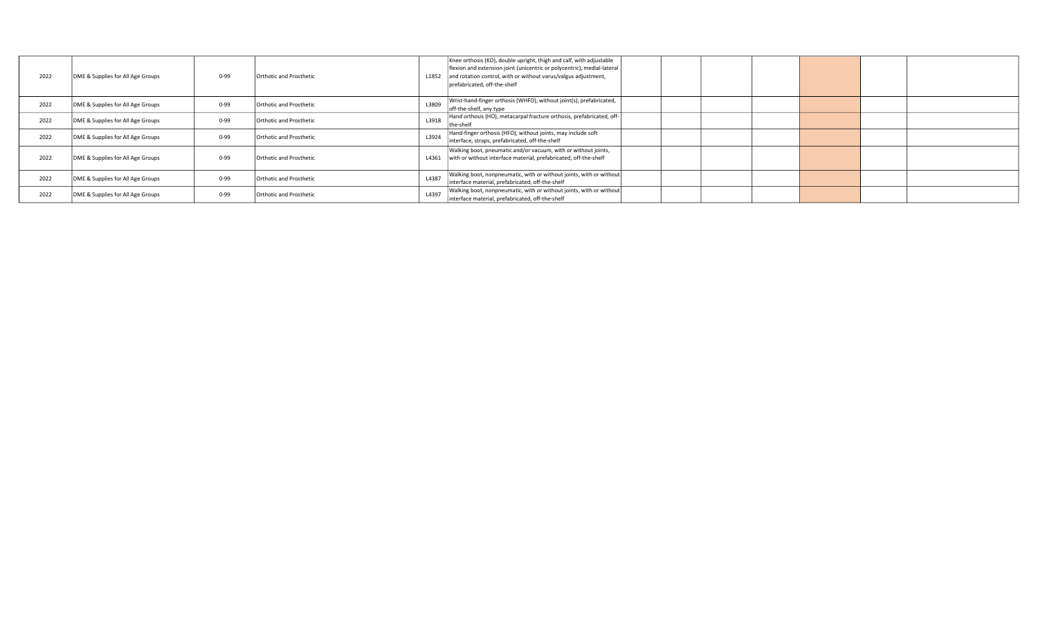| | | | | | | | | | | | | |
|---|---|---|---|---|---|---|---|---|---|---|---|---|
| 2022 | DME & Supplies for All Age Groups | 0-99 | Orthotic and Prosthetic | L1852 | Knee orthosis (KO), double upright, thigh and calf, with adjustable flexion and extension joint (unicentric or polycentric), medial-lateral and rotation control, with or without varus/valgus adjustment, prefabricated, off-the-shelf | | | | | | | |
| 2022 | DME & Supplies for All Age Groups | 0-99 | Orthotic and Prosthetic | L3809 | Wrist-hand-finger orthosis (WHFO), without joint(s), prefabricated, off-the-shelf, any type | | | | | | | |
| 2022 | DME & Supplies for All Age Groups | 0-99 | Orthotic and Prosthetic | L3918 | Hand orthosis (HO), metacarpal fracture orthosis, prefabricated, off-the-shelf | | | | | | | |
| 2022 | DME & Supplies for All Age Groups | 0-99 | Orthotic and Prosthetic | L3924 | Hand-finger orthosis (HFO), without joints, may include soft interface, straps, prefabricated, off-the-shelf | | | | | | | |
| 2022 | DME & Supplies for All Age Groups | 0-99 | Orthotic and Prosthetic | L4361 | Walking boot, pneumatic and/or vacuum, with or without joints, with or without interface material, prefabricated, off-the-shelf | | | | | | | |
| 2022 | DME & Supplies for All Age Groups | 0-99 | Orthotic and Prosthetic | L4387 | Walking boot, nonpneumatic, with or without joints, with or without interface material, prefabricated, off-the-shelf | | | | | | | |
| 2022 | DME & Supplies for All Age Groups | 0-99 | Orthotic and Prosthetic | L4397 | Walking boot, nonpneumatic, with or without joints, with or without interface material, prefabricated, off-the-shelf | | | | | | | |